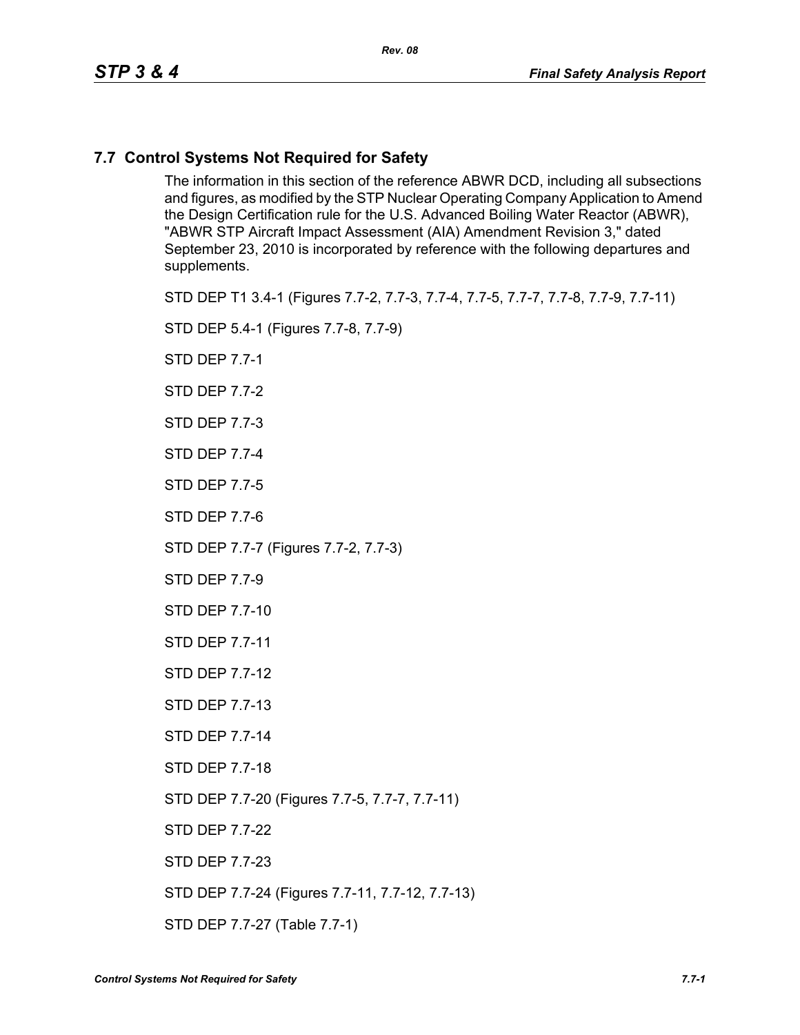## 7.7 Control Systems Not Required for Safety

The information in this section of the reference ABWR DCD, including all subsections and figures, as modified by the STP Nuclear Operating Company Application to Amend the Design Certification rule for the U.S. Advanced Boiling Water Reactor (ABWR), "ABWR STP Aircraft Impact Assessment (AIA) Amendment Revision 3," dated September 23, 2010 is incorporated by reference with the following departures and supplements.

STD DEP T1 3.4-1 (Figures 7.7-2, 7.7-3, 7.7-4, 7.7-5, 7.7-7, 7.7-8, 7.7-9, 7.7-11)

STD DEP 5.4-1 (Figures 7.7-8, 7.7-9)

STD DEP 7.7-1

STD DEP 7.7-2

STD DEP 7.7-3

STD DEP 7.7-4

STD DEP 7.7-5

STD DEP 7.7-6

STD DEP 7.7-7 (Figures 7.7-2, 7.7-3)

STD DEP 7.7-9

STD DEP 7.7-10

STD DEP 7.7-11

STD DEP 7.7-12

STD DEP 7.7-13

STD DEP 7.7-14

STD DEP 7.7-18

STD DEP 7.7-20 (Figures 7.7-5, 7.7-7, 7.7-11)

STD DEP 7.7-22

STD DEP 7.7-23

STD DEP 7.7-24 (Figures 7.7-11, 7.7-12, 7.7-13)

STD DEP 7.7-27 (Table 7.7-1)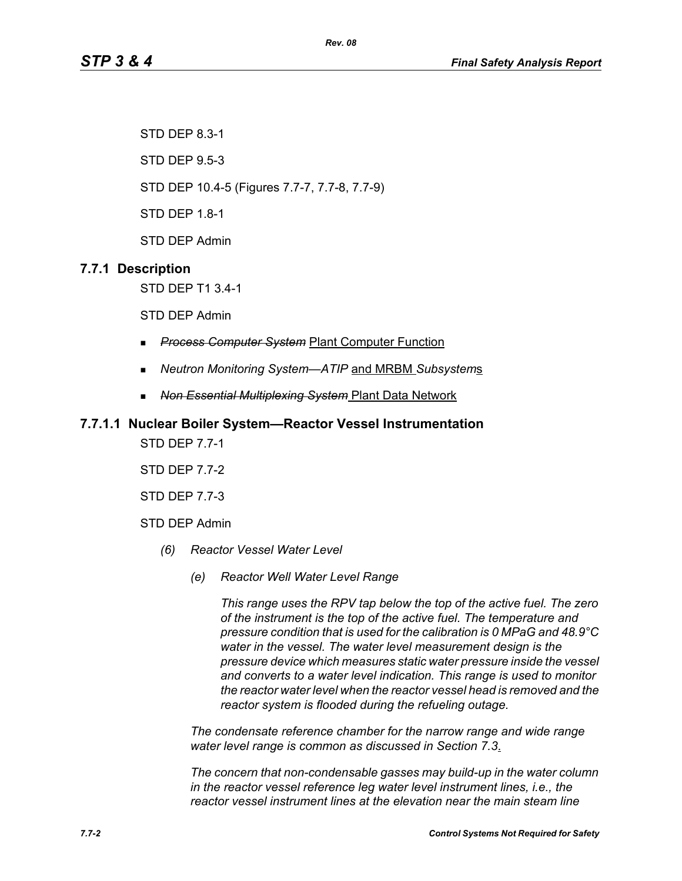STD DEP 8.3-1

STD DEP 9.5-3

STD DEP 10.4-5 (Figures 7.7-7, 7.7-8, 7.7-9)

STD DEP 1.8-1

STD DEP Admin

### 7.7.1 Description

STD DEP T1 3.4-1

STD DEP Admin

- ~~*Process Computer System*~~ Plant Computer Function
- *Neutron Monitoring System—ATIP* and MRBM *Subsystem*s
- ~~*Non Essential Multiplexing System*~~ Plant Data Network

#### 7.7.1.1 Nuclear Boiler System—Reactor Vessel Instrumentation

STD DEP 7.7-1

STD DEP 7.7-2

STD DEP 7.7-3

STD DEP Admin

*(6) Reactor Vessel Water Level*

*(e) Reactor Well Water Level Range*

*This range uses the RPV tap below the top of the active fuel. The zero of the instrument is the top of the active fuel. The temperature and pressure condition that is used for the calibration is 0 MPaG and 48.9°C water in the vessel. The water level measurement design is the pressure device which measures static water pressure inside the vessel and converts to a water level indication. This range is used to monitor the reactor water level when the reactor vessel head is removed and the reactor system is flooded during the refueling outage.*

*The condensate reference chamber for the narrow range and wide range water level range is common as discussed in Section 7.3.*

*The concern that non-condensable gasses may build-up in the water column in the reactor vessel reference leg water level instrument lines, i.e., the reactor vessel instrument lines at the elevation near the main steam line*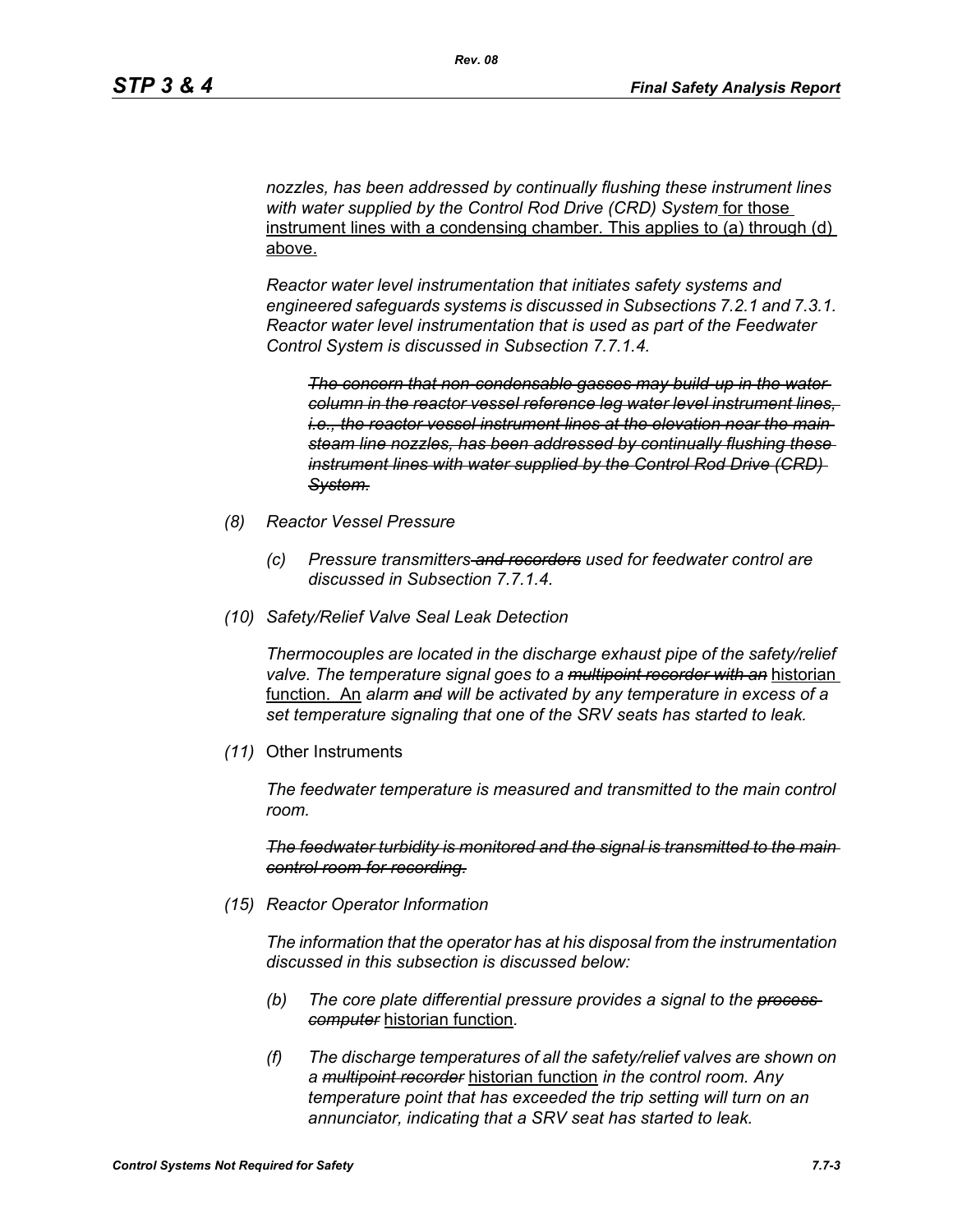*nozzles, has been addressed by continually flushing these instrument lines with water supplied by the Control Rod Drive (CRD) System* for those instrument lines with a condensing chamber. This applies to (a) through (d) above.

*Reactor water level instrumentation that initiates safety systems and engineered safeguards systems is discussed in Subsections 7.2.1 and 7.3.1. Reactor water level instrumentation that is used as part of the Feedwater Control System is discussed in Subsection 7.7.1.4.*

> ***~~The concern that non-condensable gasses may build-up in the water column in the reactor vessel reference leg water level instrument lines, i.e., the reactor vessel instrument lines at the elevation near the main steam line nozzles, has been addressed by continually flushing these instrument lines with water supplied by the Control Rod Drive (CRD) System.~~***

*(8) Reactor Vessel Pressure*

*(c) Pressure transmitters ~~and recorders~~ used for feedwater control are discussed in Subsection 7.7.1.4.*

*(10) Safety/Relief Valve Seal Leak Detection*

*Thermocouples are located in the discharge exhaust pipe of the safety/relief valve. The temperature signal goes to a ~~multipoint recorder with an~~* historian function. An *alarm ~~and~~ will be activated by any temperature in excess of a set temperature signaling that one of the SRV seats has started to leak.*

*(11)* Other Instruments

*The feedwater temperature is measured and transmitted to the main control room.*

*~~The feedwater turbidity is monitored and the signal is transmitted to the main control room for recording.~~*

*(15) Reactor Operator Information*

*The information that the operator has at his disposal from the instrumentation discussed in this subsection is discussed below:*

*(b) The core plate differential pressure provides a signal to the ~~process computer~~* historian function.

*(f) The discharge temperatures of all the safety/relief valves are shown on a ~~multipoint recorder~~* historian function *in the control room. Any temperature point that has exceeded the trip setting will turn on an annunciator, indicating that a SRV seat has started to leak.*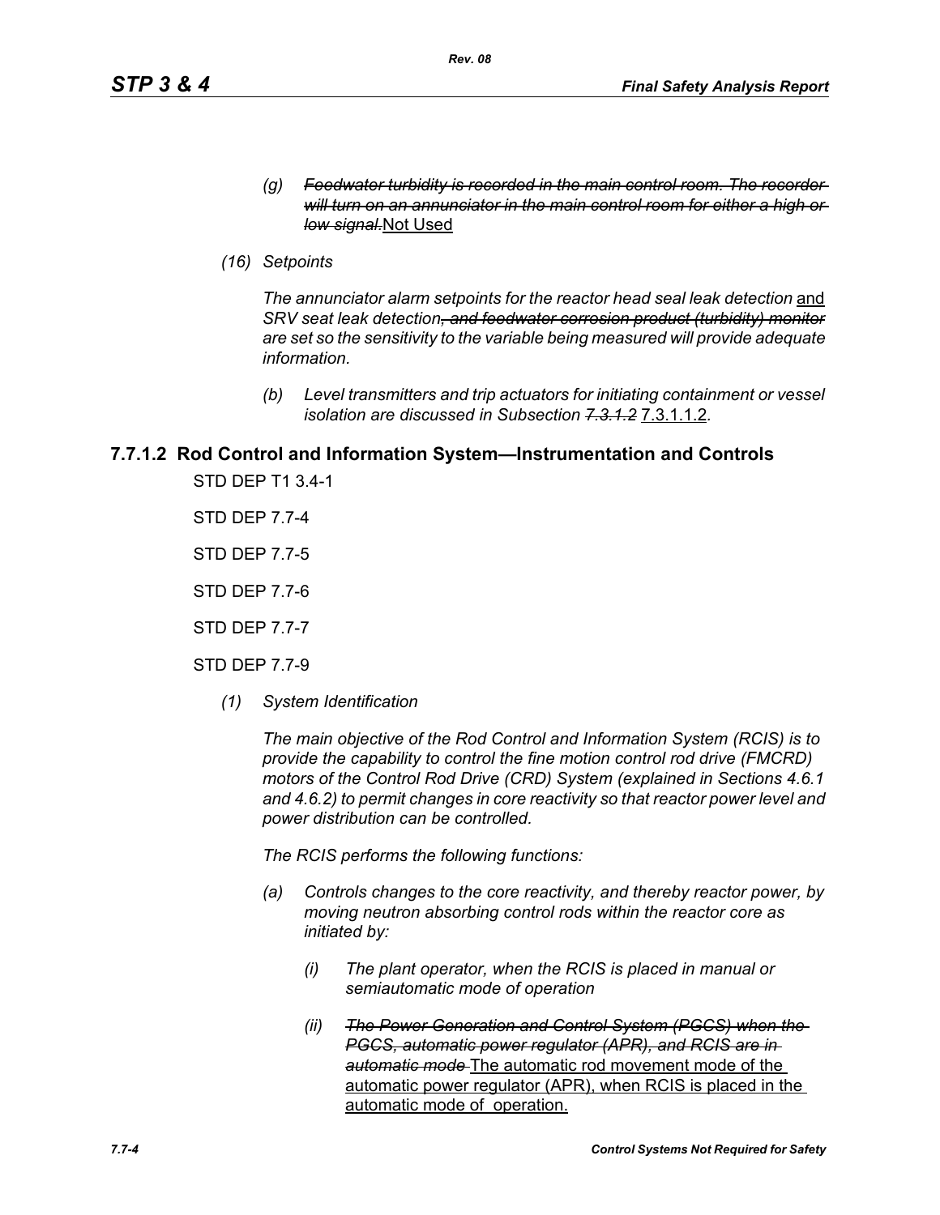*(g)* ~~*Feedwater turbidity is recorded in the main control room. The recorder will turn on an annunciator in the main control room for either a high or low signal.*~~ Not Used

*(16) Setpoints*

*The annunciator alarm setpoints for the reactor head seal leak detection* and *SRV seat leak detection*~~*, and feedwater corrosion product (turbidity) monitor*~~ *are set so the sensitivity to the variable being measured will provide adequate information.*

*(b) Level transmitters and trip actuators for initiating containment or vessel isolation are discussed in Subsection* ~~*7.3.1.2*~~ 7.3.1.1.2.

## 7.7.1.2 Rod Control and Information System—Instrumentation and Controls

STD DEP T1 3.4-1

STD DEP 7.7-4

STD DEP 7.7-5

STD DEP 7.7-6

STD DEP 7.7-7

STD DEP 7.7-9

*(1) System Identification*

*The main objective of the Rod Control and Information System (RCIS) is to provide the capability to control the fine motion control rod drive (FMCRD) motors of the Control Rod Drive (CRD) System (explained in Sections 4.6.1 and 4.6.2) to permit changes in core reactivity so that reactor power level and power distribution can be controlled.*

*The RCIS performs the following functions:*

*(a) Controls changes to the core reactivity, and thereby reactor power, by moving neutron absorbing control rods within the reactor core as initiated by:*

*(i) The plant operator, when the RCIS is placed in manual or semiautomatic mode of operation*

*(ii)* ~~*The Power Generation and Control System (PGCS) when the PGCS, automatic power regulator (APR), and RCIS are in automatic mode*~~ The automatic rod movement mode of the automatic power regulator (APR), when RCIS is placed in the automatic mode of operation.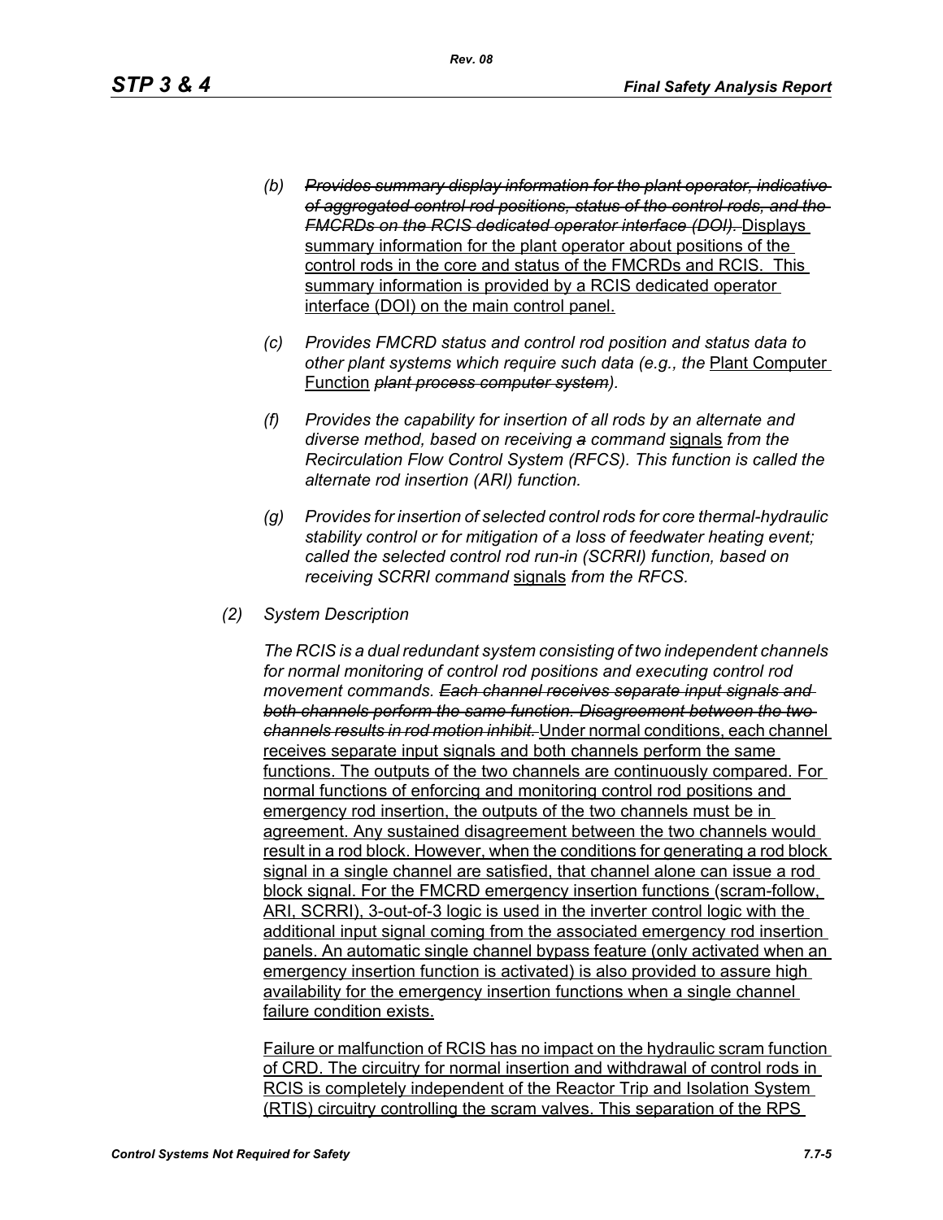*(b)* ~~*Provides summary display information for the plant operator, indicative of aggregated control rod positions, status of the control rods, and the FMCRDs on the RCIS dedicated operator interface (DOI).*~~ <u>Displays summary information for the plant operator about positions of the control rods in the core and status of the FMCRDs and RCIS. This summary information is provided by a RCIS dedicated operator interface (DOI) on the main control panel.</u>

*(c)* *Provides FMCRD status and control rod position and status data to other plant systems which require such data (e.g., the* <u>Plant Computer Function</u> ~~*plant process computer system*~~*).*

*(f)* *Provides the capability for insertion of all rods by an alternate and diverse method, based on receiving* ~~*a*~~ *command* <u>signals</u> *from the Recirculation Flow Control System (RFCS). This function is called the alternate rod insertion (ARI) function.*

*(g)* *Provides for insertion of selected control rods for core thermal-hydraulic stability control or for mitigation of a loss of feedwater heating event; called the selected control rod run-in (SCRRI) function, based on receiving SCRRI command* <u>signals</u> *from the RFCS.*

*(2)* *System Description*

*The RCIS is a dual redundant system consisting of two independent channels for normal monitoring of control rod positions and executing control rod movement commands.* ~~*Each channel receives separate input signals and both channels perform the same function. Disagreement between the two channels results in rod motion inhibit.*~~ <u>Under normal conditions, each channel receives separate input signals and both channels perform the same functions. The outputs of the two channels are continuously compared. For normal functions of enforcing and monitoring control rod positions and emergency rod insertion, the outputs of the two channels must be in agreement. Any sustained disagreement between the two channels would result in a rod block. However, when the conditions for generating a rod block signal in a single channel are satisfied, that channel alone can issue a rod block signal. For the FMCRD emergency insertion functions (scram-follow, ARI, SCRRI), 3-out-of-3 logic is used in the inverter control logic with the additional input signal coming from the associated emergency rod insertion panels. An automatic single channel bypass feature (only activated when an emergency insertion function is activated) is also provided to assure high availability for the emergency insertion functions when a single channel failure condition exists.</u>

<u>Failure or malfunction of RCIS has no impact on the hydraulic scram function of CRD. The circuitry for normal insertion and withdrawal of control rods in RCIS is completely independent of the Reactor Trip and Isolation System (RTIS) circuitry controlling the scram valves. This separation of the RPS</u>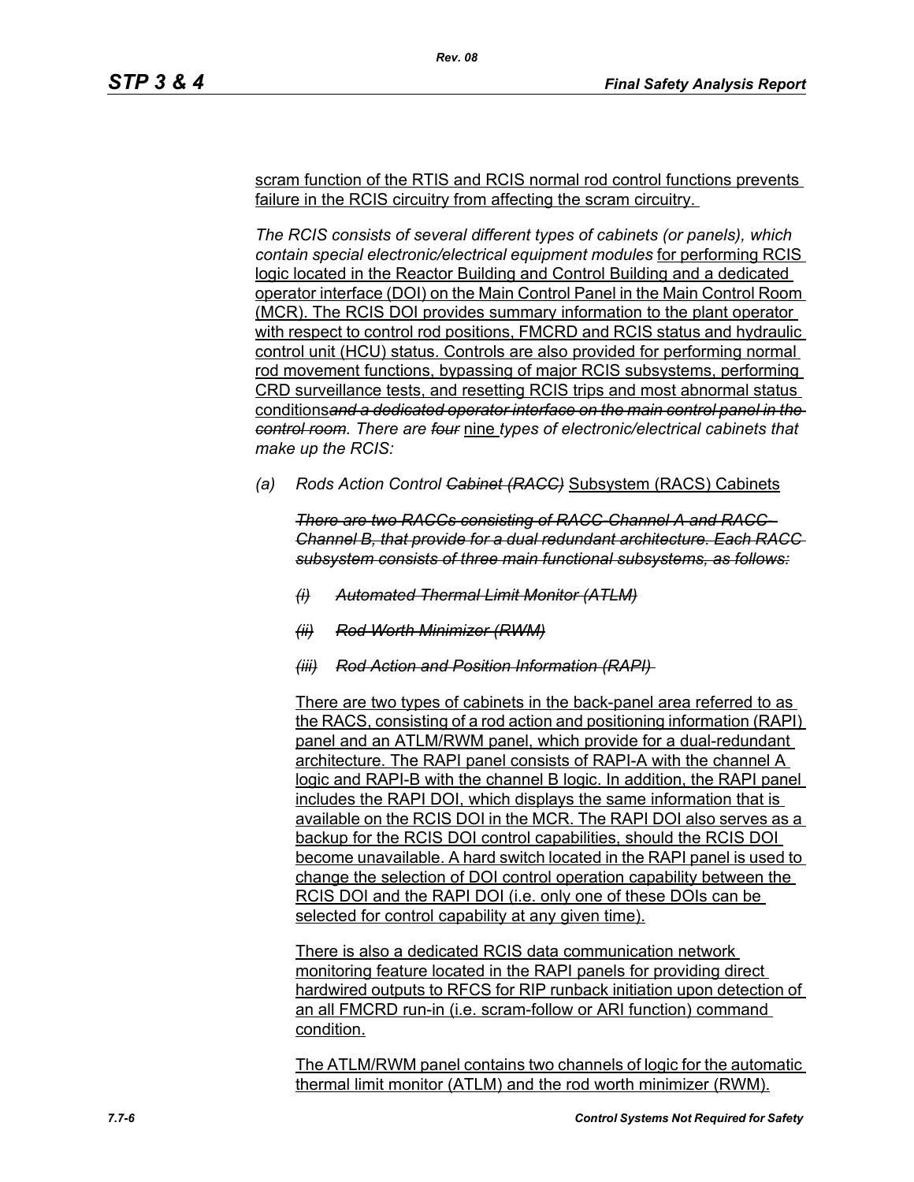scram function of the RTIS and RCIS normal rod control functions prevents failure in the RCIS circuitry from affecting the scram circuitry.

*The RCIS consists of several different types of cabinets (or panels), which contain special electronic/electrical equipment modules* for performing RCIS logic located in the Reactor Building and Control Building and a dedicated operator interface (DOI) on the Main Control Panel in the Main Control Room (MCR). The RCIS DOI provides summary information to the plant operator with respect to control rod positions, FMCRD and RCIS status and hydraulic control unit (HCU) status. Controls are also provided for performing normal rod movement functions, bypassing of major RCIS subsystems, performing CRD surveillance tests, and resetting RCIS trips and most abnormal status conditions~~*and a dedicated operator interface on the main control panel in the control room*~~*. There are* ~~*four*~~ nine *types of electronic/electrical cabinets that make up the RCIS:*

(a) *Rods Action Control* ~~*Cabinet (RACC)*~~ Subsystem (RACS) Cabinets

~~*There are two RACCs consisting of RACC-Channel A and RACC-Channel B, that provide for a dual redundant architecture. Each RACC subsystem consists of three main functional subsystems, as follows:*~~

~~*(i) Automated Thermal Limit Monitor (ATLM)*~~

~~*(ii) Rod Worth Minimizer (RWM)*~~

~~*(iii) Rod Action and Position Information (RAPI)*~~

There are two types of cabinets in the back-panel area referred to as the RACS, consisting of a rod action and positioning information (RAPI) panel and an ATLM/RWM panel, which provide for a dual-redundant architecture. The RAPI panel consists of RAPI-A with the channel A logic and RAPI-B with the channel B logic. In addition, the RAPI panel includes the RAPI DOI, which displays the same information that is available on the RCIS DOI in the MCR. The RAPI DOI also serves as a backup for the RCIS DOI control capabilities, should the RCIS DOI become unavailable. A hard switch located in the RAPI panel is used to change the selection of DOI control operation capability between the RCIS DOI and the RAPI DOI (i.e. only one of these DOIs can be selected for control capability at any given time).

There is also a dedicated RCIS data communication network monitoring feature located in the RAPI panels for providing direct hardwired outputs to RFCS for RIP runback initiation upon detection of an all FMCRD run-in (i.e. scram-follow or ARI function) command condition.

The ATLM/RWM panel contains two channels of logic for the automatic thermal limit monitor (ATLM) and the rod worth minimizer (RWM).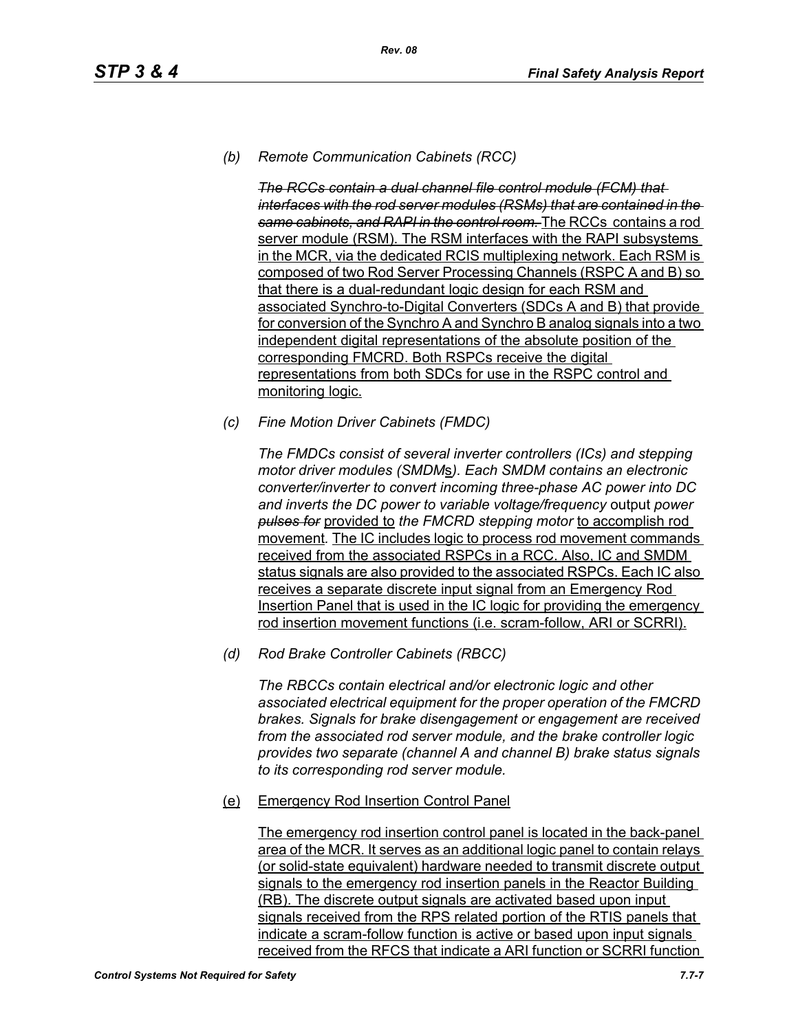*(b) Remote Communication Cabinets (RCC)*

~~*The RCCs contain a dual channel file control module (FCM) that interfaces with the rod server modules (RSMs) that are contained in the same cabinets, and RAPI in the control room.*~~ The RCCs contains a rod server module (RSM). The RSM interfaces with the RAPI subsystems in the MCR, via the dedicated RCIS multiplexing network. Each RSM is composed of two Rod Server Processing Channels (RSPC A and B) so that there is a dual-redundant logic design for each RSM and associated Synchro-to-Digital Converters (SDCs A and B) that provide for conversion of the Synchro A and Synchro B analog signals into a two independent digital representations of the absolute position of the corresponding FMCRD. Both RSPCs receive the digital representations from both SDCs for use in the RSPC control and monitoring logic.

*(c) Fine Motion Driver Cabinets (FMDC)*

*The FMDCs consist of several inverter controllers (ICs) and stepping motor driver modules (SMDMs). Each SMDM contains an electronic converter/inverter to convert incoming three-phase AC power into DC and inverts the DC power to variable voltage/frequency* output *power* ~~*pulses for*~~ provided to *the FMCRD stepping motor* to accomplish rod movement*.* The IC includes logic to process rod movement commands received from the associated RSPCs in a RCC. Also, IC and SMDM status signals are also provided to the associated RSPCs. Each IC also receives a separate discrete input signal from an Emergency Rod Insertion Panel that is used in the IC logic for providing the emergency rod insertion movement functions (i.e. scram-follow, ARI or SCRRI).

*(d) Rod Brake Controller Cabinets (RBCC)*

*The RBCCs contain electrical and/or electronic logic and other associated electrical equipment for the proper operation of the FMCRD brakes. Signals for brake disengagement or engagement are received from the associated rod server module, and the brake controller logic provides two separate (channel A and channel B) brake status signals to its corresponding rod server module.*

(e) Emergency Rod Insertion Control Panel

The emergency rod insertion control panel is located in the back-panel area of the MCR. It serves as an additional logic panel to contain relays (or solid-state equivalent) hardware needed to transmit discrete output signals to the emergency rod insertion panels in the Reactor Building (RB). The discrete output signals are activated based upon input signals received from the RPS related portion of the RTIS panels that indicate a scram-follow function is active or based upon input signals received from the RFCS that indicate a ARI function or SCRRI function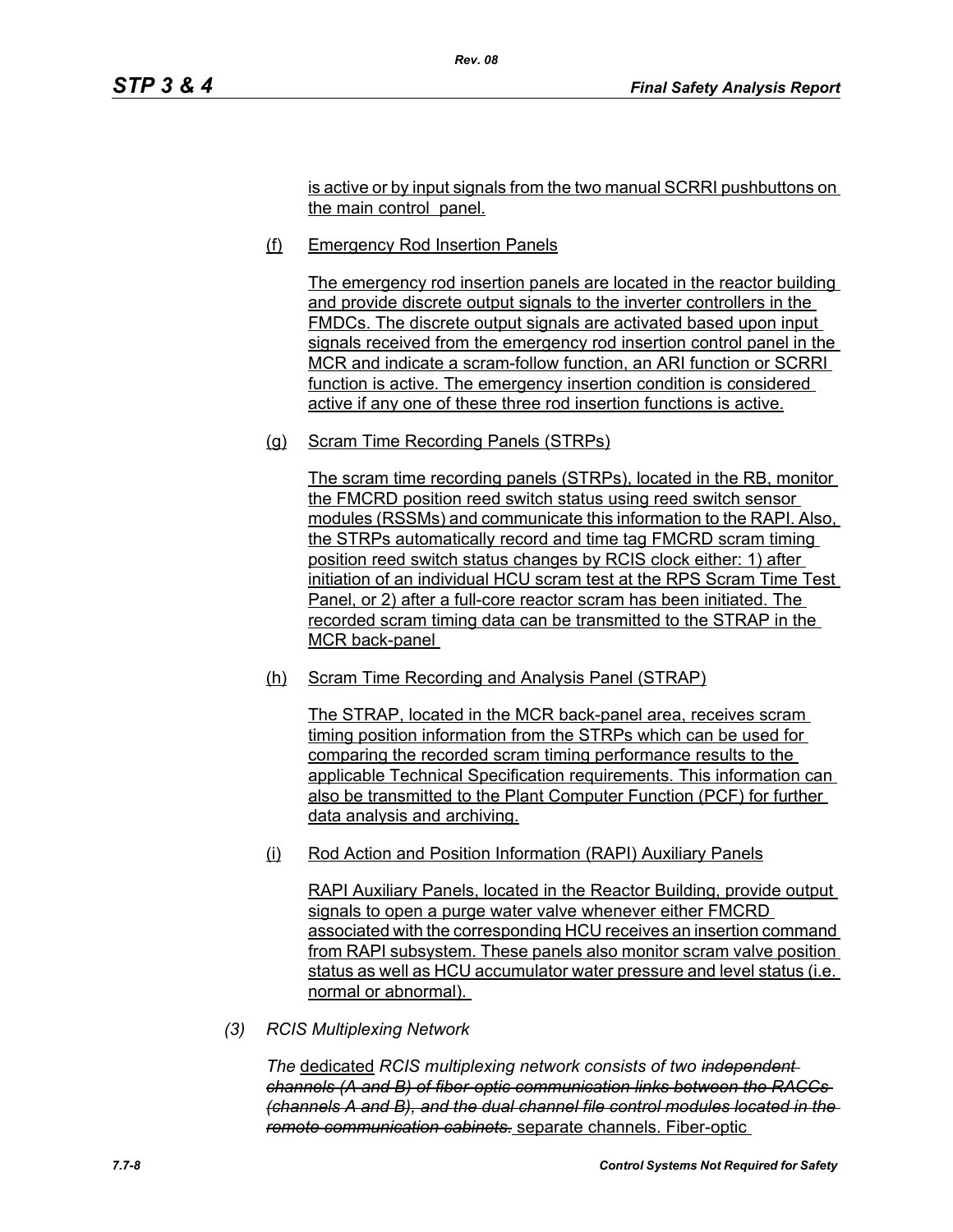is active or by input signals from the two manual SCRRI pushbuttons on the main control panel.

(f) Emergency Rod Insertion Panels

The emergency rod insertion panels are located in the reactor building and provide discrete output signals to the inverter controllers in the FMDCs. The discrete output signals are activated based upon input signals received from the emergency rod insertion control panel in the MCR and indicate a scram-follow function, an ARI function or SCRRI function is active. The emergency insertion condition is considered active if any one of these three rod insertion functions is active.

(g) Scram Time Recording Panels (STRPs)

The scram time recording panels (STRPs), located in the RB, monitor the FMCRD position reed switch status using reed switch sensor modules (RSSMs) and communicate this information to the RAPI. Also, the STRPs automatically record and time tag FMCRD scram timing position reed switch status changes by RCIS clock either: 1) after initiation of an individual HCU scram test at the RPS Scram Time Test Panel, or 2) after a full-core reactor scram has been initiated. The recorded scram timing data can be transmitted to the STRAP in the MCR back-panel

(h) Scram Time Recording and Analysis Panel (STRAP)

The STRAP, located in the MCR back-panel area, receives scram timing position information from the STRPs which can be used for comparing the recorded scram timing performance results to the applicable Technical Specification requirements. This information can also be transmitted to the Plant Computer Function (PCF) for further data analysis and archiving.

(i) Rod Action and Position Information (RAPI) Auxiliary Panels

RAPI Auxiliary Panels, located in the Reactor Building, provide output signals to open a purge water valve whenever either FMCRD associated with the corresponding HCU receives an insertion command from RAPI subsystem. These panels also monitor scram valve position status as well as HCU accumulator water pressure and level status (i.e. normal or abnormal).

*(3) RCIS Multiplexing Network*

*The* dedicated *RCIS multiplexing network consists of two* ~~*independent channels (A and B) of fiber-optic communication links between the RACCs (channels A and B), and the dual channel file control modules located in the remote communication cabinets.*~~ separate channels. Fiber-optic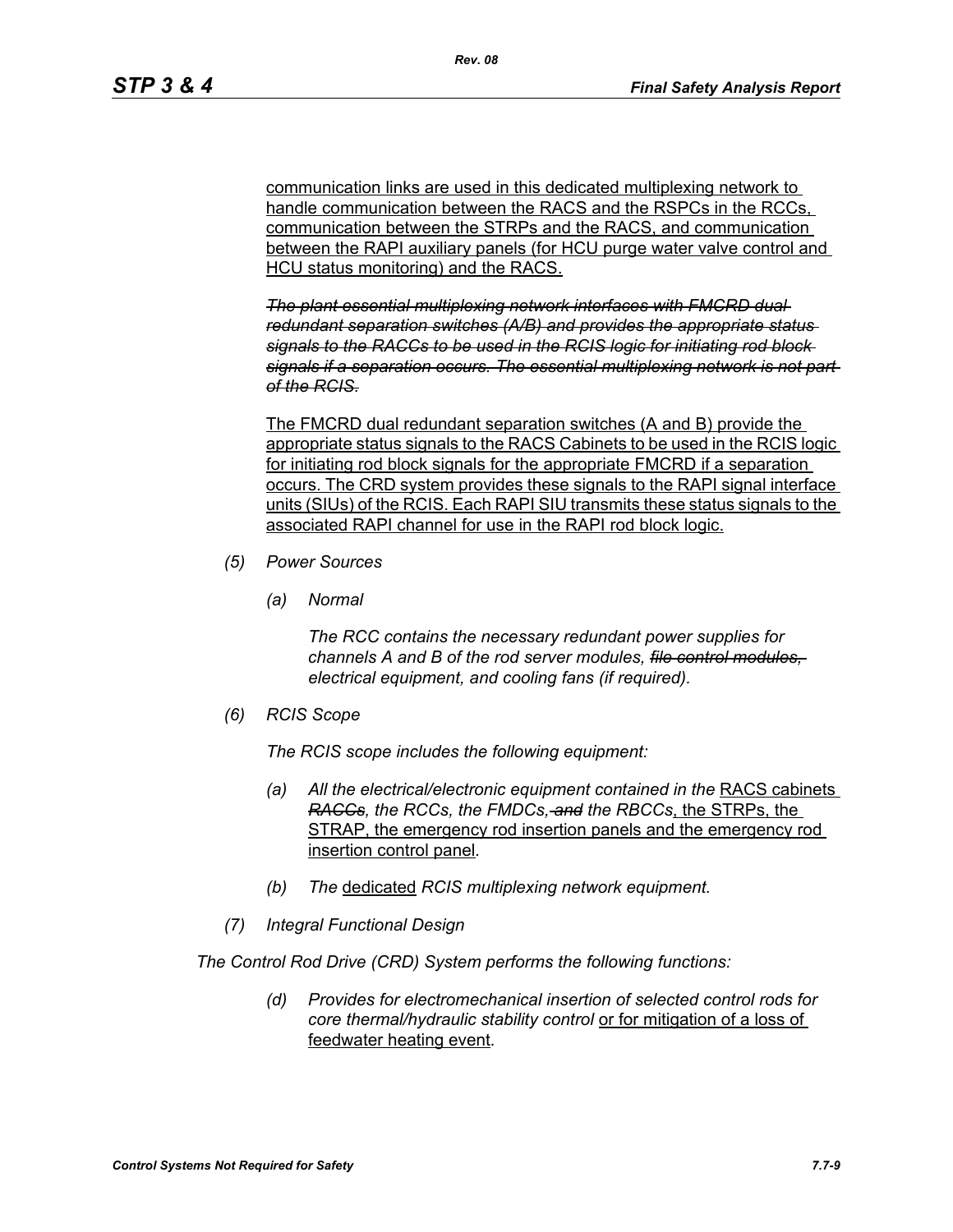communication links are used in this dedicated multiplexing network to handle communication between the RACS and the RSPCs in the RCCs, communication between the STRPs and the RACS, and communication between the RAPI auxiliary panels (for HCU purge water valve control and HCU status monitoring) and the RACS.

~~*The plant essential multiplexing network interfaces with FMCRD dual redundant separation switches (A/B) and provides the appropriate status signals to the RACCs to be used in the RCIS logic for initiating rod block signals if a separation occurs. The essential multiplexing network is not part of the RCIS.*~~

The FMCRD dual redundant separation switches (A and B) provide the appropriate status signals to the RACS Cabinets to be used in the RCIS logic for initiating rod block signals for the appropriate FMCRD if a separation occurs. The CRD system provides these signals to the RAPI signal interface units (SIUs) of the RCIS. Each RAPI SIU transmits these status signals to the associated RAPI channel for use in the RAPI rod block logic.

*(5) Power Sources*

*(a) Normal*

*The RCC contains the necessary redundant power supplies for channels A and B of the rod server modules, ~~file control modules,~~ electrical equipment, and cooling fans (if required).*

*(6) RCIS Scope*

*The RCIS scope includes the following equipment:*

*(a) All the electrical/electronic equipment contained in the* RACS cabinets ~~*RACCs*~~*, the RCCs, the FMDCs, ~~and~~ the RBCCs*, the STRPs, the STRAP, the emergency rod insertion panels and the emergency rod insertion control panel*.*

*(b) The* dedicated *RCIS multiplexing network equipment.*

*(7) Integral Functional Design*

*The Control Rod Drive (CRD) System performs the following functions:*

*(d) Provides for electromechanical insertion of selected control rods for core thermal/hydraulic stability control* or for mitigation of a loss of feedwater heating event*.*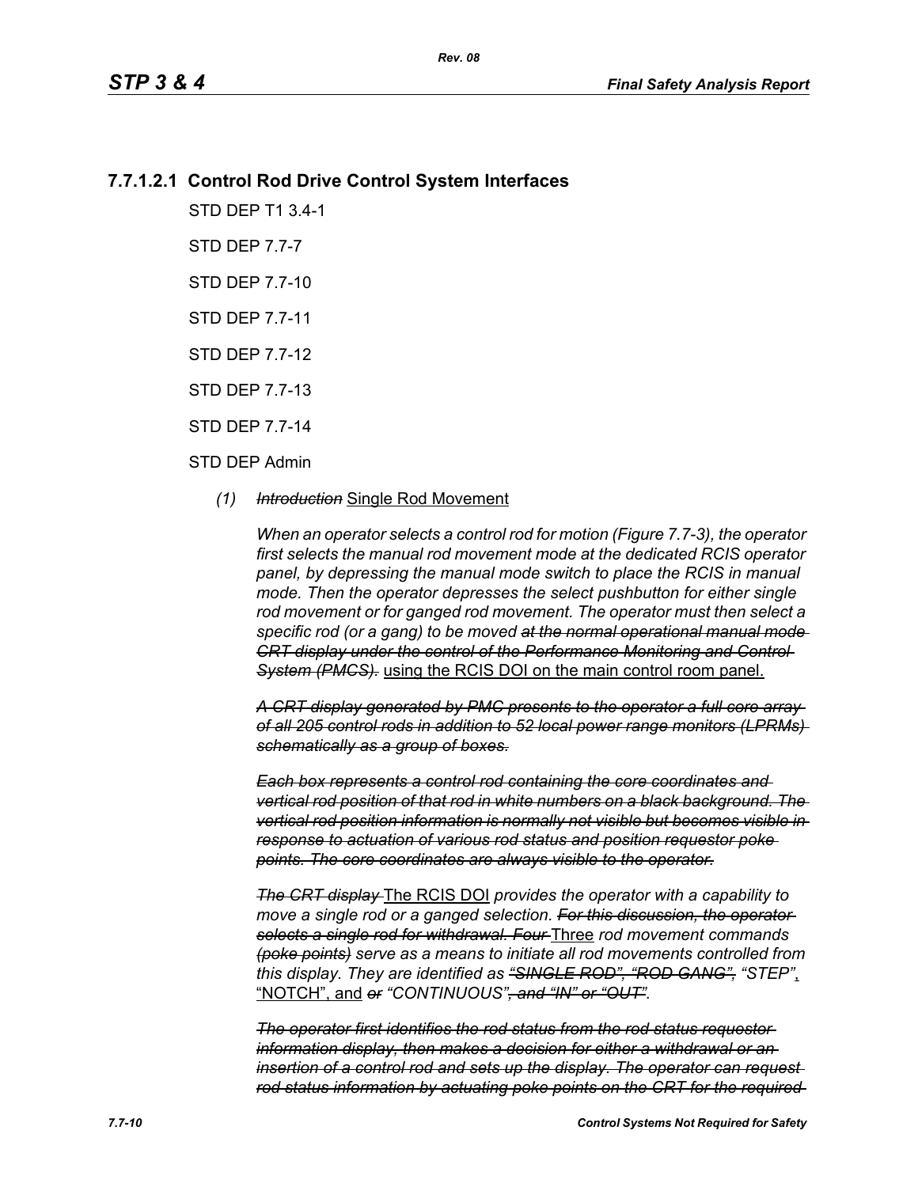### 7.7.1.2.1 Control Rod Drive Control System Interfaces

STD DEP T1 3.4-1

STD DEP 7.7-7

STD DEP 7.7-10

STD DEP 7.7-11

STD DEP 7.7-12

STD DEP 7.7-13

STD DEP 7.7-14

STD DEP Admin

*(1)* ~~*Introduction*~~ Single Rod Movement

*When an operator selects a control rod for motion (Figure 7.7-3), the operator first selects the manual rod movement mode at the dedicated RCIS operator panel, by depressing the manual mode switch to place the RCIS in manual mode. Then the operator depresses the select pushbutton for either single rod movement or for ganged rod movement. The operator must then select a specific rod (or a gang) to be moved* ~~*at the normal operational manual mode CRT display under the control of the Performance Monitoring and Control System (PMCS).*~~ using the RCIS DOI on the main control room panel.

~~*A CRT display generated by PMC presents to the operator a full core array of all 205 control rods in addition to 52 local power range monitors (LPRMs) schematically as a group of boxes.*~~

~~*Each box represents a control rod containing the core coordinates and vertical rod position of that rod in white numbers on a black background. The vertical rod position information is normally not visible but becomes visible in response to actuation of various rod status and position requestor poke points. The core coordinates are always visible to the operator.*~~

~~*The CRT display*~~ The RCIS DOI *provides the operator with a capability to move a single rod or a ganged selection.* ~~*For this discussion, the operator selects a single rod for withdrawal. Four*~~ Three *rod movement commands* ~~*(poke points)*~~ *serve as a means to initiate all rod movements controlled from this display. They are identified as* ~~*"SINGLE ROD", "ROD GANG",*~~ *"STEP"*, "NOTCH", and ~~*or*~~ *"CONTINUOUS"*~~*, and "IN" or "OUT"*~~*.*

~~*The operator first identifies the rod status from the rod status requestor information display, then makes a decision for either a withdrawal or an insertion of a control rod and sets up the display. The operator can request rod status information by actuating poke points on the CRT for the required*~~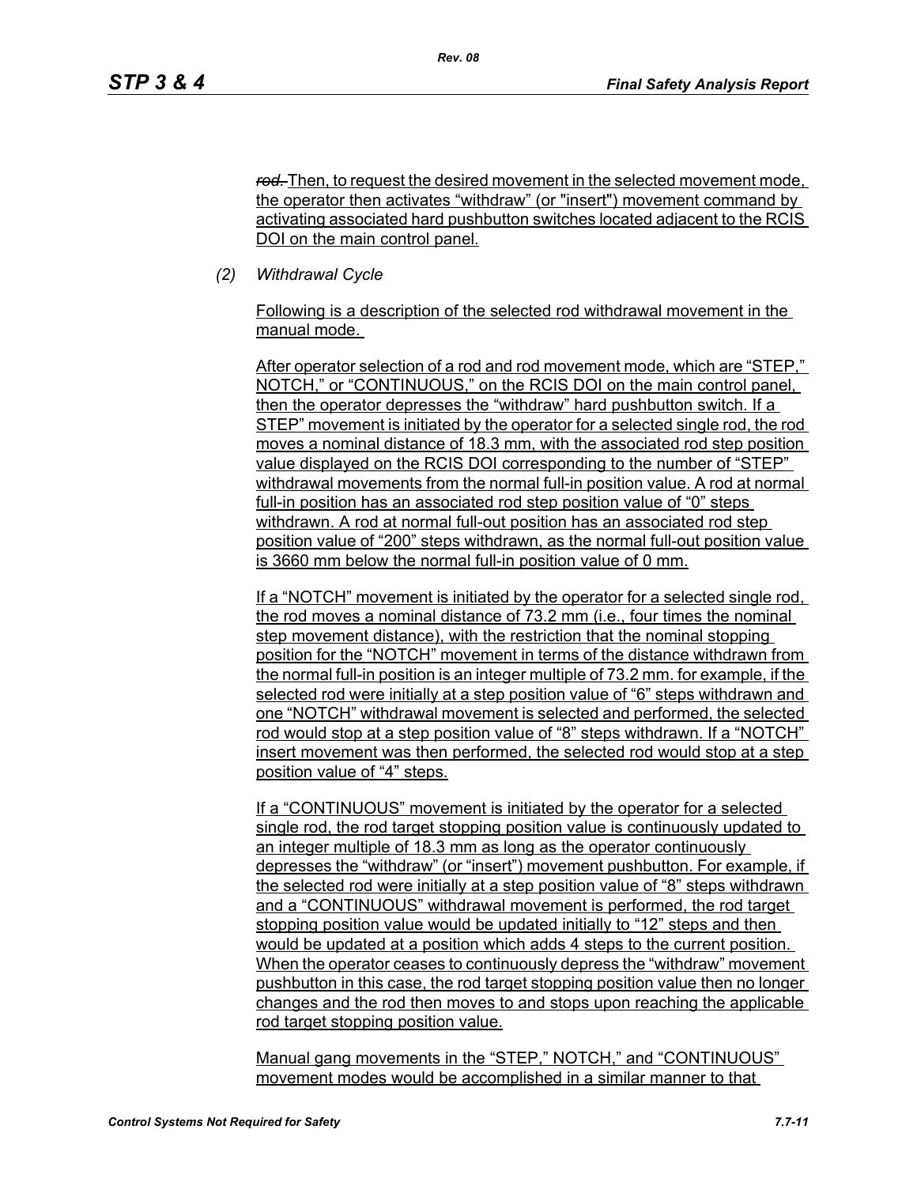~~rod.~~ Then, to request the desired movement in the selected movement mode, the operator then activates "withdraw" (or "insert") movement command by activating associated hard pushbutton switches located adjacent to the RCIS DOI on the main control panel.

*(2) Withdrawal Cycle*

Following is a description of the selected rod withdrawal movement in the manual mode.

After operator selection of a rod and rod movement mode, which are "STEP," NOTCH," or "CONTINUOUS," on the RCIS DOI on the main control panel, then the operator depresses the "withdraw" hard pushbutton switch. If a STEP" movement is initiated by the operator for a selected single rod, the rod moves a nominal distance of 18.3 mm, with the associated rod step position value displayed on the RCIS DOI corresponding to the number of "STEP" withdrawal movements from the normal full-in position value. A rod at normal full-in position has an associated rod step position value of "0" steps withdrawn. A rod at normal full-out position has an associated rod step position value of "200" steps withdrawn, as the normal full-out position value is 3660 mm below the normal full-in position value of 0 mm.

If a "NOTCH" movement is initiated by the operator for a selected single rod, the rod moves a nominal distance of 73.2 mm (i.e., four times the nominal step movement distance), with the restriction that the nominal stopping position for the "NOTCH" movement in terms of the distance withdrawn from the normal full-in position is an integer multiple of 73.2 mm. for example, if the selected rod were initially at a step position value of "6" steps withdrawn and one "NOTCH" withdrawal movement is selected and performed, the selected rod would stop at a step position value of "8" steps withdrawn. If a "NOTCH" insert movement was then performed, the selected rod would stop at a step position value of "4" steps.

If a "CONTINUOUS" movement is initiated by the operator for a selected single rod, the rod target stopping position value is continuously updated to an integer multiple of 18.3 mm as long as the operator continuously depresses the "withdraw" (or "insert") movement pushbutton. For example, if the selected rod were initially at a step position value of "8" steps withdrawn and a "CONTINUOUS" withdrawal movement is performed, the rod target stopping position value would be updated initially to "12" steps and then would be updated at a position which adds 4 steps to the current position. When the operator ceases to continuously depress the "withdraw" movement pushbutton in this case, the rod target stopping position value then no longer changes and the rod then moves to and stops upon reaching the applicable rod target stopping position value.

Manual gang movements in the "STEP," NOTCH," and "CONTINUOUS" movement modes would be accomplished in a similar manner to that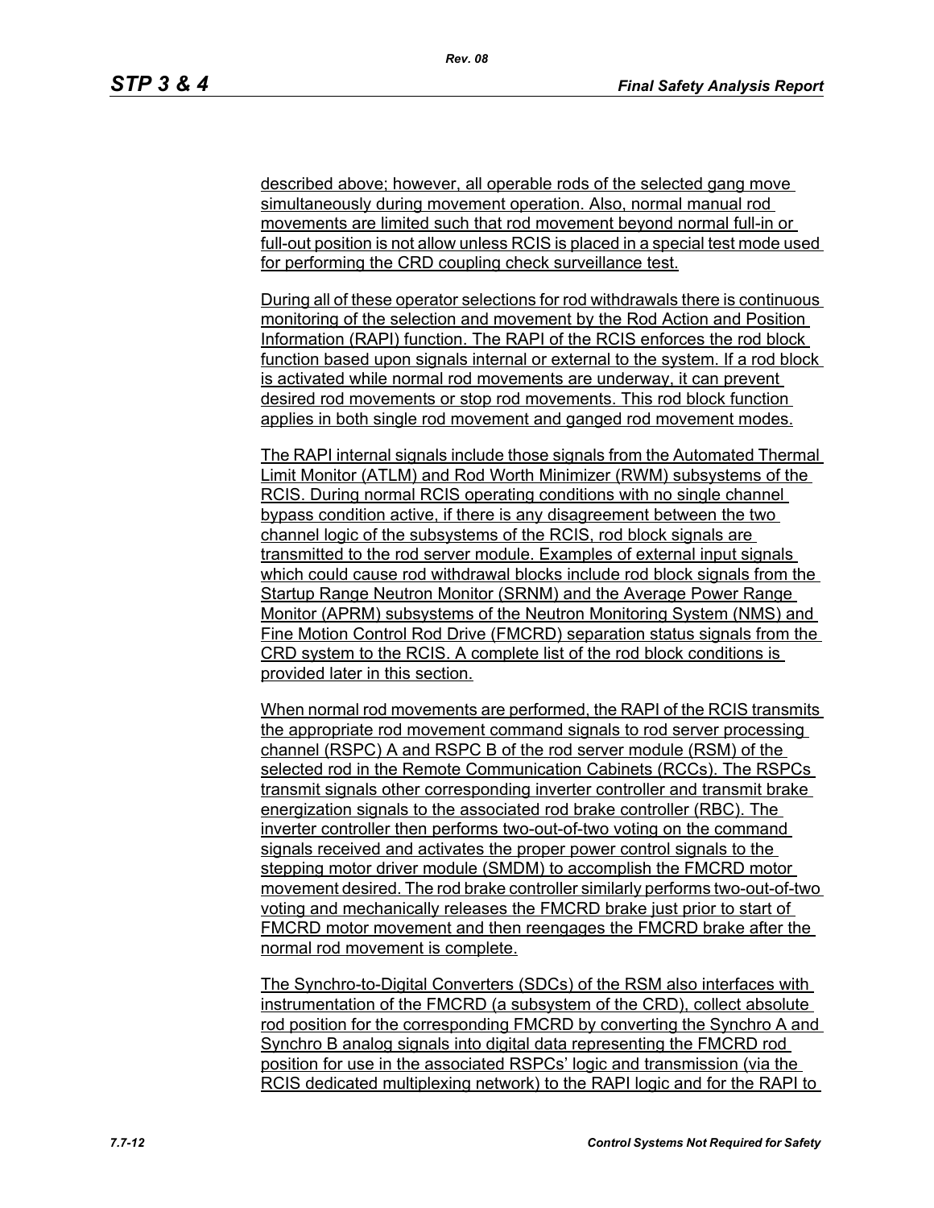described above; however, all operable rods of the selected gang move simultaneously during movement operation. Also, normal manual rod movements are limited such that rod movement beyond normal full-in or full-out position is not allow unless RCIS is placed in a special test mode used for performing the CRD coupling check surveillance test.

During all of these operator selections for rod withdrawals there is continuous monitoring of the selection and movement by the Rod Action and Position Information (RAPI) function. The RAPI of the RCIS enforces the rod block function based upon signals internal or external to the system. If a rod block is activated while normal rod movements are underway, it can prevent desired rod movements or stop rod movements. This rod block function applies in both single rod movement and ganged rod movement modes.

The RAPI internal signals include those signals from the Automated Thermal Limit Monitor (ATLM) and Rod Worth Minimizer (RWM) subsystems of the RCIS. During normal RCIS operating conditions with no single channel bypass condition active, if there is any disagreement between the two channel logic of the subsystems of the RCIS, rod block signals are transmitted to the rod server module. Examples of external input signals which could cause rod withdrawal blocks include rod block signals from the Startup Range Neutron Monitor (SRNM) and the Average Power Range Monitor (APRM) subsystems of the Neutron Monitoring System (NMS) and Fine Motion Control Rod Drive (FMCRD) separation status signals from the CRD system to the RCIS. A complete list of the rod block conditions is provided later in this section.

When normal rod movements are performed, the RAPI of the RCIS transmits the appropriate rod movement command signals to rod server processing channel (RSPC) A and RSPC B of the rod server module (RSM) of the selected rod in the Remote Communication Cabinets (RCCs). The RSPCs transmit signals other corresponding inverter controller and transmit brake energization signals to the associated rod brake controller (RBC). The inverter controller then performs two-out-of-two voting on the command signals received and activates the proper power control signals to the stepping motor driver module (SMDM) to accomplish the FMCRD motor movement desired. The rod brake controller similarly performs two-out-of-two voting and mechanically releases the FMCRD brake just prior to start of FMCRD motor movement and then reengages the FMCRD brake after the normal rod movement is complete.

The Synchro-to-Digital Converters (SDCs) of the RSM also interfaces with instrumentation of the FMCRD (a subsystem of the CRD), collect absolute rod position for the corresponding FMCRD by converting the Synchro A and Synchro B analog signals into digital data representing the FMCRD rod position for use in the associated RSPCs' logic and transmission (via the RCIS dedicated multiplexing network) to the RAPI logic and for the RAPI to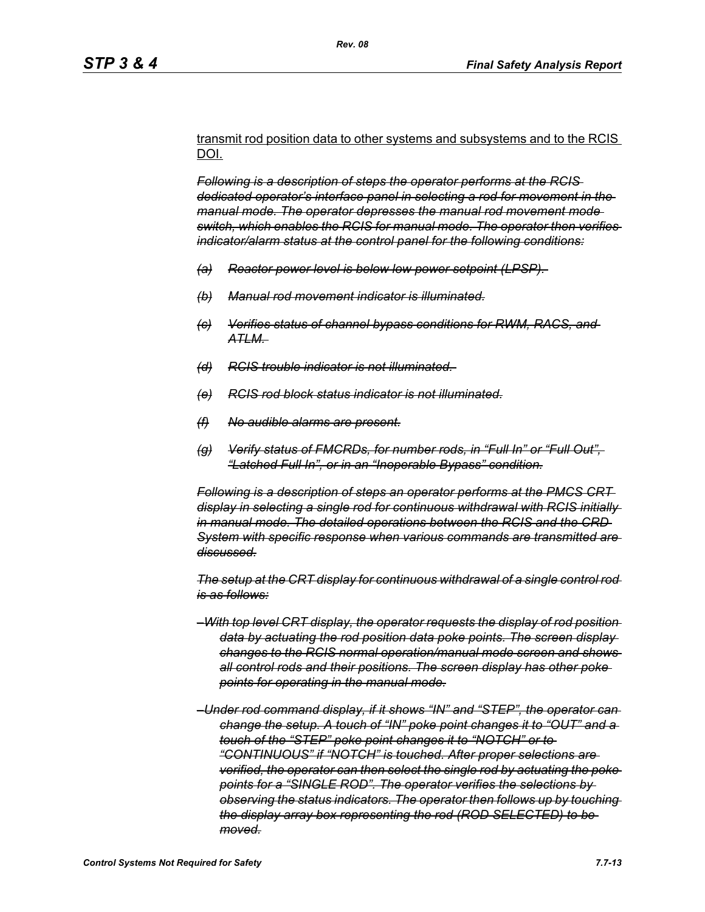transmit rod position data to other systems and subsystems and to the RCIS DOI.

~~*Following is a description of steps the operator performs at the RCIS dedicated operator's interface panel in selecting a rod for movement in the manual mode. The operator depresses the manual rod movement mode switch, which enables the RCIS for manual mode. The operator then verifies indicator/alarm status at the control panel for the following conditions:*~~

~~*(a) Reactor power level is below low power setpoint (LPSP).*~~

~~*(b) Manual rod movement indicator is illuminated.*~~

~~*(c) Verifies status of channel bypass conditions for RWM, RACS, and ATLM.*~~

~~*(d) RCIS trouble indicator is not illuminated.*~~

~~*(e) RCIS rod block status indicator is not illuminated.*~~

~~*(f) No audible alarms are present.*~~

~~*(g) Verify status of FMCRDs, for number rods, in "Full In" or "Full Out", "Latched Full In", or in an "Inoperable Bypass" condition.*~~

~~*Following is a description of steps an operator performs at the PMCS CRT display in selecting a single rod for continuous withdrawal with RCIS initially in manual mode. The detailed operations between the RCIS and the CRD System with specific response when various commands are transmitted are discussed.*~~

~~*The setup at the CRT display for continuous withdrawal of a single control rod is as follows:*~~

~~*– With top level CRT display, the operator requests the display of rod position data by actuating the rod position data poke points. The screen display changes to the RCIS normal operation/manual mode screen and shows all control rods and their positions. The screen display has other poke points for operating in the manual mode.*~~

~~*– Under rod command display, if it shows "IN" and "STEP", the operator can change the setup. A touch of "IN" poke point changes it to "OUT" and a touch of the "STEP" poke point changes it to "NOTCH" or to "CONTINUOUS" if "NOTCH" is touched. After proper selections are verified, the operator can then select the single rod by actuating the poke points for a "SINGLE ROD". The operator verifies the selections by observing the status indicators. The operator then follows up by touching the display array box representing the rod (ROD SELECTED) to be moved.*~~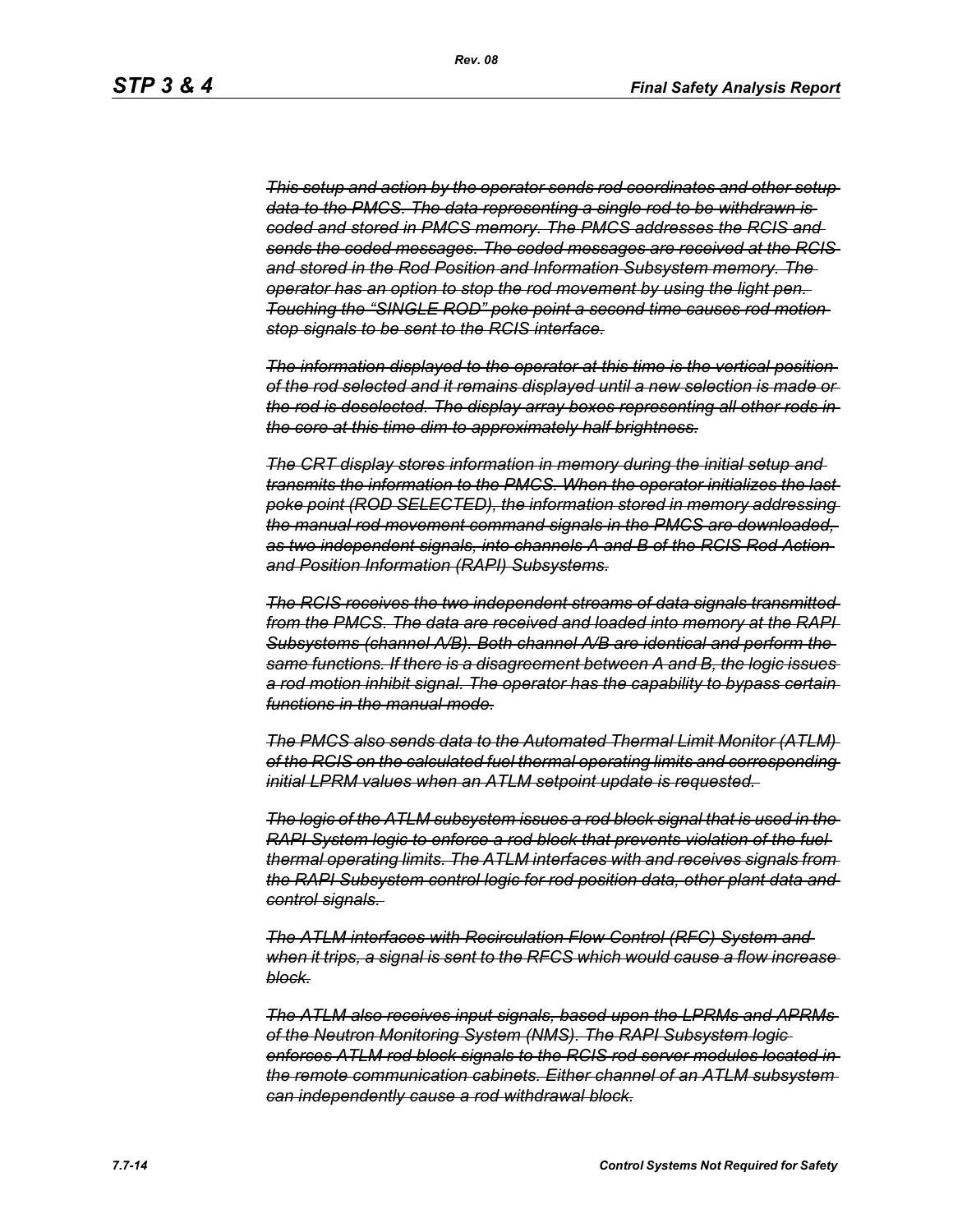~~*This setup and action by the operator sends rod coordinates and other setup data to the PMCS. The data representing a single rod to be withdrawn is coded and stored in PMCS memory. The PMCS addresses the RCIS and sends the coded messages. The coded messages are received at the RCIS and stored in the Rod Position and Information Subsystem memory. The operator has an option to stop the rod movement by using the light pen. Touching the "SINGLE ROD" poke point a second time causes rod motion stop signals to be sent to the RCIS interface.*~~

~~*The information displayed to the operator at this time is the vertical position of the rod selected and it remains displayed until a new selection is made or the rod is deselected. The display array boxes representing all other rods in the core at this time dim to approximately half brightness.*~~

~~*The CRT display stores information in memory during the initial setup and transmits the information to the PMCS. When the operator initializes the last poke point (ROD SELECTED), the information stored in memory addressing the manual rod movement command signals in the PMCS are downloaded, as two independent signals, into channels A and B of the RCIS Rod Action and Position Information (RAPI) Subsystems.*~~

~~*The RCIS receives the two independent streams of data signals transmitted from the PMCS. The data are received and loaded into memory at the RAPI Subsystems (channel A/B). Both channel A/B are identical and perform the same functions. If there is a disagreement between A and B, the logic issues a rod motion inhibit signal. The operator has the capability to bypass certain functions in the manual mode.*~~

~~*The PMCS also sends data to the Automated Thermal Limit Monitor (ATLM) of the RCIS on the calculated fuel thermal operating limits and corresponding initial LPRM values when an ATLM setpoint update is requested.*~~

~~*The logic of the ATLM subsystem issues a rod block signal that is used in the RAPI System logic to enforce a rod block that prevents violation of the fuel thermal operating limits. The ATLM interfaces with and receives signals from the RAPI Subsystem control logic for rod position data, other plant data and control signals.*~~

~~*The ATLM interfaces with Recirculation Flow Control (RFC) System and when it trips, a signal is sent to the RFCS which would cause a flow increase block.*~~

~~*The ATLM also receives input signals, based upon the LPRMs and APRMs of the Neutron Monitoring System (NMS). The RAPI Subsystem logic enforces ATLM rod block signals to the RCIS rod server modules located in the remote communication cabinets. Either channel of an ATLM subsystem can independently cause a rod withdrawal block.*~~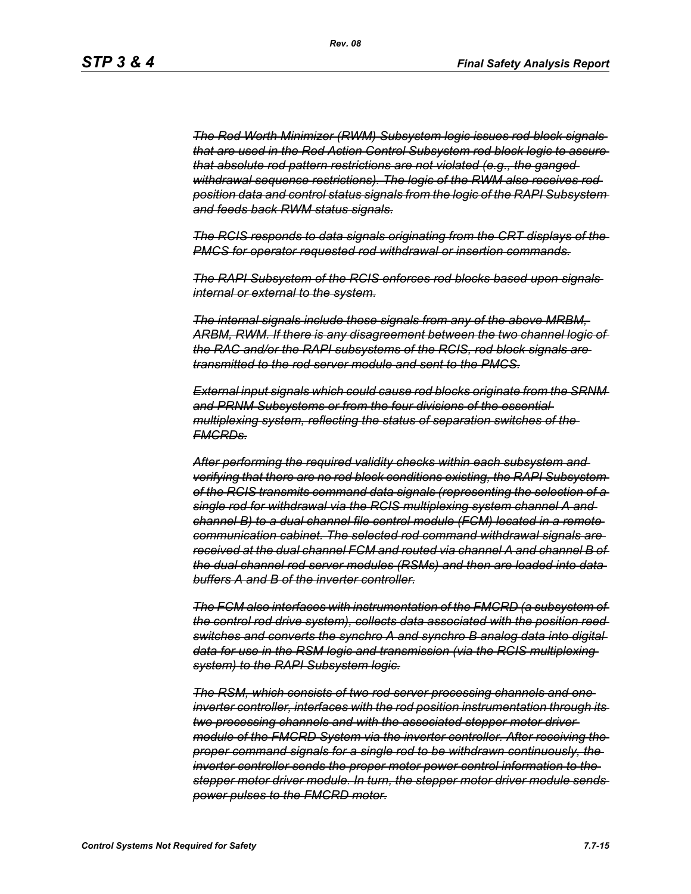*~~The Rod Worth Minimizer (RWM) Subsystem logic issues rod block signals that are used in the Rod Action Control Subsystem rod block logic to assure that absolute rod pattern restrictions are not violated (e.g., the ganged withdrawal sequence restrictions). The logic of the RWM also receives rod position data and control status signals from the logic of the RAPI Subsystem and feeds back RWM status signals.~~*

*~~The RCIS responds to data signals originating from the CRT displays of the PMCS for operator requested rod withdrawal or insertion commands.~~*

*~~The RAPI Subsystem of the RCIS enforces rod blocks based upon signals internal or external to the system.~~*

*~~The internal signals include those signals from any of the above MRBM, ARBM, RWM. If there is any disagreement between the two channel logic of the RAC and/or the RAPI subsystems of the RCIS, rod block signals are transmitted to the rod server module and sent to the PMCS.~~*

*~~External input signals which could cause rod blocks originate from the SRNM and PRNM Subsystems or from the four divisions of the essential multiplexing system, reflecting the status of separation switches of the FMCRDs.~~*

*~~After performing the required validity checks within each subsystem and verifying that there are no rod block conditions existing, the RAPI Subsystem of the RCIS transmits command data signals (representing the selection of a single rod for withdrawal via the RCIS multiplexing system channel A and channel B) to a dual channel file control module (FCM) located in a remote communication cabinet. The selected rod command withdrawal signals are received at the dual channel FCM and routed via channel A and channel B of the dual channel rod server modules (RSMs) and then are loaded into data buffers A and B of the inverter controller.~~*

*~~The FCM also interfaces with instrumentation of the FMCRD (a subsystem of the control rod drive system), collects data associated with the position reed switches and converts the synchro A and synchro B analog data into digital data for use in the RSM logic and transmission (via the RCIS multiplexing system) to the RAPI Subsystem logic.~~*

*~~The RSM, which consists of two rod server processing channels and one inverter controller, interfaces with the rod position instrumentation through its two processing channels and with the associated stepper motor driver module of the FMCRD System via the inverter controller. After receiving the proper command signals for a single rod to be withdrawn continuously, the inverter controller sends the proper motor power control information to the stepper motor driver module. In turn, the stepper motor driver module sends power pulses to the FMCRD motor.~~*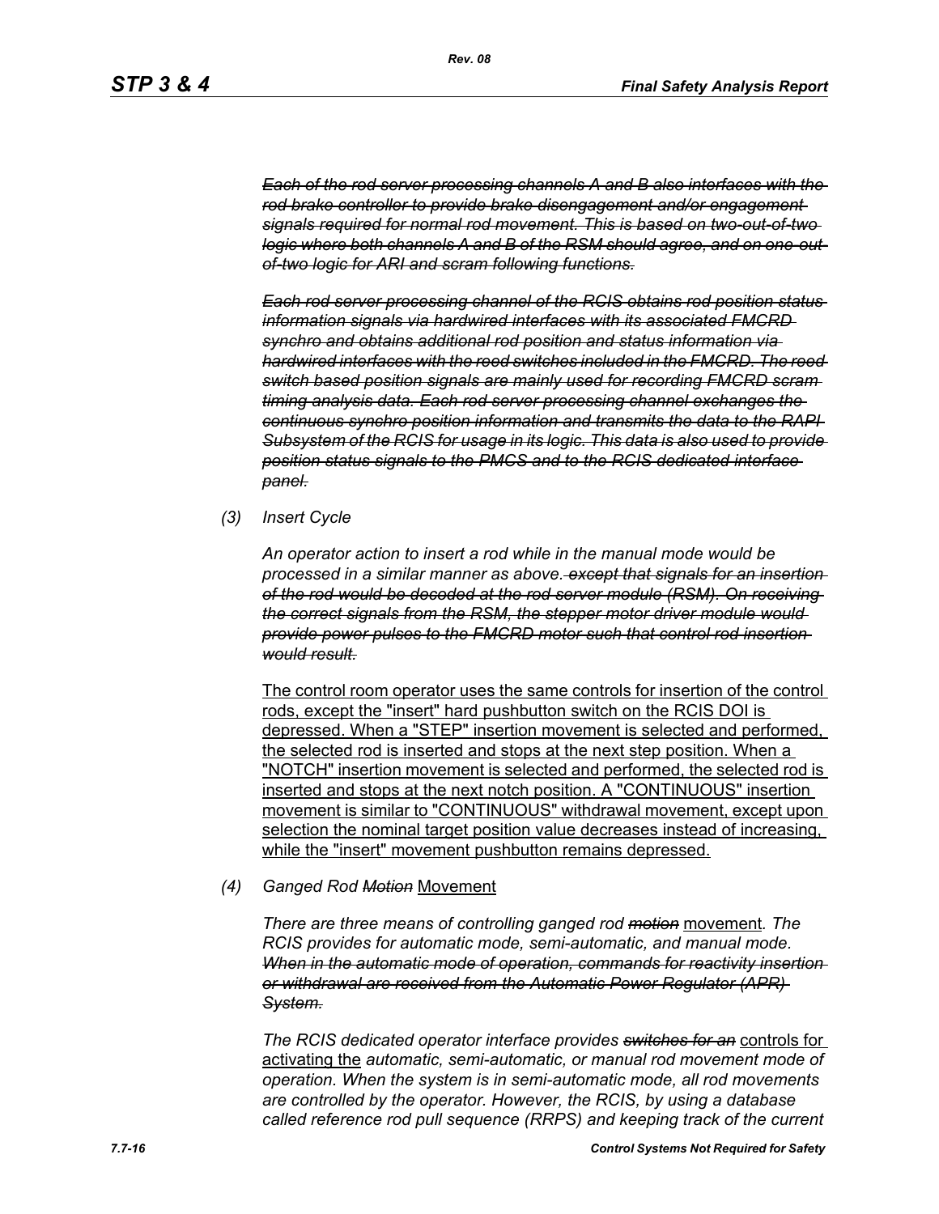~~*Each of the rod server processing channels A and B also interfaces with the rod brake controller to provide brake disengagement and/or engagement signals required for normal rod movement. This is based on two-out-of-two logic where both channels A and B of the RSM should agree, and on one-out-of-two logic for ARI and scram following functions.*~~

~~*Each rod server processing channel of the RCIS obtains rod position status information signals via hardwired interfaces with its associated FMCRD synchro and obtains additional rod position and status information via hardwired interfaces with the reed switches included in the FMCRD. The reed switch based position signals are mainly used for recording FMCRD scram timing analysis data. Each rod server processing channel exchanges the continuous synchro position information and transmits the data to the RAPI Subsystem of the RCIS for usage in its logic. This data is also used to provide position status signals to the PMCS and to the RCIS dedicated interface panel.*~~

*(3) Insert Cycle*

*An operator action to insert a rod while in the manual mode would be processed in a similar manner as above.* ~~*except that signals for an insertion of the rod would be decoded at the rod server module (RSM). On receiving the correct signals from the RSM, the stepper motor driver module would provide power pulses to the FMCRD motor such that control rod insertion would result.*~~

<u>The control room operator uses the same controls for insertion of the control rods, except the "insert" hard pushbutton switch on the RCIS DOI is depressed. When a "STEP" insertion movement is selected and performed, the selected rod is inserted and stops at the next step position. When a "NOTCH" insertion movement is selected and performed, the selected rod is inserted and stops at the next notch position. A "CONTINUOUS" insertion movement is similar to "CONTINUOUS" withdrawal movement, except upon selection the nominal target position value decreases instead of increasing, while the "insert" movement pushbutton remains depressed.</u>

*(4) Ganged Rod* ~~*Motion*~~ <u>Movement</u>

*There are three means of controlling ganged rod* ~~*motion*~~ <u>movement</u>*. The RCIS provides for automatic mode, semi-automatic, and manual mode.* ~~*When in the automatic mode of operation, commands for reactivity insertion or withdrawal are received from the Automatic Power Regulator (APR) System.*~~

*The RCIS dedicated operator interface provides* ~~*switches for an*~~ <u>controls for activating the</u> *automatic, semi-automatic, or manual rod movement mode of operation. When the system is in semi-automatic mode, all rod movements are controlled by the operator. However, the RCIS, by using a database called reference rod pull sequence (RRPS) and keeping track of the current*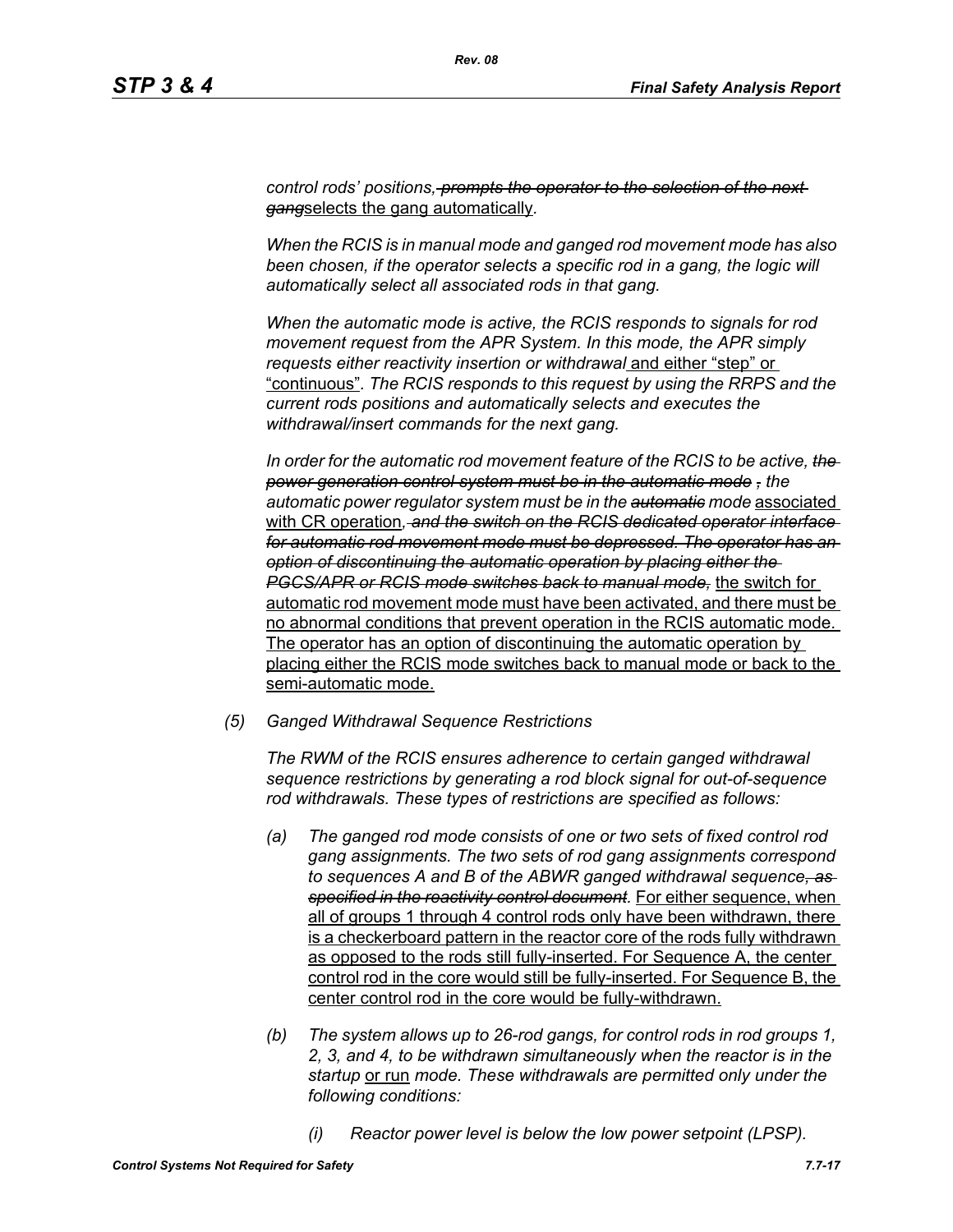*control rods' positions, ~~prompts the operator to the selection of the next gang~~*selects the gang automatically.

*When the RCIS is in manual mode and ganged rod movement mode has also been chosen, if the operator selects a specific rod in a gang, the logic will automatically select all associated rods in that gang.*

*When the automatic mode is active, the RCIS responds to signals for rod movement request from the APR System. In this mode, the APR simply requests either reactivity insertion or withdrawal* and either "step" or "continuous". *The RCIS responds to this request by using the RRPS and the current rods positions and automatically selects and executes the withdrawal/insert commands for the next gang.*

*In order for the automatic rod movement feature of the RCIS to be active, ~~the power generation control system must be in the automatic mode~~ ~~,~~ the automatic power regulator system must be in the ~~automatic~~ mode* associated with CR operation*~~, and the switch on the RCIS dedicated operator interface for automatic rod movement mode must be depressed. The operator has an option of discontinuing the automatic operation by placing either the PGCS/APR or RCIS mode switches back to manual mode,~~* the switch for automatic rod movement mode must have been activated, and there must be no abnormal conditions that prevent operation in the RCIS automatic mode. The operator has an option of discontinuing the automatic operation by placing either the RCIS mode switches back to manual mode or back to the semi-automatic mode.

*(5) Ganged Withdrawal Sequence Restrictions*

*The RWM of the RCIS ensures adherence to certain ganged withdrawal sequence restrictions by generating a rod block signal for out-of-sequence rod withdrawals. These types of restrictions are specified as follows:*

*(a) The ganged rod mode consists of one or two sets of fixed control rod gang assignments. The two sets of rod gang assignments correspond to sequences A and B of the ABWR ganged withdrawal sequence~~, as specified in the reactivity control document~~.* For either sequence, when all of groups 1 through 4 control rods only have been withdrawn, there is a checkerboard pattern in the reactor core of the rods fully withdrawn as opposed to the rods still fully-inserted. For Sequence A, the center control rod in the core would still be fully-inserted. For Sequence B, the center control rod in the core would be fully-withdrawn.

*(b) The system allows up to 26-rod gangs, for control rods in rod groups 1, 2, 3, and 4, to be withdrawn simultaneously when the reactor is in the startup* or run *mode. These withdrawals are permitted only under the following conditions:*

*(i) Reactor power level is below the low power setpoint (LPSP).*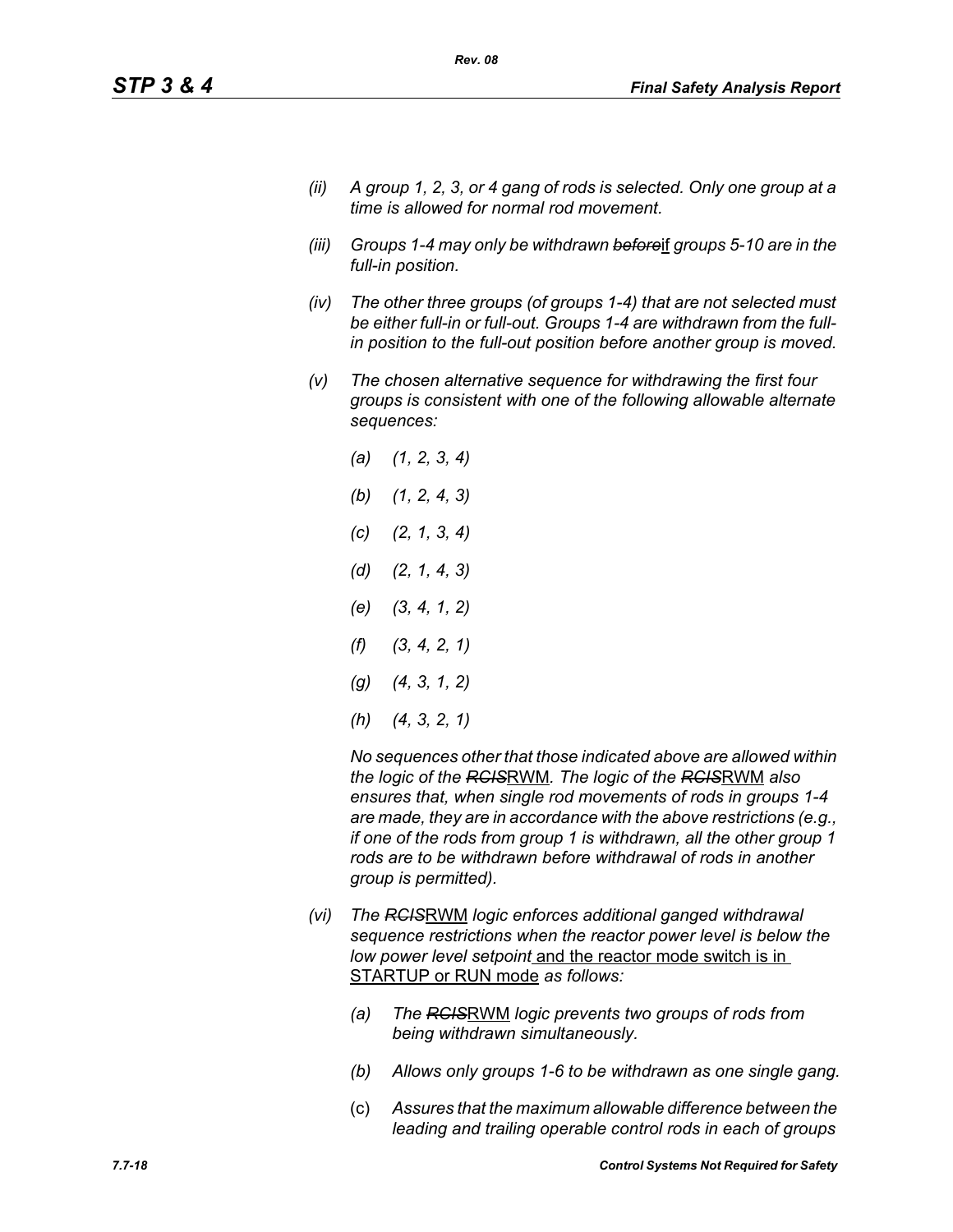*(ii) A group 1, 2, 3, or 4 gang of rods is selected. Only one group at a time is allowed for normal rod movement.*

*(iii) Groups 1-4 may only be withdrawn ~~before~~*<u>if</u> *groups 5-10 are in the full-in position.*

*(iv) The other three groups (of groups 1-4) that are not selected must be either full-in or full-out. Groups 1-4 are withdrawn from the full-in position to the full-out position before another group is moved.*

*(v) The chosen alternative sequence for withdrawing the first four groups is consistent with one of the following allowable alternate sequences:*

*(a) (1, 2, 3, 4)*

*(b) (1, 2, 4, 3)*

*(c) (2, 1, 3, 4)*

*(d) (2, 1, 4, 3)*

*(e) (3, 4, 1, 2)*

*(f) (3, 4, 2, 1)*

*(g) (4, 3, 1, 2)*

*(h) (4, 3, 2, 1)*

*No sequences other that those indicated above are allowed within the logic of the ~~RCIS~~*<u>RWM</u>*. The logic of the ~~RCIS~~*<u>RWM</u> *also ensures that, when single rod movements of rods in groups 1-4 are made, they are in accordance with the above restrictions (e.g., if one of the rods from group 1 is withdrawn, all the other group 1 rods are to be withdrawn before withdrawal of rods in another group is permitted).*

*(vi) The ~~RCIS~~*<u>RWM</u> *logic enforces additional ganged withdrawal sequence restrictions when the reactor power level is below the low power level setpoint* <u>and the reactor mode switch is in STARTUP or RUN mode</u> *as follows:*

*(a) The ~~RCIS~~*<u>RWM</u> *logic prevents two groups of rods from being withdrawn simultaneously.*

*(b) Allows only groups 1-6 to be withdrawn as one single gang.*

(c) *Assures that the maximum allowable difference between the leading and trailing operable control rods in each of groups*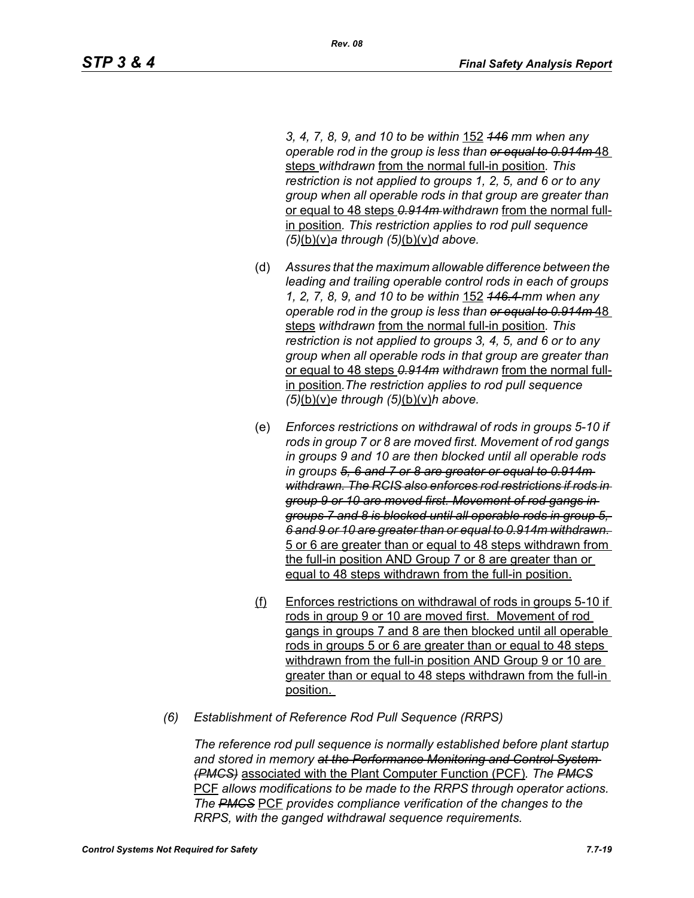*3, 4, 7, 8, 9, and 10 to be within* 152 *~~146~~ mm when any operable rod in the group is less than ~~or equal to 0.914m~~* 48 steps *withdrawn* from the normal full-in position*. This restriction is not applied to groups 1, 2, 5, and 6 or to any group when all operable rods in that group are greater than* or equal to 48 steps *~~0.914m~~ withdrawn* from the normal full-in position*. This restriction applies to rod pull sequence (5)*(b)(v)*a through (5)*(b)(v)*d above.*

(d) *Assures that the maximum allowable difference between the leading and trailing operable control rods in each of groups 1, 2, 7, 8, 9, and 10 to be within* 152 *~~146.4~~ mm when any operable rod in the group is less than ~~or equal to 0.914m~~* 48 steps *withdrawn* from the normal full-in position*. This restriction is not applied to groups 3, 4, 5, and 6 or to any group when all operable rods in that group are greater than* or equal to 48 steps *~~0.914m~~ withdrawn* from the normal full-in position*. The restriction applies to rod pull sequence (5)*(b)(v)*e through (5)*(b)(v)*h above.*

(e) *Enforces restrictions on withdrawal of rods in groups 5-10 if rods in group 7 or 8 are moved first. Movement of rod gangs in groups 9 and 10 are then blocked until all operable rods in groups ~~5, 6 and 7 or 8 are greater or equal to 0.914m withdrawn. The RCIS also enforces rod restrictions if rods in group 9 or 10 are moved first. Movement of rod gangs in groups 7 and 8 is blocked until all operable rods in group 5, 6 and 9 or 10 are greater than or equal to 0.914m withdrawn.~~* 5 or 6 are greater than or equal to 48 steps withdrawn from the full-in position AND Group 7 or 8 are greater than or equal to 48 steps withdrawn from the full-in position.

(f) Enforces restrictions on withdrawal of rods in groups 5-10 if rods in group 9 or 10 are moved first. Movement of rod gangs in groups 7 and 8 are then blocked until all operable rods in groups 5 or 6 are greater than or equal to 48 steps withdrawn from the full-in position AND Group 9 or 10 are greater than or equal to 48 steps withdrawn from the full-in position.

*(6) Establishment of Reference Rod Pull Sequence (RRPS)*

*The reference rod pull sequence is normally established before plant startup and stored in memory ~~at the Performance Monitoring and Control System (PMCS)~~* associated with the Plant Computer Function (PCF)*. The ~~PMCS~~* PCF *allows modifications to be made to the RRPS through operator actions. The ~~PMCS~~* PCF *provides compliance verification of the changes to the RRPS, with the ganged withdrawal sequence requirements.*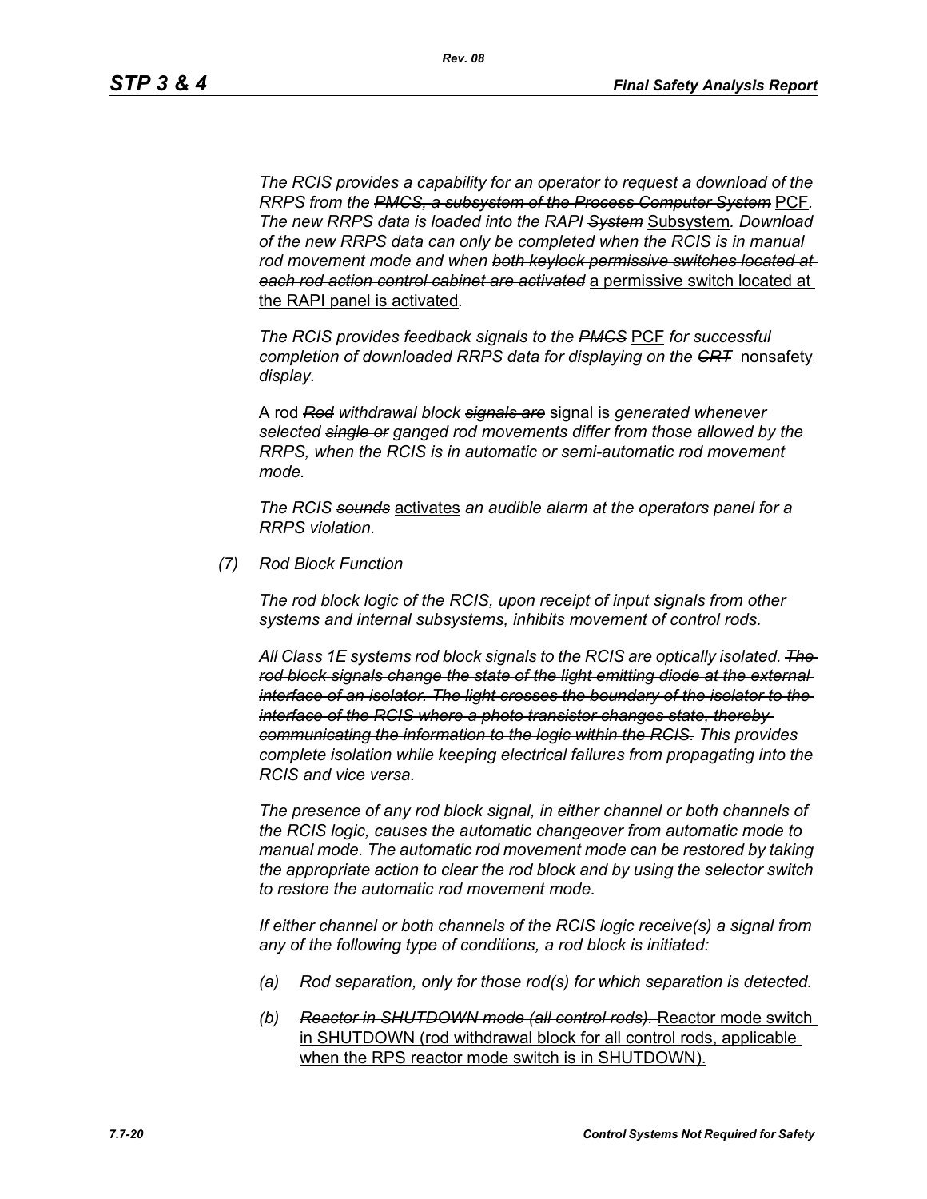*The RCIS provides a capability for an operator to request a download of the RRPS from the ~~PMCS, a subsystem of the Process Computer System~~* PCF*. The new RRPS data is loaded into the RAPI ~~System~~* Subsystem*. Download of the new RRPS data can only be completed when the RCIS is in manual rod movement mode and when ~~both keylock permissive switches located at each rod action control cabinet are activated~~* a permissive switch located at the RAPI panel is activated*.*

*The RCIS provides feedback signals to the ~~PMCS~~* PCF *for successful completion of downloaded RRPS data for displaying on the ~~CRT~~* nonsafety *display.*

A rod *~~Rod~~ withdrawal block ~~signals are~~* signal is *generated whenever selected ~~single or~~ ganged rod movements differ from those allowed by the RRPS, when the RCIS is in automatic or semi-automatic rod movement mode.*

*The RCIS ~~sounds~~* activates *an audible alarm at the operators panel for a RRPS violation.*

*(7) Rod Block Function*

*The rod block logic of the RCIS, upon receipt of input signals from other systems and internal subsystems, inhibits movement of control rods.*

*All Class 1E systems rod block signals to the RCIS are optically isolated. ~~The rod block signals change the state of the light emitting diode at the external interface of an isolator. The light crosses the boundary of the isolator to the interface of the RCIS where a photo transistor changes state, thereby communicating the information to the logic within the RCIS.~~ This provides complete isolation while keeping electrical failures from propagating into the RCIS and vice versa.*

*The presence of any rod block signal, in either channel or both channels of the RCIS logic, causes the automatic changeover from automatic mode to manual mode. The automatic rod movement mode can be restored by taking the appropriate action to clear the rod block and by using the selector switch to restore the automatic rod movement mode.*

*If either channel or both channels of the RCIS logic receive(s) a signal from any of the following type of conditions, a rod block is initiated:*

*(a) Rod separation, only for those rod(s) for which separation is detected.*

*(b) ~~Reactor in SHUTDOWN mode (all control rods).~~* Reactor mode switch in SHUTDOWN (rod withdrawal block for all control rods, applicable when the RPS reactor mode switch is in SHUTDOWN).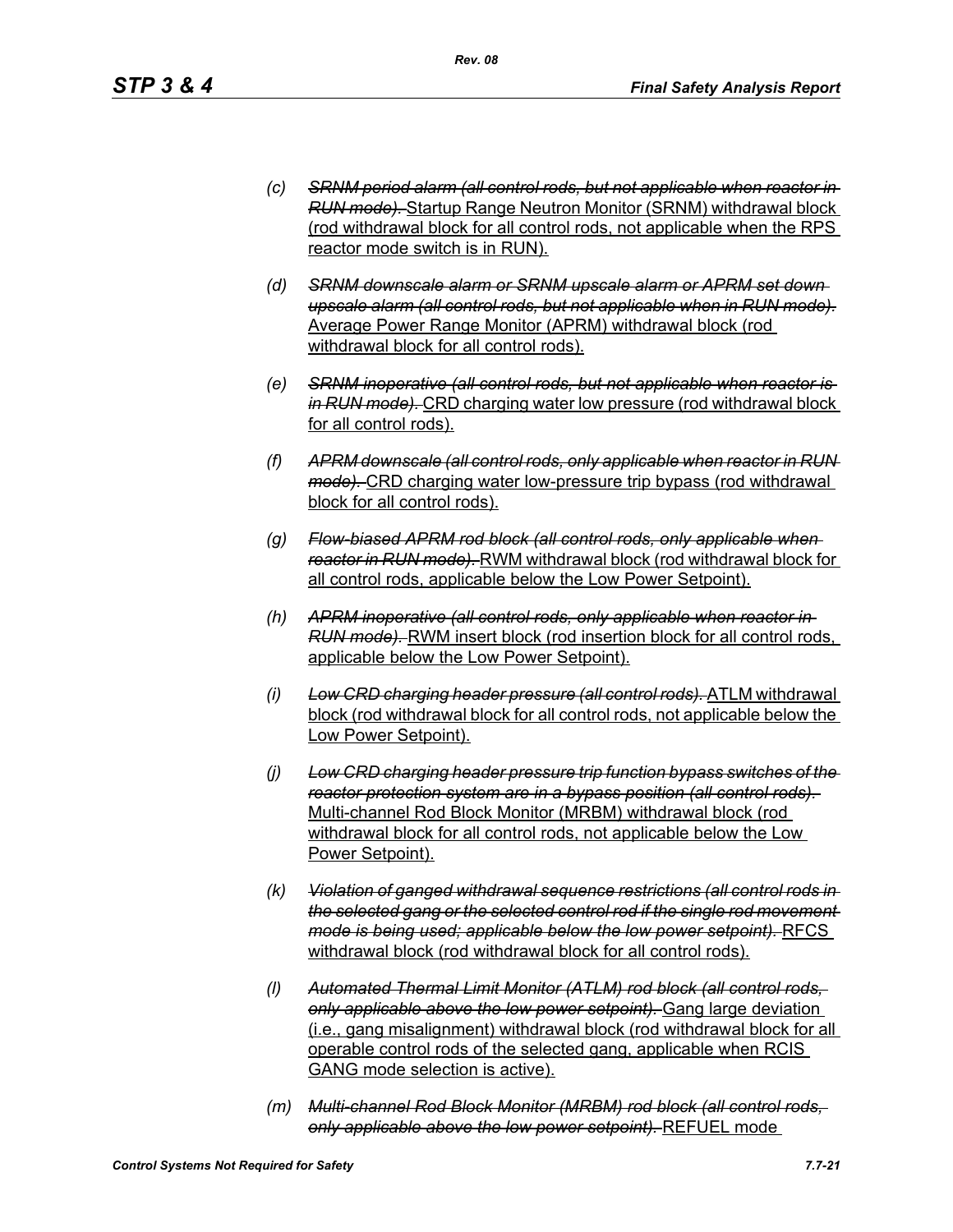(c) ~~*SRNM period alarm (all control rods, but not applicable when reactor in RUN mode).*~~ <u>Startup Range Neutron Monitor (SRNM) withdrawal block (rod withdrawal block for all control rods, not applicable when the RPS reactor mode switch is in RUN).</u>

(d) ~~*SRNM downscale alarm or SRNM upscale alarm or APRM set down upscale alarm (all control rods, but not applicable when in RUN mode).*~~ <u>Average Power Range Monitor (APRM) withdrawal block (rod withdrawal block for all control rods).</u>

(e) ~~*SRNM inoperative (all control rods, but not applicable when reactor is in RUN mode).*~~ <u>CRD charging water low pressure (rod withdrawal block for all control rods).</u>

(f) ~~*APRM downscale (all control rods, only applicable when reactor in RUN mode).*~~ <u>CRD charging water low-pressure trip bypass (rod withdrawal block for all control rods).</u>

(g) ~~*Flow-biased APRM rod block (all control rods, only applicable when reactor in RUN mode).*~~ <u>RWM withdrawal block (rod withdrawal block for all control rods, applicable below the Low Power Setpoint).</u>

(h) ~~*APRM inoperative (all control rods, only applicable when reactor in RUN mode).*~~ <u>RWM insert block (rod insertion block for all control rods, applicable below the Low Power Setpoint).</u>

(i) ~~*Low CRD charging header pressure (all control rods).*~~ <u>ATLM withdrawal block (rod withdrawal block for all control rods, not applicable below the Low Power Setpoint).</u>

(j) ~~*Low CRD charging header pressure trip function bypass switches of the reactor protection system are in a bypass position (all control rods).*~~ <u>Multi-channel Rod Block Monitor (MRBM) withdrawal block (rod withdrawal block for all control rods, not applicable below the Low Power Setpoint).</u>

(k) ~~*Violation of ganged withdrawal sequence restrictions (all control rods in the selected gang or the selected control rod if the single rod movement mode is being used; applicable below the low power setpoint).*~~ <u>RFCS withdrawal block (rod withdrawal block for all control rods).</u>

(l) ~~*Automated Thermal Limit Monitor (ATLM) rod block (all control rods, only applicable above the low power setpoint).*~~ <u>Gang large deviation (i.e., gang misalignment) withdrawal block (rod withdrawal block for all operable control rods of the selected gang, applicable when RCIS GANG mode selection is active).</u>

(m) ~~*Multi-channel Rod Block Monitor (MRBM) rod block (all control rods, only applicable above the low power setpoint).*~~ <u>REFUEL mode</u>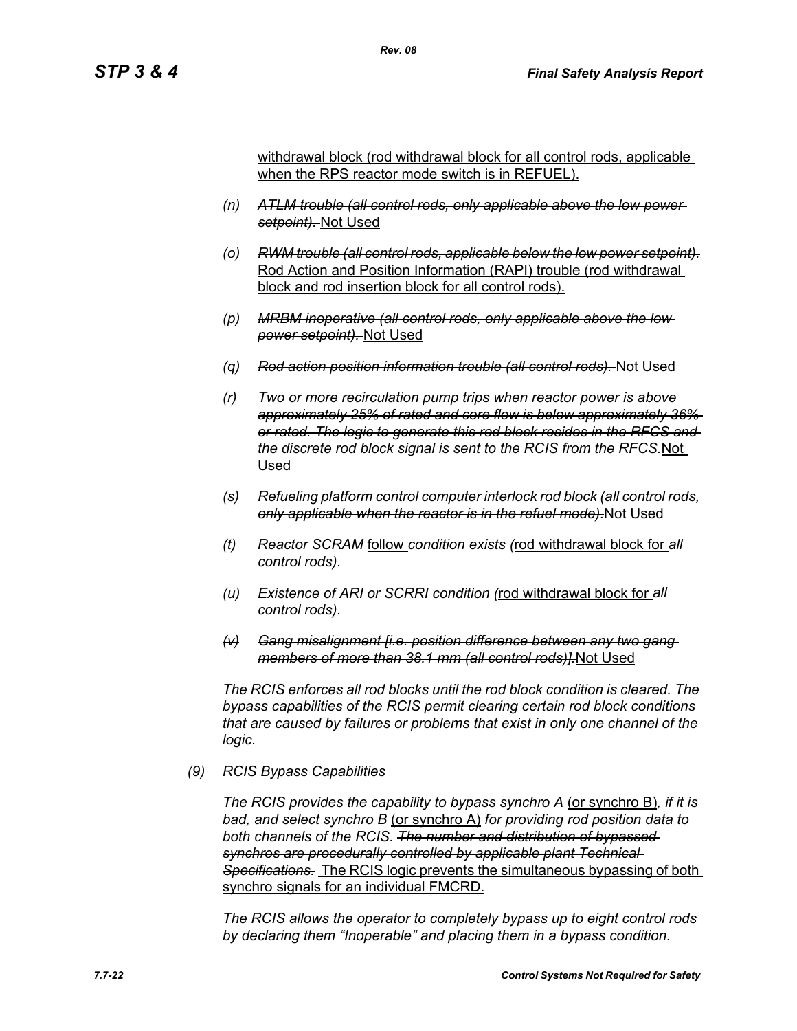withdrawal block (rod withdrawal block for all control rods, applicable when the RPS reactor mode switch is in REFUEL).

- (n) ~~*ATLM trouble (all control rods, only applicable above the low power setpoint).*~~ Not Used
- (o) ~~*RWM trouble (all control rods, applicable below the low power setpoint).*~~ Rod Action and Position Information (RAPI) trouble (rod withdrawal block and rod insertion block for all control rods).
- (p) ~~*MRBM inoperative (all control rods, only applicable above the low power setpoint).*~~ Not Used
- (q) ~~*Rod action position information trouble (all control rods).*~~ Not Used
- ~~*(r)*~~ ~~*Two or more recirculation pump trips when reactor power is above approximately 25% of rated and core flow is below approximately 36% or rated. The logic to generate this rod block resides in the RFCS and the discrete rod block signal is sent to the RCIS from the RFCS.*~~ Not Used
- ~~*(s)*~~ ~~*Refueling platform control computer interlock rod block (all control rods, only applicable when the reactor is in the refuel mode).*~~ Not Used
- (t) *Reactor SCRAM* follow *condition exists (*rod withdrawal block for *all control rods).*
- (u) *Existence of ARI or SCRRI condition (*rod withdrawal block for *all control rods).*
- ~~*(v)*~~ ~~*Gang misalignment [i.e. position difference between any two gang members of more than 38.1 mm (all control rods)].*~~ Not Used

*The RCIS enforces all rod blocks until the rod block condition is cleared. The bypass capabilities of the RCIS permit clearing certain rod block conditions that are caused by failures or problems that exist in only one channel of the logic.*

*(9) RCIS Bypass Capabilities*

*The RCIS provides the capability to bypass synchro A* (or synchro B)*, if it is bad, and select synchro B* (or synchro A) *for providing rod position data to both channels of the RCIS.* ~~*The number and distribution of bypassed synchros are procedurally controlled by applicable plant Technical Specifications.*~~ The RCIS logic prevents the simultaneous bypassing of both synchro signals for an individual FMCRD.

*The RCIS allows the operator to completely bypass up to eight control rods by declaring them "Inoperable" and placing them in a bypass condition.*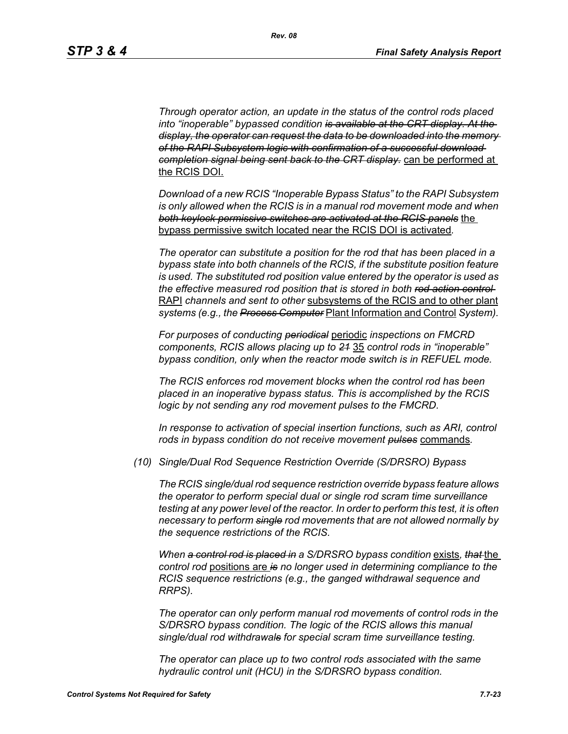*Through operator action, an update in the status of the control rods placed into "inoperable" bypassed condition ~~is available at the CRT display. At the display, the operator can request the data to be downloaded into the memory of the RAPI Subsystem logic with confirmation of a successful download completion signal being sent back to the CRT display.~~* <u>can be performed at the RCIS DOI.</u>

*Download of a new RCIS "Inoperable Bypass Status" to the RAPI Subsystem is only allowed when the RCIS is in a manual rod movement mode and when ~~both keylock permissive switches are activated at the RCIS panels~~* <u>the bypass permissive switch located near the RCIS DOI is activated</u>*.*

*The operator can substitute a position for the rod that has been placed in a bypass state into both channels of the RCIS, if the substitute position feature is used. The substituted rod position value entered by the operator is used as the effective measured rod position that is stored in both ~~rod action control~~* <u>RAPI</u> *channels and sent to other* <u>subsystems of the RCIS and to other plant</u> *systems (e.g., the ~~Process Computer~~* <u>Plant Information and Control</u> *System).*

*For purposes of conducting ~~periodical~~* <u>periodic</u> *inspections on FMCRD components, RCIS allows placing up to ~~21~~* <u>35</u> *control rods in "inoperable" bypass condition, only when the reactor mode switch is in REFUEL mode.*

*The RCIS enforces rod movement blocks when the control rod has been placed in an inoperative bypass status. This is accomplished by the RCIS logic by not sending any rod movement pulses to the FMCRD.*

*In response to activation of special insertion functions, such as ARI, control rods in bypass condition do not receive movement ~~pulses~~* <u>commands</u>*.*

*(10) Single/Dual Rod Sequence Restriction Override (S/DRSRO) Bypass*

*The RCIS single/dual rod sequence restriction override bypass feature allows the operator to perform special dual or single rod scram time surveillance testing at any power level of the reactor. In order to perform this test, it is often necessary to perform ~~single~~ rod movements that are not allowed normally by the sequence restrictions of the RCIS.*

*When ~~a control rod is placed in~~ a S/DRSRO bypass condition* <u>exists</u>*, ~~that~~* <u>the</u> *control rod* <u>positions are</u> *~~is~~ no longer used in determining compliance to the RCIS sequence restrictions (e.g., the ganged withdrawal sequence and RRPS).*

*The operator can only perform manual rod movements of control rods in the S/DRSRO bypass condition. The logic of the RCIS allows this manual single/dual rod withdrawal~~s~~ for special scram time surveillance testing.*

*The operator can place up to two control rods associated with the same hydraulic control unit (HCU) in the S/DRSRO bypass condition.*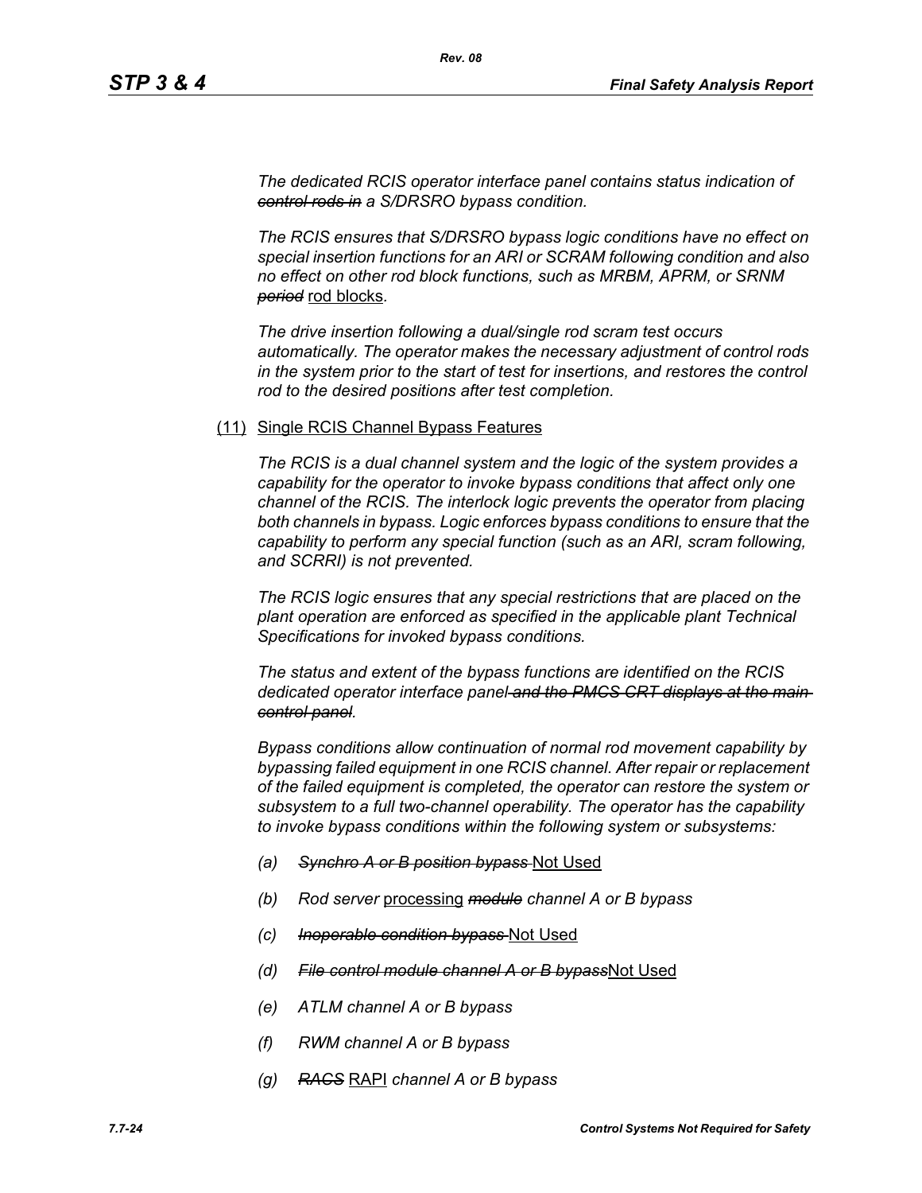*The dedicated RCIS operator interface panel contains status indication of ~~control rods in~~ a S/DRSRO bypass condition.*

*The RCIS ensures that S/DRSRO bypass logic conditions have no effect on special insertion functions for an ARI or SCRAM following condition and also no effect on other rod block functions, such as MRBM, APRM, or SRNM ~~period~~* <u>rod blocks</u>.

*The drive insertion following a dual/single rod scram test occurs automatically. The operator makes the necessary adjustment of control rods in the system prior to the start of test for insertions, and restores the control rod to the desired positions after test completion.*

(11) <u>Single RCIS Channel Bypass Features</u>

*The RCIS is a dual channel system and the logic of the system provides a capability for the operator to invoke bypass conditions that affect only one channel of the RCIS. The interlock logic prevents the operator from placing both channels in bypass. Logic enforces bypass conditions to ensure that the capability to perform any special function (such as an ARI, scram following, and SCRRI) is not prevented.*

*The RCIS logic ensures that any special restrictions that are placed on the plant operation are enforced as specified in the applicable plant Technical Specifications for invoked bypass conditions.*

*The status and extent of the bypass functions are identified on the RCIS dedicated operator interface panel ~~and the PMCS CRT displays at the main control panel~~.*

*Bypass conditions allow continuation of normal rod movement capability by bypassing failed equipment in one RCIS channel. After repair or replacement of the failed equipment is completed, the operator can restore the system or subsystem to a full two-channel operability. The operator has the capability to invoke bypass conditions within the following system or subsystems:*

- *(a) ~~Synchro A or B position bypass~~* <u>Not Used</u>
- *(b) Rod server* <u>processing</u> *~~module~~ channel A or B bypass*
- *(c) ~~Inoperable condition bypass~~* <u>Not Used</u>
- *(d) ~~File control module channel A or B bypass~~*<u>Not Used</u>
- *(e) ATLM channel A or B bypass*
- *(f) RWM channel A or B bypass*
- *(g) ~~RACS~~* <u>RAPI</u> *channel A or B bypass*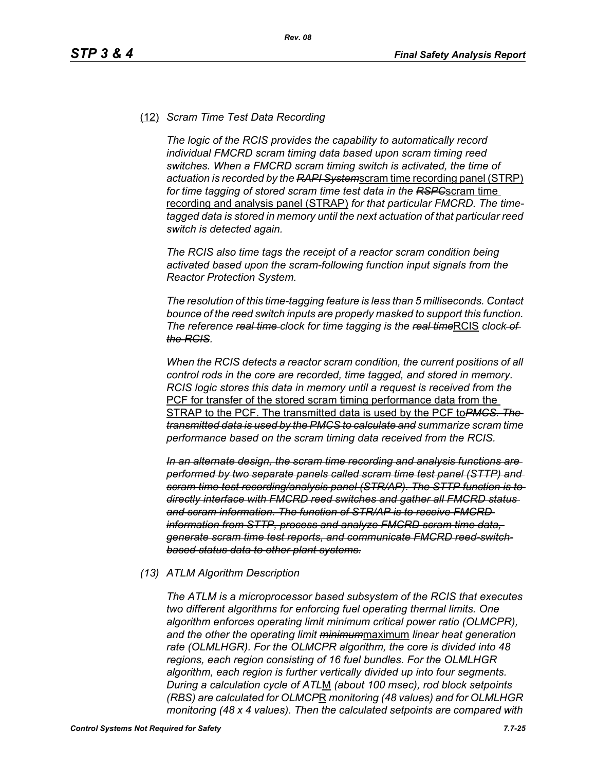(12) *Scram Time Test Data Recording*

*The logic of the RCIS provides the capability to automatically record individual FMCRD scram timing data based upon scram timing reed switches. When a FMCRD scram timing switch is activated, the time of actuation is recorded by the* ~~*RAPI System*~~scram time recording panel (STRP) *for time tagging of stored scram time test data in the* ~~*RSPC*~~scram time recording and analysis panel (STRAP) *for that particular FMCRD. The time-tagged data is stored in memory until the next actuation of that particular reed switch is detected again.*

*The RCIS also time tags the receipt of a reactor scram condition being activated based upon the scram-following function input signals from the Reactor Protection System.*

*The resolution of this time-tagging feature is less than 5 milliseconds. Contact bounce of the reed switch inputs are properly masked to support this function. The reference* ~~*real time*~~ *clock for time tagging is the* ~~*real time*~~RCIS *clock* ~~*of the RCIS*~~.

*When the RCIS detects a reactor scram condition, the current positions of all control rods in the core are recorded, time tagged, and stored in memory. RCIS logic stores this data in memory until a request is received from the* PCF for transfer of the stored scram timing performance data from the STRAP to the PCF. The transmitted data is used by the PCF to~~*PMCS. The transmitted data is used by the PMCS to calculate and*~~ *summarize scram time performance based on the scram timing data received from the RCIS.*

~~*In an alternate design, the scram time recording and analysis functions are performed by two separate panels called scram time test panel (STTP) and scram time test recording/analysis panel (STR/AP). The STTP function is to directly interface with FMCRD reed switches and gather all FMCRD status and scram information. The function of STR/AP is to receive FMCRD information from STTP, process and analyze FMCRD scram time data, generate scram time test reports, and communicate FMCRD reed-switch-based status data to other plant systems.*~~

*(13) ATLM Algorithm Description*

*The ATLM is a microprocessor based subsystem of the RCIS that executes two different algorithms for enforcing fuel operating thermal limits. One algorithm enforces operating limit minimum critical power ratio (OLMCPR), and the other the operating limit* ~~*minimum*~~maximum *linear heat generation rate (OLMLHGR). For the OLMCPR algorithm, the core is divided into 48 regions, each region consisting of 16 fuel bundles. For the OLMLHGR algorithm, each region is further vertically divided up into four segments. During a calculation cycle of ATL*M *(about 100 msec), rod block setpoints (RBS) are calculated for OLMCP*R *monitoring (48 values) and for OLMLHGR monitoring (48 x 4 values). Then the calculated setpoints are compared with*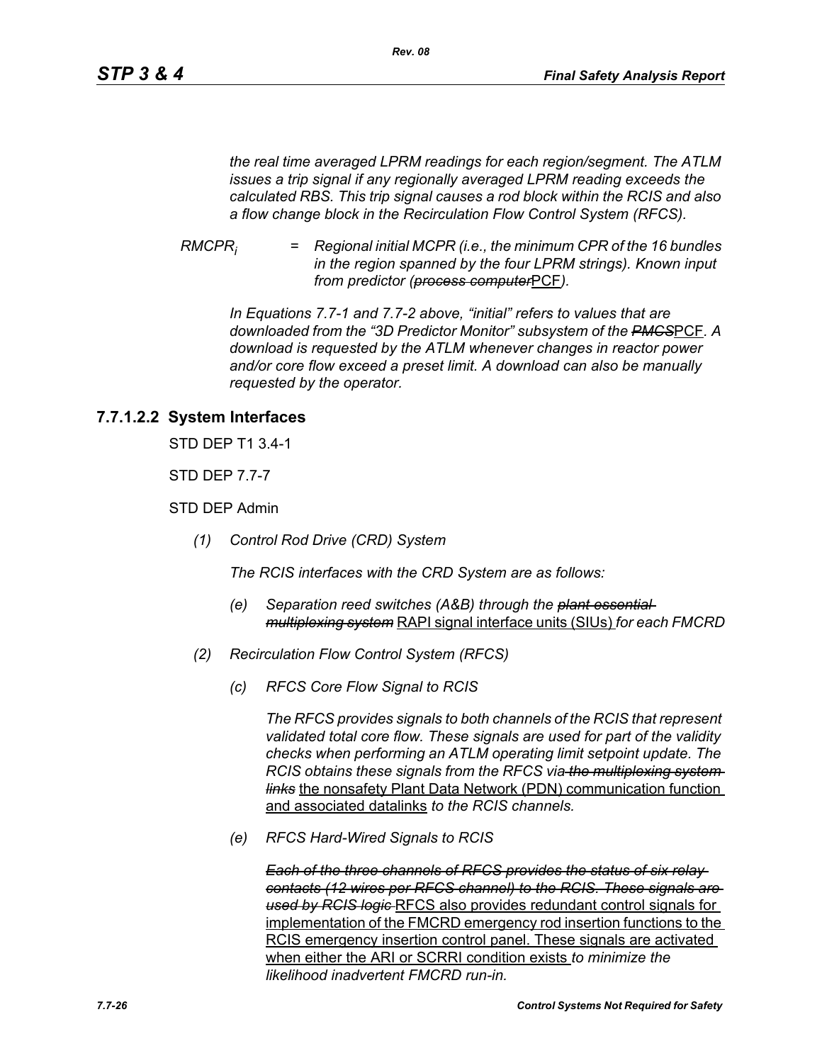*the real time averaged LPRM readings for each region/segment. The ATLM issues a trip signal if any regionally averaged LPRM reading exceeds the calculated RBS. This trip signal causes a rod block within the RCIS and also a flow change block in the Recirculation Flow Control System (RFCS).*

$RMCPR_i$ = *Regional initial MCPR (i.e., the minimum CPR of the 16 bundles in the region spanned by the four LPRM strings). Known input from predictor (~~process computer~~*PCF*).*

*In Equations 7.7-1 and 7.7-2 above, "initial" refers to values that are downloaded from the "3D Predictor Monitor" subsystem of the ~~PMCS~~*PCF. *A download is requested by the ATLM whenever changes in reactor power and/or core flow exceed a preset limit. A download can also be manually requested by the operator.*

### 7.7.1.2.2 System Interfaces

STD DEP T1 3.4-1

STD DEP 7.7-7

STD DEP Admin

*(1) Control Rod Drive (CRD) System*

*The RCIS interfaces with the CRD System are as follows:*

*(e) Separation reed switches (A&B) through the ~~plant essential multiplexing system~~* RAPI signal interface units (SIUs) *for each FMCRD*

*(2) Recirculation Flow Control System (RFCS)*

*(c) RFCS Core Flow Signal to RCIS*

*The RFCS provides signals to both channels of the RCIS that represent validated total core flow. These signals are used for part of the validity checks when performing an ATLM operating limit setpoint update. The RCIS obtains these signals from the RFCS via ~~the multiplexing system links~~* the nonsafety Plant Data Network (PDN) communication function and associated datalinks *to the RCIS channels.*

*(e) RFCS Hard-Wired Signals to RCIS*

*~~Each of the three channels of RFCS provides the status of six relay contacts (12 wires per RFCS channel) to the RCIS. These signals are used by RCIS logic~~* RFCS also provides redundant control signals for implementation of the FMCRD emergency rod insertion functions to the RCIS emergency insertion control panel. These signals are activated when either the ARI or SCRRI condition exists *to minimize the likelihood inadvertent FMCRD run-in.*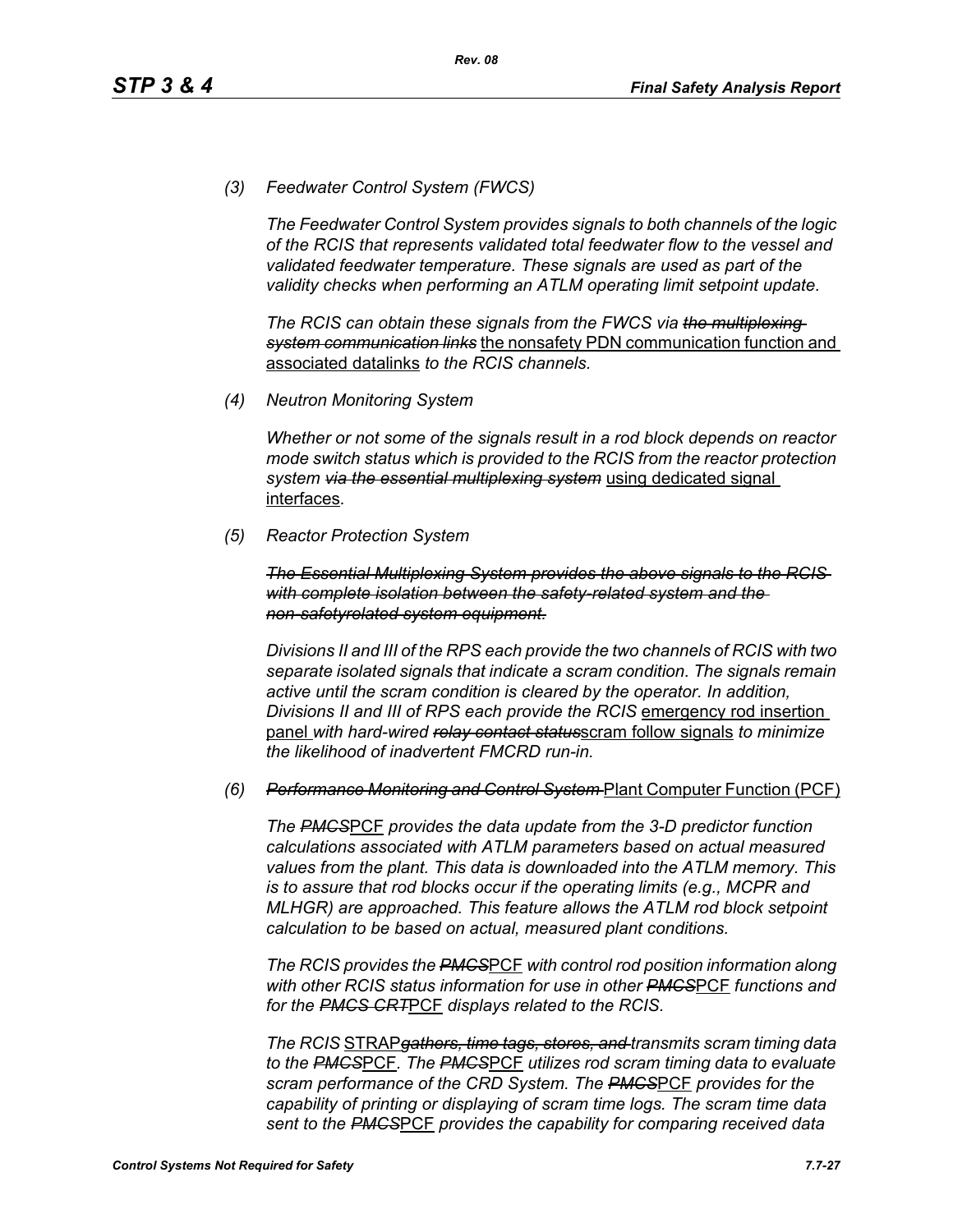*(3) Feedwater Control System (FWCS)*

*The Feedwater Control System provides signals to both channels of the logic of the RCIS that represents validated total feedwater flow to the vessel and validated feedwater temperature. These signals are used as part of the validity checks when performing an ATLM operating limit setpoint update.*

*The RCIS can obtain these signals from the FWCS via ~~the multiplexing system communication links~~* <u>the nonsafety PDN communication function and associated datalinks</u> *to the RCIS channels.*

*(4) Neutron Monitoring System*

*Whether or not some of the signals result in a rod block depends on reactor mode switch status which is provided to the RCIS from the reactor protection system ~~via the essential multiplexing system~~* <u>using dedicated signal interfaces</u>*.*

*(5) Reactor Protection System*

*~~The Essential Multiplexing System provides the above signals to the RCIS with complete isolation between the safety-related system and the non-safetyrelated system equipment.~~*

*Divisions II and III of the RPS each provide the two channels of RCIS with two separate isolated signals that indicate a scram condition. The signals remain active until the scram condition is cleared by the operator. In addition, Divisions II and III of RPS each provide the RCIS* <u>emergency rod insertion panel</u> *with hard-wired ~~relay contact status~~*<u>scram follow signals</u> *to minimize the likelihood of inadvertent FMCRD run-in.*

*(6) ~~Performance Monitoring and Control System~~* <u>Plant Computer Function (PCF)</u>

*The ~~PMCS~~*<u>PCF</u> *provides the data update from the 3-D predictor function calculations associated with ATLM parameters based on actual measured values from the plant. This data is downloaded into the ATLM memory. This is to assure that rod blocks occur if the operating limits (e.g., MCPR and MLHGR) are approached. This feature allows the ATLM rod block setpoint calculation to be based on actual, measured plant conditions.*

*The RCIS provides the ~~PMCS~~*<u>PCF</u> *with control rod position information along with other RCIS status information for use in other ~~PMCS~~*<u>PCF</u> *functions and for the ~~PMCS CRT~~*<u>PCF</u> *displays related to the RCIS.*

*The RCIS* <u>STRAP</u>*~~gathers, time tags, stores, and~~ transmits scram timing data to the ~~PMCS~~*<u>PCF</u>*. The ~~PMCS~~*<u>PCF</u> *utilizes rod scram timing data to evaluate scram performance of the CRD System. The ~~PMCS~~*<u>PCF</u> *provides for the capability of printing or displaying of scram time logs. The scram time data sent to the ~~PMCS~~*<u>PCF</u> *provides the capability for comparing received data*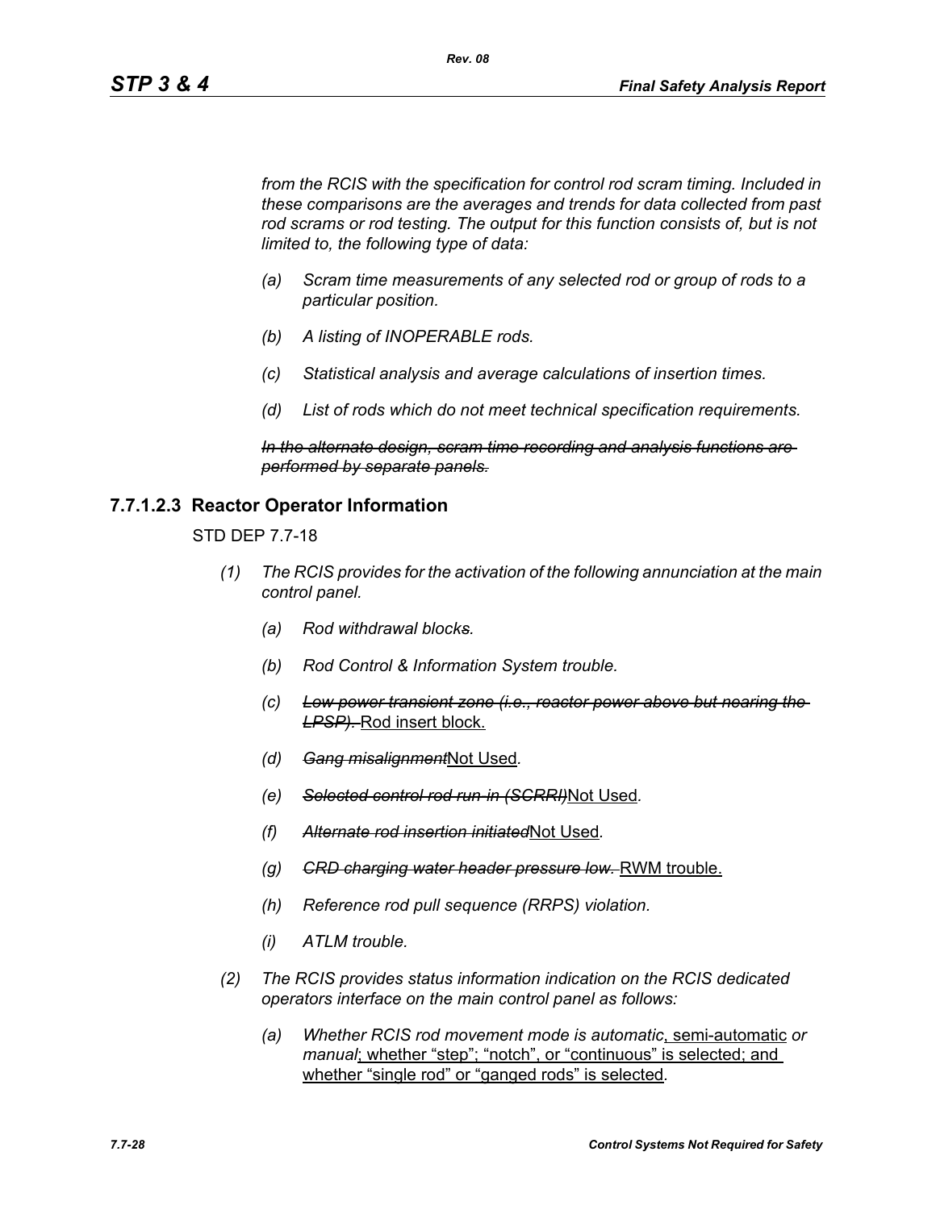*from the RCIS with the specification for control rod scram timing. Included in these comparisons are the averages and trends for data collected from past rod scrams or rod testing. The output for this function consists of, but is not limited to, the following type of data:*

*(a) Scram time measurements of any selected rod or group of rods to a particular position.*

*(b) A listing of INOPERABLE rods.*

*(c) Statistical analysis and average calculations of insertion times.*

*(d) List of rods which do not meet technical specification requirements.*

~~*In the alternate design, scram time recording and analysis functions are performed by separate panels.*~~

### 7.7.1.2.3 Reactor Operator Information

STD DEP 7.7-18

*(1) The RCIS provides for the activation of the following annunciation at the main control panel.*

*(a) Rod withdrawal blocks.*

*(b) Rod Control & Information System trouble.*

*(c)* ~~*Low power transient zone (i.e., reactor power above but nearing the LPSP).*~~ Rod insert block.

*(d)* ~~*Gang misalignment*~~Not Used*.*

*(e)* ~~*Selected control rod run-in (SCRRI)*~~Not Used*.*

*(f)* ~~*Alternate rod insertion initiated*~~Not Used*.*

*(g)* ~~*CRD charging water header pressure low.*~~ RWM trouble.

*(h) Reference rod pull sequence (RRPS) violation.*

*(i) ATLM trouble.*

*(2) The RCIS provides status information indication on the RCIS dedicated operators interface on the main control panel as follows:*

*(a) Whether RCIS rod movement mode is automatic*, semi-automatic *or manual*; whether "step"; "notch", or "continuous" is selected; and whether "single rod" or "ganged rods" is selected.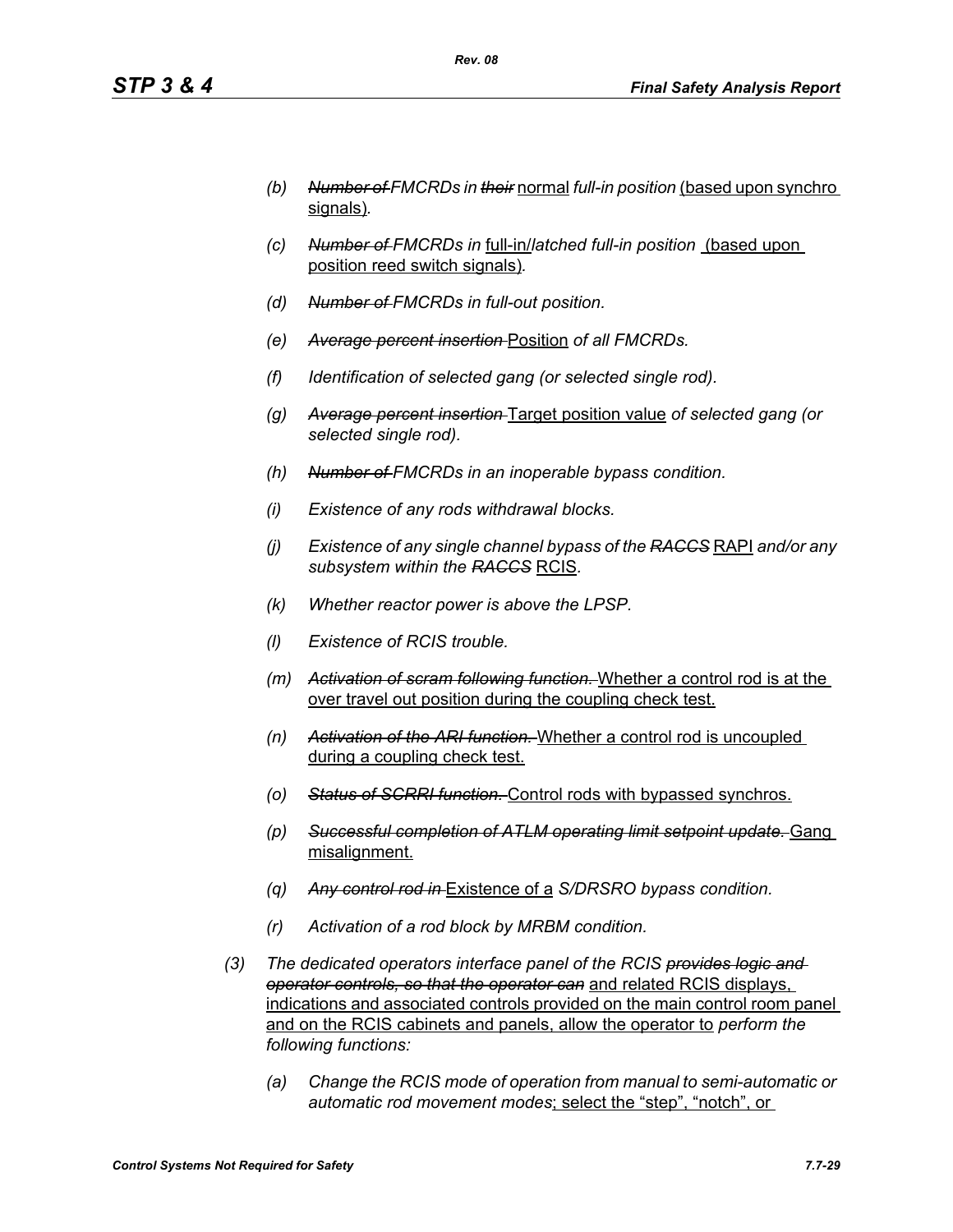- (b) ~~Number of~~ *FMCRDs in* ~~their~~ <u>normal</u> *full-in position* <u>(based upon synchro signals)</u>*.*

- (c) ~~Number of~~ *FMCRDs in* <u>full-in/</u>*latched full-in position* <u>(based upon position reed switch signals)</u>*.*

- (d) ~~Number of~~ *FMCRDs in full-out position.*

- (e) ~~Average percent insertion~~ <u>Position</u> *of all FMCRDs.*

- (f) *Identification of selected gang (or selected single rod).*

- (g) ~~Average percent insertion~~ <u>Target position value</u> *of selected gang (or selected single rod).*

- (h) ~~Number of~~ *FMCRDs in an inoperable bypass condition.*

- (i) *Existence of any rods withdrawal blocks.*

- (j) *Existence of any single channel bypass of the* ~~RACCS~~ <u>RAPI</u> *and/or any subsystem within the* ~~RACCS~~ <u>RCIS</u>*.*

- (k) *Whether reactor power is above the LPSP.*

- (l) *Existence of RCIS trouble.*

- (m) ~~Activation of scram following function.~~ <u>Whether a control rod is at the over travel out position during the coupling check test.</u>

- (n) ~~Activation of the ARI function.~~ <u>Whether a control rod is uncoupled during a coupling check test.</u>

- (o) ~~Status of SCRRI function.~~ <u>Control rods with bypassed synchros.</u>

- (p) ~~Successful completion of ATLM operating limit setpoint update.~~ <u>Gang misalignment.</u>

- (q) ~~Any control rod in~~ <u>Existence of a</u> *S/DRSRO bypass condition.*

- (r) *Activation of a rod block by MRBM condition.*

(3) *The dedicated operators interface panel of the RCIS* ~~provides logic and operator controls, so that the operator can~~ <u>and related RCIS displays, indications and associated controls provided on the main control room panel and on the RCIS cabinets and panels, allow the operator to</u> *perform the following functions:*

- (a) *Change the RCIS mode of operation from manual to semi-automatic or automatic rod movement modes*<u>; select the “step”, “notch”, or</u>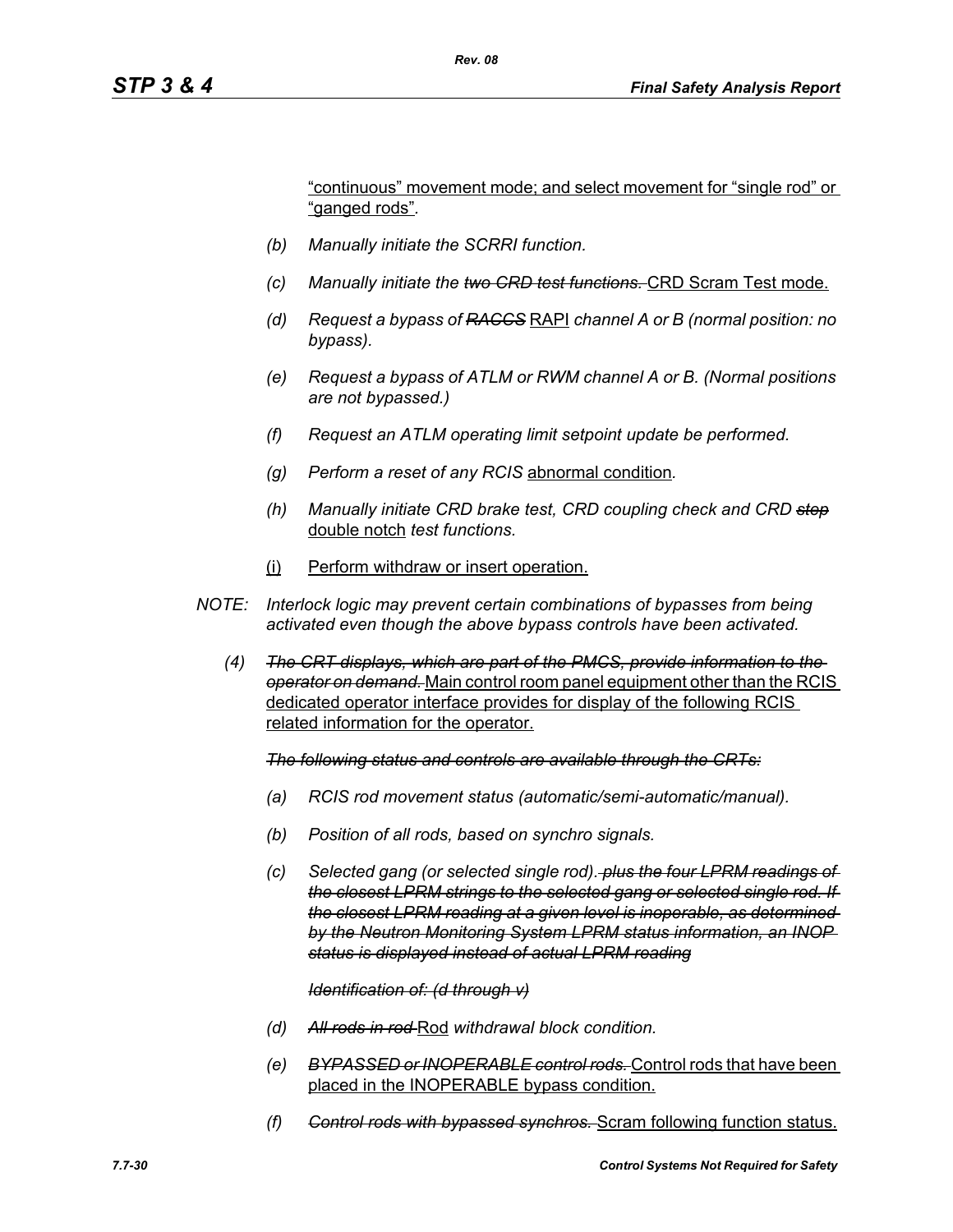<u>"continuous" movement mode; and select movement for "single rod" or "ganged rods"</u>.

(b) *Manually initiate the SCRRI function.*

(c) *Manually initiate the ~~two CRD test functions.~~* <u>CRD Scram Test mode.</u>

(d) *Request a bypass of ~~RACCS~~* <u>RAPI</u> *channel A or B (normal position: no bypass).*

(e) *Request a bypass of ATLM or RWM channel A or B. (Normal positions are not bypassed.)*

(f) *Request an ATLM operating limit setpoint update be performed.*

(g) *Perform a reset of any RCIS* <u>abnormal condition</u>*.*

(h) *Manually initiate CRD brake test, CRD coupling check and CRD ~~stop~~* <u>double notch</u> *test functions.*

<u>(i)</u> <u>Perform withdraw or insert operation.</u>

*NOTE: Interlock logic may prevent certain combinations of bypasses from being activated even though the above bypass controls have been activated.*

(4) *~~The CRT displays, which are part of the PMCS, provide information to the operator on demand.~~* <u>Main control room panel equipment other than the RCIS dedicated operator interface provides for display of the following RCIS related information for the operator.</u>

*~~The following status and controls are available through the CRTs:~~*

(a) *RCIS rod movement status (automatic/semi-automatic/manual).*

(b) *Position of all rods, based on synchro signals.*

(c) *Selected gang (or selected single rod).~~ plus the four LPRM readings of the closest LPRM strings to the selected gang or selected single rod. If the closest LPRM reading at a given level is inoperable, as determined by the Neutron Monitoring System LPRM status information, an INOP status is displayed instead of actual LPRM reading~~*

*~~Identification of: (d through v)~~*

(d) *~~All rods in rod~~* <u>Rod</u> *withdrawal block condition.*

(e) *~~BYPASSED or INOPERABLE control rods.~~* <u>Control rods that have been placed in the INOPERABLE bypass condition.</u>

(f) *~~Control rods with bypassed synchros.~~* <u>Scram following function status.</u>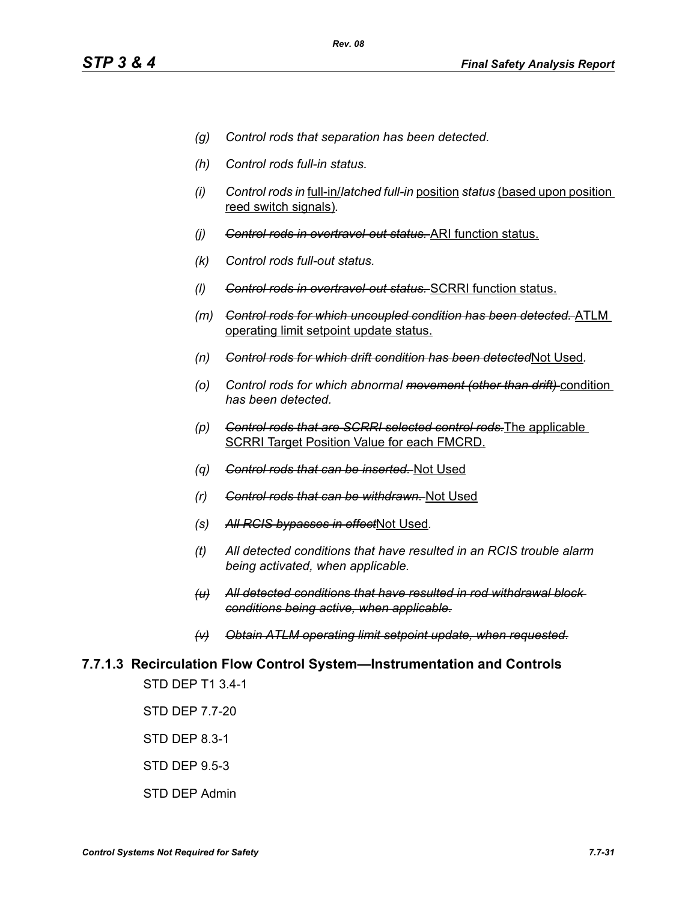- *(g)* *Control rods that separation has been detected.*
- *(h)* *Control rods full-in status.*
- *(i)* *Control rods in* full-in/*latched full-in* position *status* (based upon position reed switch signals).
- *(j)* ~~*Control rods in overtravel-out status.*~~ ARI function status.
- *(k)* *Control rods full-out status.*
- *(l)* ~~*Control rods in overtravel-out status.*~~ SCRRI function status.
- *(m)* ~~*Control rods for which uncoupled condition has been detected.*~~ ATLM operating limit setpoint update status.
- *(n)* ~~*Control rods for which drift condition has been detected*~~Not Used.
- *(o)* *Control rods for which abnormal* ~~*movement (other than drift)*~~ condition *has been detected.*
- *(p)* ~~*Control rods that are SCRRI selected control rods.*~~The applicable SCRRI Target Position Value for each FMCRD.
- *(q)* ~~*Control rods that can be inserted.*~~ Not Used
- *(r)* ~~*Control rods that can be withdrawn.*~~ Not Used
- *(s)* ~~*All RCIS bypasses in effect*~~Not Used.
- *(t)* *All detected conditions that have resulted in an RCIS trouble alarm being activated, when applicable.*
- ~~*(u)*~~ ~~*All detected conditions that have resulted in rod withdrawal block conditions being active, when applicable.*~~
- ~~*(v)*~~ ~~*Obtain ATLM operating limit setpoint update, when requested.*~~

### 7.7.1.3 Recirculation Flow Control System—Instrumentation and Controls

STD DEP T1 3.4-1

STD DEP 7.7-20

STD DEP 8.3-1

STD DEP 9.5-3

STD DEP Admin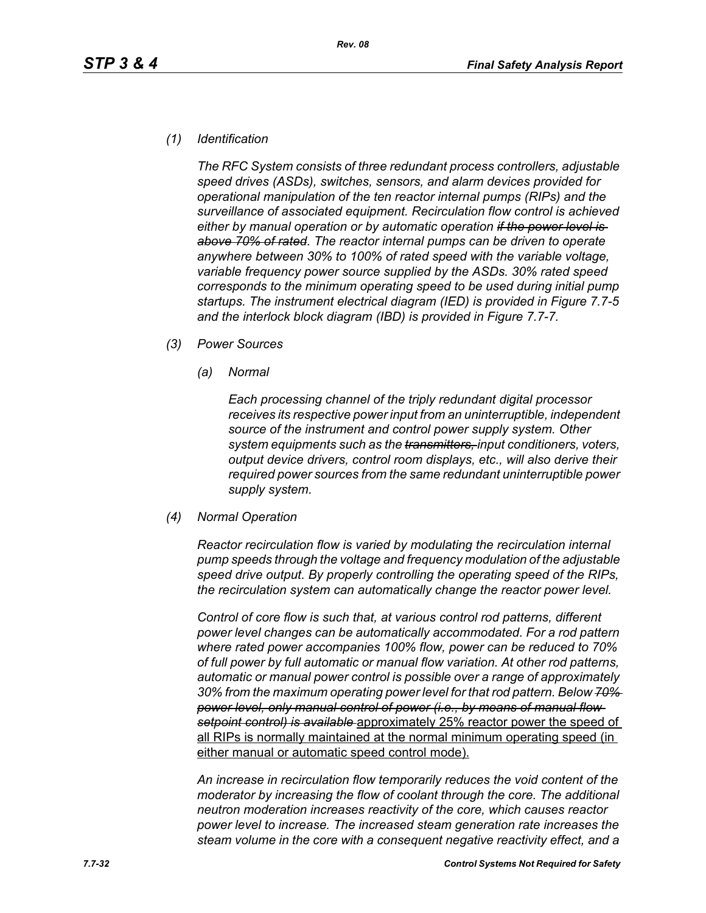*(1) Identification*

*The RFC System consists of three redundant process controllers, adjustable speed drives (ASDs), switches, sensors, and alarm devices provided for operational manipulation of the ten reactor internal pumps (RIPs) and the surveillance of associated equipment. Recirculation flow control is achieved either by manual operation or by automatic operation ~~if the power level is above 70% of rated~~. The reactor internal pumps can be driven to operate anywhere between 30% to 100% of rated speed with the variable voltage, variable frequency power source supplied by the ASDs. 30% rated speed corresponds to the minimum operating speed to be used during initial pump startups. The instrument electrical diagram (IED) is provided in Figure 7.7-5 and the interlock block diagram (IBD) is provided in Figure 7.7-7.*

*(3) Power Sources*

*(a) Normal*

*Each processing channel of the triply redundant digital processor receives its respective power input from an uninterruptible, independent source of the instrument and control power supply system. Other system equipments such as the ~~transmitters,~~ input conditioners, voters, output device drivers, control room displays, etc., will also derive their required power sources from the same redundant uninterruptible power supply system.*

*(4) Normal Operation*

*Reactor recirculation flow is varied by modulating the recirculation internal pump speeds through the voltage and frequency modulation of the adjustable speed drive output. By properly controlling the operating speed of the RIPs, the recirculation system can automatically change the reactor power level.*

*Control of core flow is such that, at various control rod patterns, different power level changes can be automatically accommodated. For a rod pattern where rated power accompanies 100% flow, power can be reduced to 70% of full power by full automatic or manual flow variation. At other rod patterns, automatic or manual power control is possible over a range of approximately 30% from the maximum operating power level for that rod pattern. Below ~~70% power level, only manual control of power (i.e., by means of manual flow setpoint control) is available~~* <u>approximately 25% reactor power the speed of all RIPs is normally maintained at the normal minimum operating speed (in either manual or automatic speed control mode).</u>

*An increase in recirculation flow temporarily reduces the void content of the moderator by increasing the flow of coolant through the core. The additional neutron moderation increases reactivity of the core, which causes reactor power level to increase. The increased steam generation rate increases the steam volume in the core with a consequent negative reactivity effect, and a*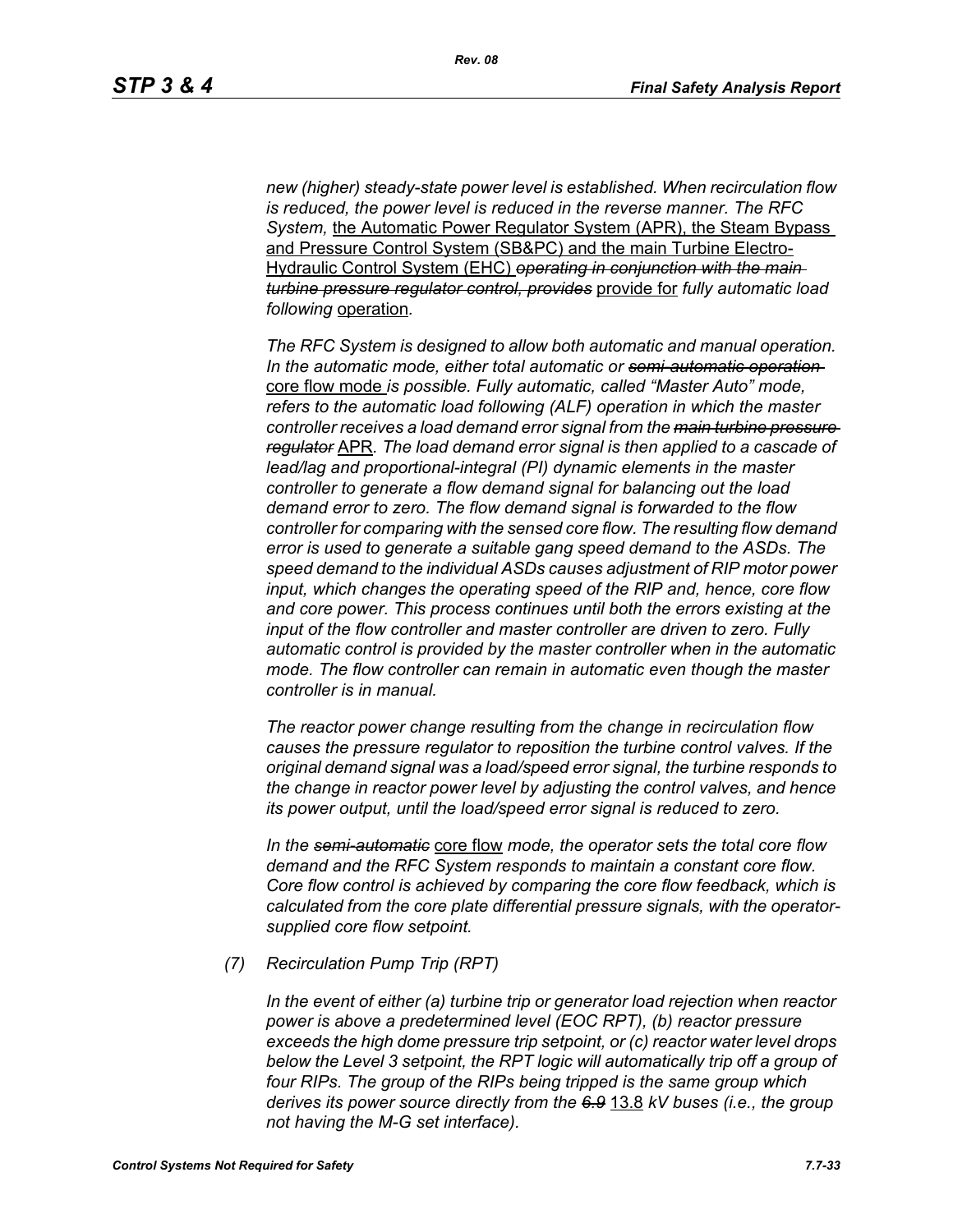*new (higher) steady-state power level is established. When recirculation flow is reduced, the power level is reduced in the reverse manner. The RFC System,* the Automatic Power Regulator System (APR), the Steam Bypass and Pressure Control System (SB&PC) and the main Turbine Electro-Hydraulic Control System (EHC) ~~*operating in conjunction with the main turbine pressure regulator control, provides*~~ provide for *fully automatic load following* operation.

*The RFC System is designed to allow both automatic and manual operation. In the automatic mode, either total automatic or* ~~*semi-automatic operation*~~ core flow mode *is possible. Fully automatic, called "Master Auto" mode, refers to the automatic load following (ALF) operation in which the master controller receives a load demand error signal from the* ~~*main turbine pressure regulator*~~ APR. *The load demand error signal is then applied to a cascade of lead/lag and proportional-integral (PI) dynamic elements in the master controller to generate a flow demand signal for balancing out the load demand error to zero. The flow demand signal is forwarded to the flow controller for comparing with the sensed core flow. The resulting flow demand error is used to generate a suitable gang speed demand to the ASDs. The speed demand to the individual ASDs causes adjustment of RIP motor power input, which changes the operating speed of the RIP and, hence, core flow and core power. This process continues until both the errors existing at the input of the flow controller and master controller are driven to zero. Fully automatic control is provided by the master controller when in the automatic mode. The flow controller can remain in automatic even though the master controller is in manual.*

*The reactor power change resulting from the change in recirculation flow causes the pressure regulator to reposition the turbine control valves. If the original demand signal was a load/speed error signal, the turbine responds to the change in reactor power level by adjusting the control valves, and hence its power output, until the load/speed error signal is reduced to zero.*

*In the* ~~*semi-automatic*~~ core flow *mode, the operator sets the total core flow demand and the RFC System responds to maintain a constant core flow. Core flow control is achieved by comparing the core flow feedback, which is calculated from the core plate differential pressure signals, with the operator-supplied core flow setpoint.*

*(7) Recirculation Pump Trip (RPT)*

*In the event of either (a) turbine trip or generator load rejection when reactor power is above a predetermined level (EOC RPT), (b) reactor pressure exceeds the high dome pressure trip setpoint, or (c) reactor water level drops below the Level 3 setpoint, the RPT logic will automatically trip off a group of four RIPs. The group of the RIPs being tripped is the same group which derives its power source directly from the* ~~*6.9*~~ 13.8 *kV buses (i.e., the group not having the M-G set interface).*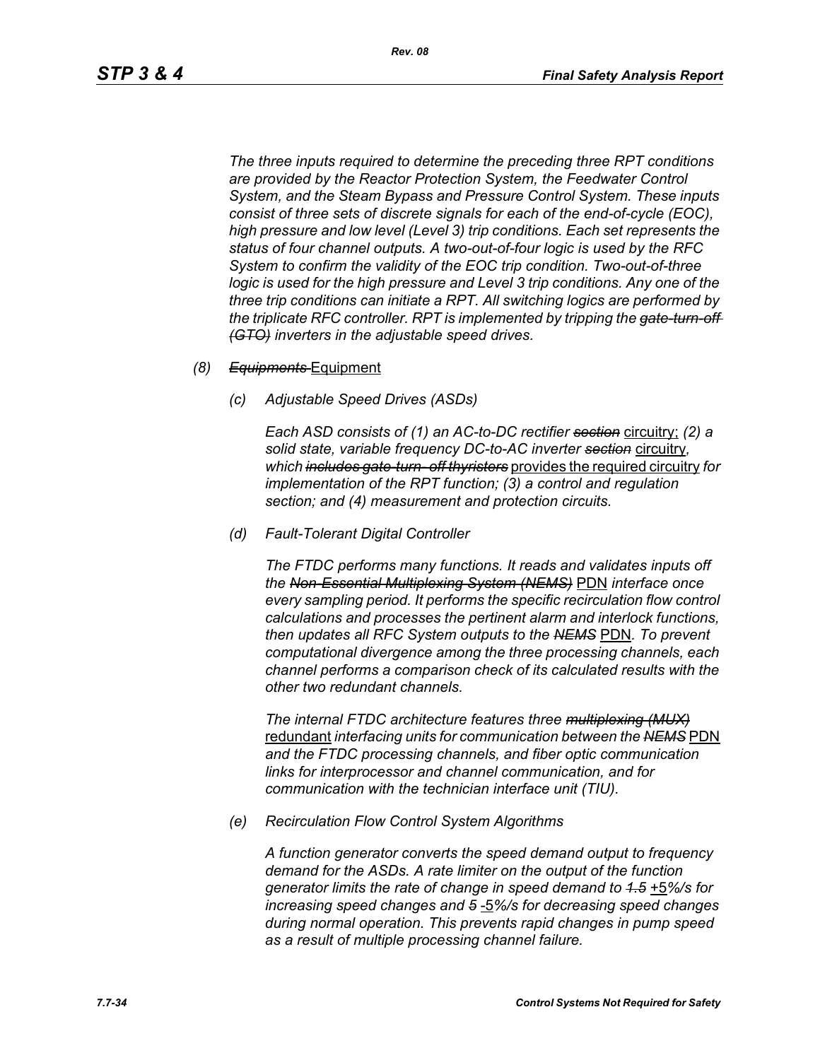*The three inputs required to determine the preceding three RPT conditions are provided by the Reactor Protection System, the Feedwater Control System, and the Steam Bypass and Pressure Control System. These inputs consist of three sets of discrete signals for each of the end-of-cycle (EOC), high pressure and low level (Level 3) trip conditions. Each set represents the status of four channel outputs. A two-out-of-four logic is used by the RFC System to confirm the validity of the EOC trip condition. Two-out-of-three logic is used for the high pressure and Level 3 trip conditions. Any one of the three trip conditions can initiate a RPT. All switching logics are performed by the triplicate RFC controller. RPT is implemented by tripping the ~~gate-turn-off (GTO)~~ inverters in the adjustable speed drives.*

*(8)* ~~*Equipments*~~ Equipment

*(c) Adjustable Speed Drives (ASDs)*

*Each ASD consists of (1) an AC-to-DC rectifier ~~section~~* circuitry; *(2) a solid state, variable frequency DC-to-AC inverter ~~section~~* circuitry, *which ~~includes gate-turn- off thyristers~~* provides the required circuitry *for implementation of the RPT function; (3) a control and regulation section; and (4) measurement and protection circuits.*

*(d) Fault-Tolerant Digital Controller*

*The FTDC performs many functions. It reads and validates inputs off the ~~Non-Essential Multiplexing System (NEMS)~~* PDN *interface once every sampling period. It performs the specific recirculation flow control calculations and processes the pertinent alarm and interlock functions, then updates all RFC System outputs to the ~~NEMS~~* PDN*. To prevent computational divergence among the three processing channels, each channel performs a comparison check of its calculated results with the other two redundant channels.*

*The internal FTDC architecture features three ~~multiplexing (MUX)~~* redundant *interfacing units for communication between the ~~NEMS~~* PDN *and the FTDC processing channels, and fiber optic communication links for interprocessor and channel communication, and for communication with the technician interface unit (TIU).*

*(e) Recirculation Flow Control System Algorithms*

*A function generator converts the speed demand output to frequency demand for the ASDs. A rate limiter on the output of the function generator limits the rate of change in speed demand to ~~1.5~~* +5*%/s for increasing speed changes and ~~5~~* -5*%/s for decreasing speed changes during normal operation. This prevents rapid changes in pump speed as a result of multiple processing channel failure.*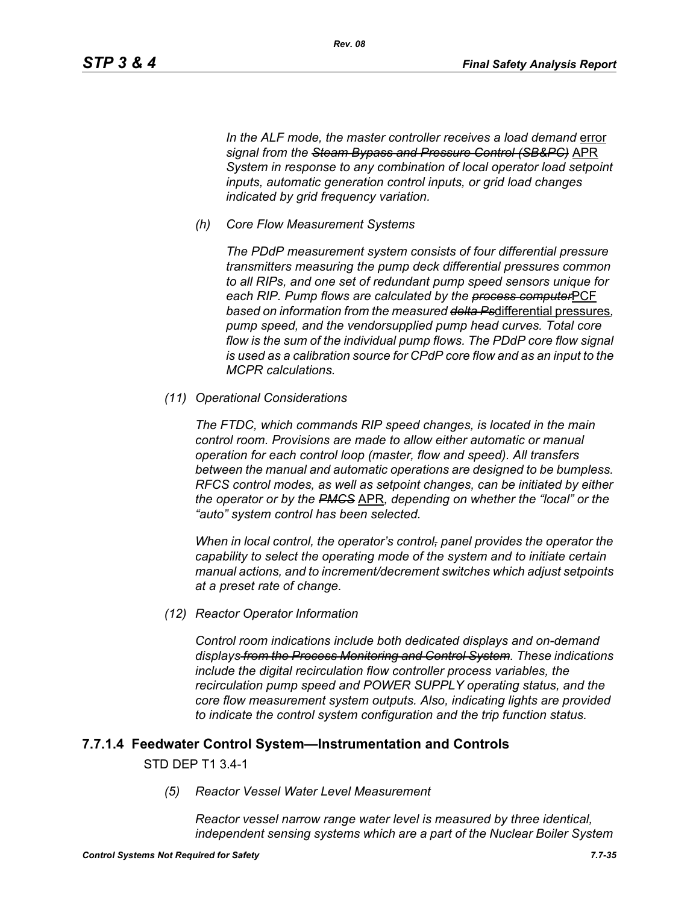*In the ALF mode, the master controller receives a load demand* error *signal from the* ~~*Steam Bypass and Pressure Control (SB&PC)*~~ APR *System in response to any combination of local operator load setpoint inputs, automatic generation control inputs, or grid load changes indicated by grid frequency variation.*

*(h) Core Flow Measurement Systems*

*The PDdP measurement system consists of four differential pressure transmitters measuring the pump deck differential pressures common to all RIPs, and one set of redundant pump speed sensors unique for each RIP. Pump flows are calculated by the* ~~*process computer*~~PCF *based on information from the measured* ~~*delta Ps*~~differential pressures*, pump speed, and the vendorsupplied pump head curves. Total core flow is the sum of the individual pump flows. The PDdP core flow signal is used as a calibration source for CPdP core flow and as an input to the MCPR calculations.*

*(11) Operational Considerations*

*The FTDC, which commands RIP speed changes, is located in the main control room. Provisions are made to allow either automatic or manual operation for each control loop (master, flow and speed). All transfers between the manual and automatic operations are designed to be bumpless. RFCS control modes, as well as setpoint changes, can be initiated by either the operator or by the* ~~*PMCS*~~ APR*, depending on whether the "local" or the "auto" system control has been selected.*

*When in local control, the operator's control*~~*,*~~ *panel provides the operator the capability to select the operating mode of the system and to initiate certain manual actions, and to increment/decrement switches which adjust setpoints at a preset rate of change.*

*(12) Reactor Operator Information*

*Control room indications include both dedicated displays and on-demand displays* ~~*from the Process Monitoring and Control System*~~*. These indications include the digital recirculation flow controller process variables, the recirculation pump speed and POWER SUPPLY operating status, and the core flow measurement system outputs. Also, indicating lights are provided to indicate the control system configuration and the trip function status.*

### 7.7.1.4 Feedwater Control System—Instrumentation and Controls

STD DEP T1 3.4-1

*(5) Reactor Vessel Water Level Measurement*

*Reactor vessel narrow range water level is measured by three identical, independent sensing systems which are a part of the Nuclear Boiler System*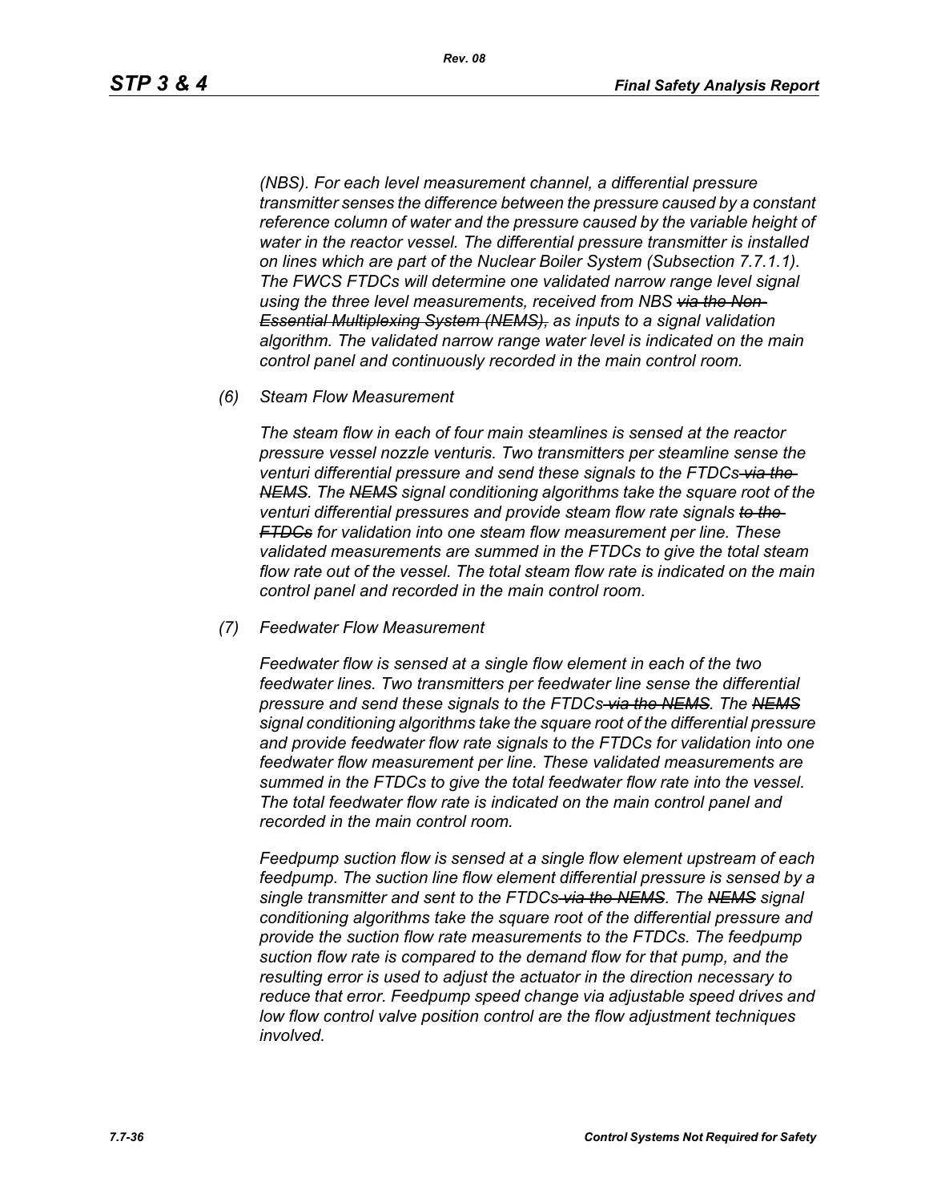*(NBS). For each level measurement channel, a differential pressure transmitter senses the difference between the pressure caused by a constant reference column of water and the pressure caused by the variable height of water in the reactor vessel. The differential pressure transmitter is installed on lines which are part of the Nuclear Boiler System (Subsection 7.7.1.1). The FWCS FTDCs will determine one validated narrow range level signal using the three level measurements, received from NBS ~~via the Non-Essential Multiplexing System (NEMS),~~ as inputs to a signal validation algorithm. The validated narrow range water level is indicated on the main control panel and continuously recorded in the main control room.*

*(6) Steam Flow Measurement*

*The steam flow in each of four main steamlines is sensed at the reactor pressure vessel nozzle venturis. Two transmitters per steamline sense the venturi differential pressure and send these signals to the FTDCs ~~via the NEMS~~. The ~~NEMS~~ signal conditioning algorithms take the square root of the venturi differential pressures and provide steam flow rate signals ~~to the FTDCs~~ for validation into one steam flow measurement per line. These validated measurements are summed in the FTDCs to give the total steam flow rate out of the vessel. The total steam flow rate is indicated on the main control panel and recorded in the main control room.*

*(7) Feedwater Flow Measurement*

*Feedwater flow is sensed at a single flow element in each of the two feedwater lines. Two transmitters per feedwater line sense the differential pressure and send these signals to the FTDCs ~~via the NEMS~~. The ~~NEMS~~ signal conditioning algorithms take the square root of the differential pressure and provide feedwater flow rate signals to the FTDCs for validation into one feedwater flow measurement per line. These validated measurements are summed in the FTDCs to give the total feedwater flow rate into the vessel. The total feedwater flow rate is indicated on the main control panel and recorded in the main control room.*

*Feedpump suction flow is sensed at a single flow element upstream of each feedpump. The suction line flow element differential pressure is sensed by a single transmitter and sent to the FTDCs ~~via the NEMS~~. The ~~NEMS~~ signal conditioning algorithms take the square root of the differential pressure and provide the suction flow rate measurements to the FTDCs. The feedpump suction flow rate is compared to the demand flow for that pump, and the resulting error is used to adjust the actuator in the direction necessary to reduce that error. Feedpump speed change via adjustable speed drives and low flow control valve position control are the flow adjustment techniques involved.*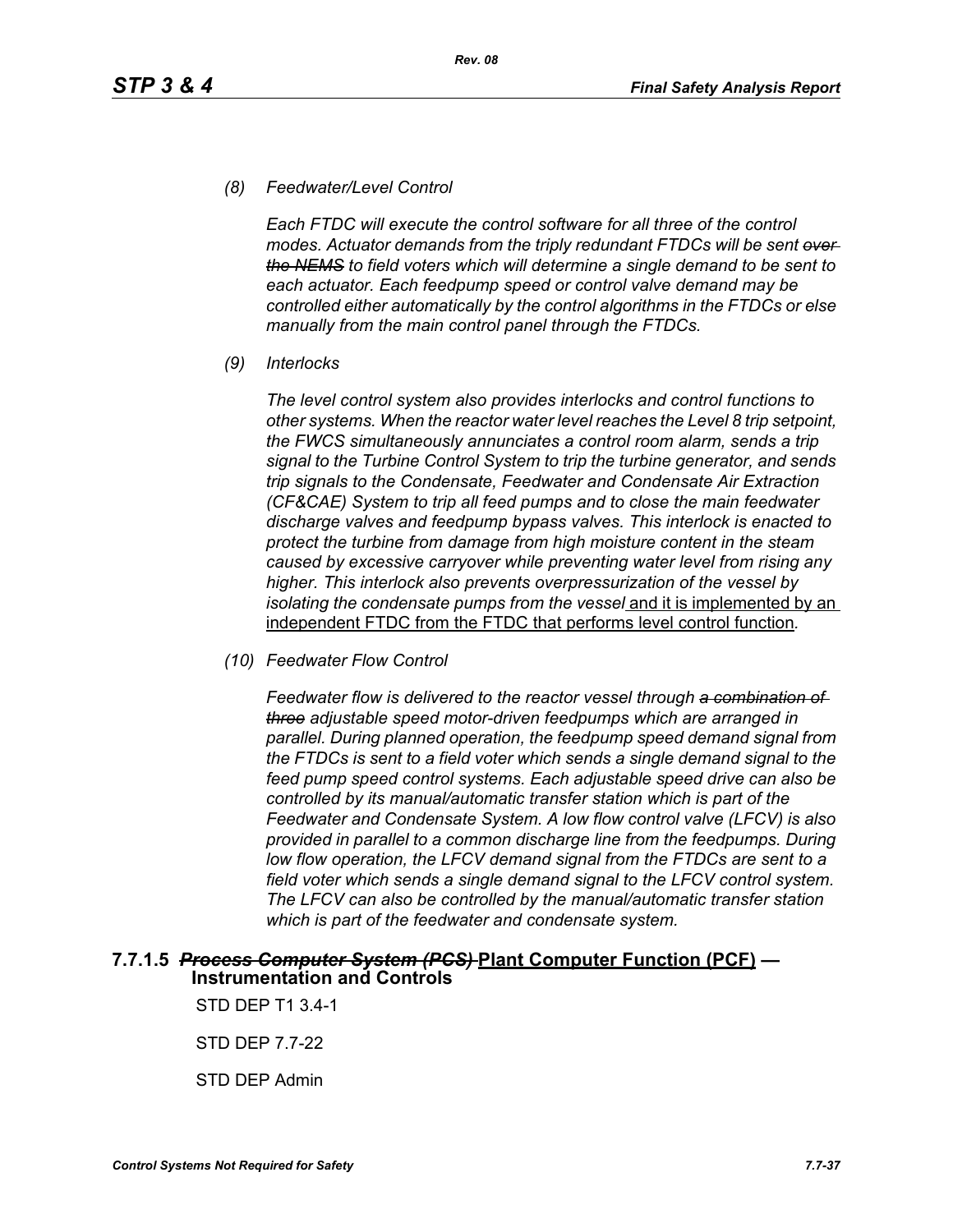*(8) Feedwater/Level Control*

*Each FTDC will execute the control software for all three of the control modes. Actuator demands from the triply redundant FTDCs will be sent ~~over the NEMS~~ to field voters which will determine a single demand to be sent to each actuator. Each feedpump speed or control valve demand may be controlled either automatically by the control algorithms in the FTDCs or else manually from the main control panel through the FTDCs.*

*(9) Interlocks*

*The level control system also provides interlocks and control functions to other systems. When the reactor water level reaches the Level 8 trip setpoint, the FWCS simultaneously annunciates a control room alarm, sends a trip signal to the Turbine Control System to trip the turbine generator, and sends trip signals to the Condensate, Feedwater and Condensate Air Extraction (CF&CAE) System to trip all feed pumps and to close the main feedwater discharge valves and feedpump bypass valves. This interlock is enacted to protect the turbine from damage from high moisture content in the steam caused by excessive carryover while preventing water level from rising any higher. This interlock also prevents overpressurization of the vessel by isolating the condensate pumps from the vessel* <u>and it is implemented by an independent FTDC from the FTDC that performs level control function</u>.

*(10) Feedwater Flow Control*

*Feedwater flow is delivered to the reactor vessel through ~~a combination of three~~ adjustable speed motor-driven feedpumps which are arranged in parallel. During planned operation, the feedpump speed demand signal from the FTDCs is sent to a field voter which sends a single demand signal to the feed pump speed control systems. Each adjustable speed drive can also be controlled by its manual/automatic transfer station which is part of the Feedwater and Condensate System. A low flow control valve (LFCV) is also provided in parallel to a common discharge line from the feedpumps. During low flow operation, the LFCV demand signal from the FTDCs are sent to a field voter which sends a single demand signal to the LFCV control system. The LFCV can also be controlled by the manual/automatic transfer station which is part of the feedwater and condensate system.*

### 7.7.1.5 ~~*Process Computer System (PCS)*~~ <u>Plant Computer Function (PCF)</u> — Instrumentation and Controls

STD DEP T1 3.4-1

STD DEP 7.7-22

STD DEP Admin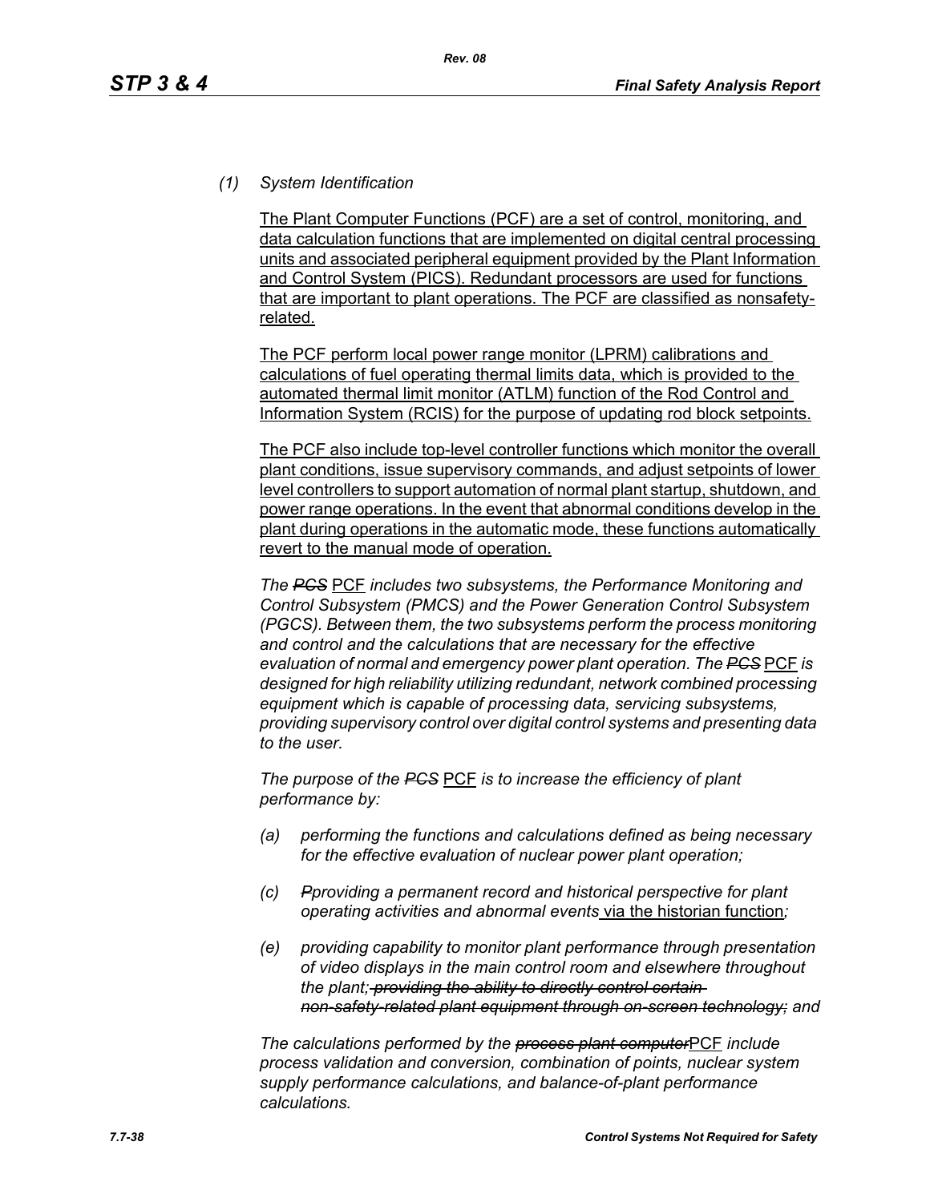*(1) System Identification*

The Plant Computer Functions (PCF) are a set of control, monitoring, and data calculation functions that are implemented on digital central processing units and associated peripheral equipment provided by the Plant Information and Control System (PICS). Redundant processors are used for functions that are important to plant operations. The PCF are classified as nonsafety-related.

The PCF perform local power range monitor (LPRM) calibrations and calculations of fuel operating thermal limits data, which is provided to the automated thermal limit monitor (ATLM) function of the Rod Control and Information System (RCIS) for the purpose of updating rod block setpoints.

The PCF also include top-level controller functions which monitor the overall plant conditions, issue supervisory commands, and adjust setpoints of lower level controllers to support automation of normal plant startup, shutdown, and power range operations. In the event that abnormal conditions develop in the plant during operations in the automatic mode, these functions automatically revert to the manual mode of operation.

*The ~~PCS~~ PCF includes two subsystems, the Performance Monitoring and Control Subsystem (PMCS) and the Power Generation Control Subsystem (PGCS). Between them, the two subsystems perform the process monitoring and control and the calculations that are necessary for the effective evaluation of normal and emergency power plant operation. The ~~PCS~~ PCF is designed for high reliability utilizing redundant, network combined processing equipment which is capable of processing data, servicing subsystems, providing supervisory control over digital control systems and presenting data to the user.*

*The purpose of the ~~PCS~~ PCF is to increase the efficiency of plant performance by:*

*(a) performing the functions and calculations defined as being necessary for the effective evaluation of nuclear power plant operation;*

*(c) ~~P~~providing a permanent record and historical perspective for plant operating activities and abnormal events via the historian function;*

*(e) providing capability to monitor plant performance through presentation of video displays in the main control room and elsewhere throughout the plant; ~~providing the ability to directly control certain non-safety-related plant equipment through on-screen technology;~~ and*

*The calculations performed by the ~~process plant computer~~PCF include process validation and conversion, combination of points, nuclear system supply performance calculations, and balance-of-plant performance calculations.*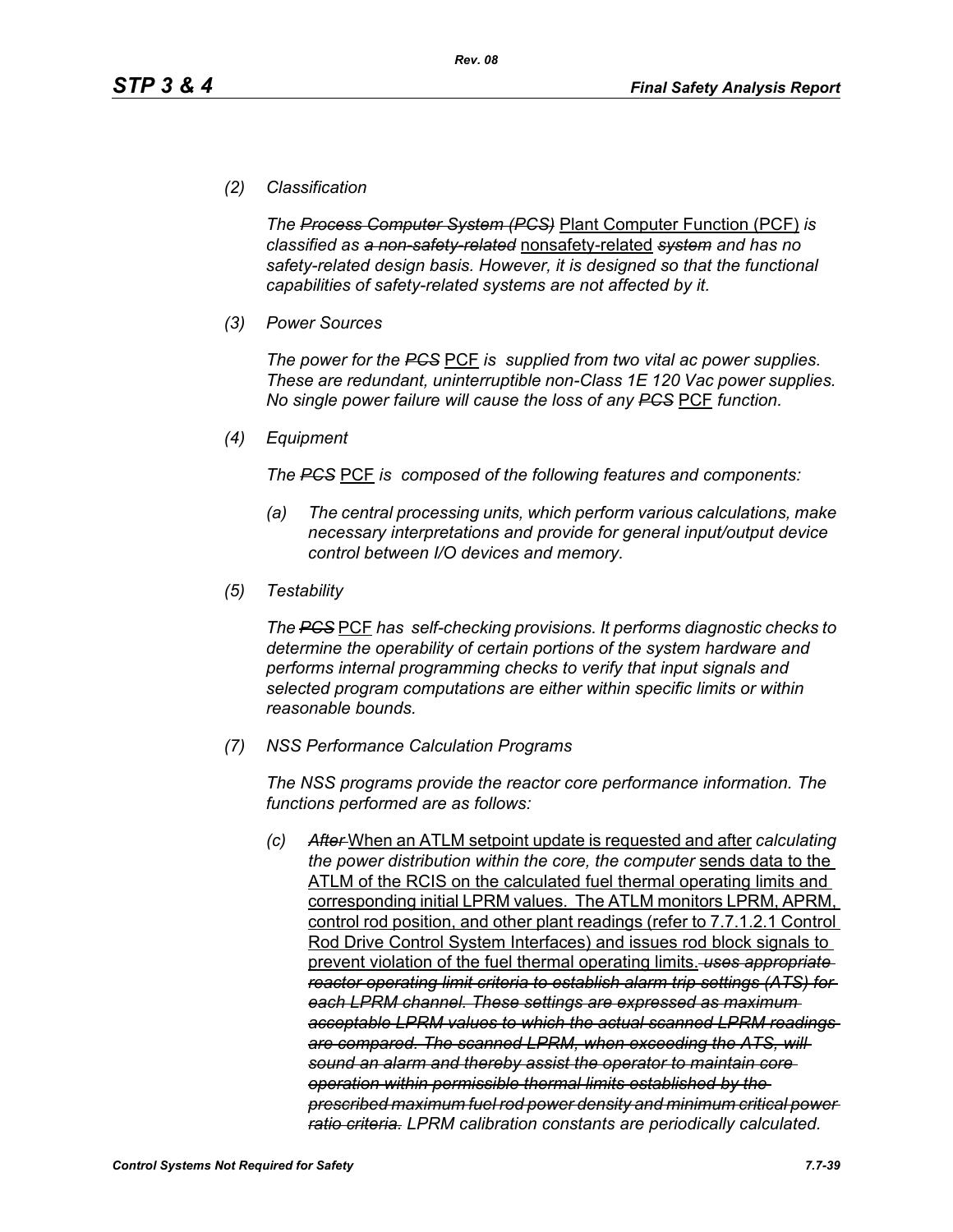*(2) Classification*

*The ~~Process Computer System (PCS)~~* <u>Plant Computer Function (PCF)</u> *is classified as ~~a non-safety-related~~* <u>nonsafety-related</u> *~~system~~ and has no safety-related design basis. However, it is designed so that the functional capabilities of safety-related systems are not affected by it.*

*(3) Power Sources*

*The ~~PCS~~* <u>PCF</u> *is supplied from two vital ac power supplies. These are redundant, uninterruptible non-Class 1E 120 Vac power supplies. No single power failure will cause the loss of any ~~PCS~~* <u>PCF</u> *function.*

*(4) Equipment*

*The ~~PCS~~* <u>PCF</u> *is composed of the following features and components:*

*(a) The central processing units, which perform various calculations, make necessary interpretations and provide for general input/output device control between I/O devices and memory.*

*(5) Testability*

*The ~~PCS~~* <u>PCF</u> *has self-checking provisions. It performs diagnostic checks to determine the operability of certain portions of the system hardware and performs internal programming checks to verify that input signals and selected program computations are either within specific limits or within reasonable bounds.*

*(7) NSS Performance Calculation Programs*

*The NSS programs provide the reactor core performance information. The functions performed are as follows:*

*(c) ~~After~~* <u>When an ATLM setpoint update is requested and after</u> *calculating the power distribution within the core, the computer* <u>sends data to the ATLM of the RCIS on the calculated fuel thermal operating limits and corresponding initial LPRM values. The ATLM monitors LPRM, APRM, control rod position, and other plant readings (refer to 7.7.1.2.1 Control Rod Drive Control System Interfaces) and issues rod block signals to prevent violation of the fuel thermal operating limits.</u> ***~~uses appropriate reactor operating limit criteria to establish alarm trip settings (ATS) for each LPRM channel. These settings are expressed as maximum acceptable LPRM values to which the actual scanned LPRM readings are compared. The scanned LPRM, when exceeding the ATS, will sound an alarm and thereby assist the operator to maintain core operation within permissible thermal limits established by the prescribed maximum fuel rod power density and minimum critical power ratio criteria.~~*** *LPRM calibration constants are periodically calculated.*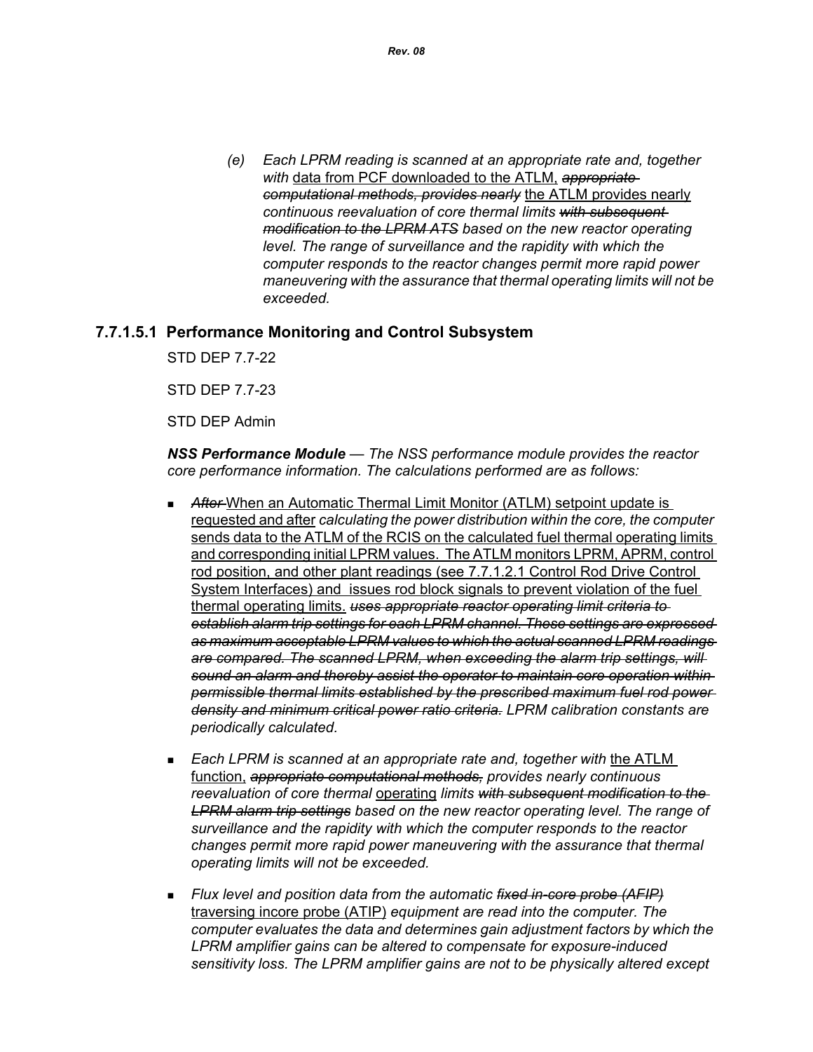(e) *Each LPRM reading is scanned at an appropriate rate and, together with* data from PCF downloaded to the ATLM, ~~*appropriate computational methods, provides nearly*~~ the ATLM provides nearly *continuous reevaluation of core thermal limits* ~~*with subsequent modification to the LPRM ATS*~~ *based on the new reactor operating level. The range of surveillance and the rapidity with which the computer responds to the reactor changes permit more rapid power maneuvering with the assurance that thermal operating limits will not be exceeded.*

### 7.7.1.5.1 Performance Monitoring and Control Subsystem

STD DEP 7.7-22

STD DEP 7.7-23

STD DEP Admin

***NSS Performance Module*** *— The NSS performance module provides the reactor core performance information. The calculations performed are as follows:*

- ~~*After*~~ When an Automatic Thermal Limit Monitor (ATLM) setpoint update is requested and after *calculating the power distribution within the core, the computer* sends data to the ATLM of the RCIS on the calculated fuel thermal operating limits and corresponding initial LPRM values. The ATLM monitors LPRM, APRM, control rod position, and other plant readings (see 7.7.1.2.1 Control Rod Drive Control System Interfaces) and issues rod block signals to prevent violation of the fuel thermal operating limits. ~~*uses appropriate reactor operating limit criteria to establish alarm trip settings for each LPRM channel. These settings are expressed as maximum acceptable LPRM values to which the actual scanned LPRM readings are compared. The scanned LPRM, when exceeding the alarm trip settings, will sound an alarm and thereby assist the operator to maintain core operation within permissible thermal limits established by the prescribed maximum fuel rod power density and minimum critical power ratio criteria.*~~ *LPRM calibration constants are periodically calculated.*

- *Each LPRM is scanned at an appropriate rate and, together with* the ATLM function, ~~*appropriate computational methods,*~~ *provides nearly continuous reevaluation of core thermal* operating *limits* ~~*with subsequent modification to the LPRM alarm trip settings*~~ *based on the new reactor operating level. The range of surveillance and the rapidity with which the computer responds to the reactor changes permit more rapid power maneuvering with the assurance that thermal operating limits will not be exceeded.*

- *Flux level and position data from the automatic* ~~*fixed in-core probe (AFIP)*~~ traversing incore probe (ATIP) *equipment are read into the computer. The computer evaluates the data and determines gain adjustment factors by which the LPRM amplifier gains can be altered to compensate for exposure-induced sensitivity loss. The LPRM amplifier gains are not to be physically altered except*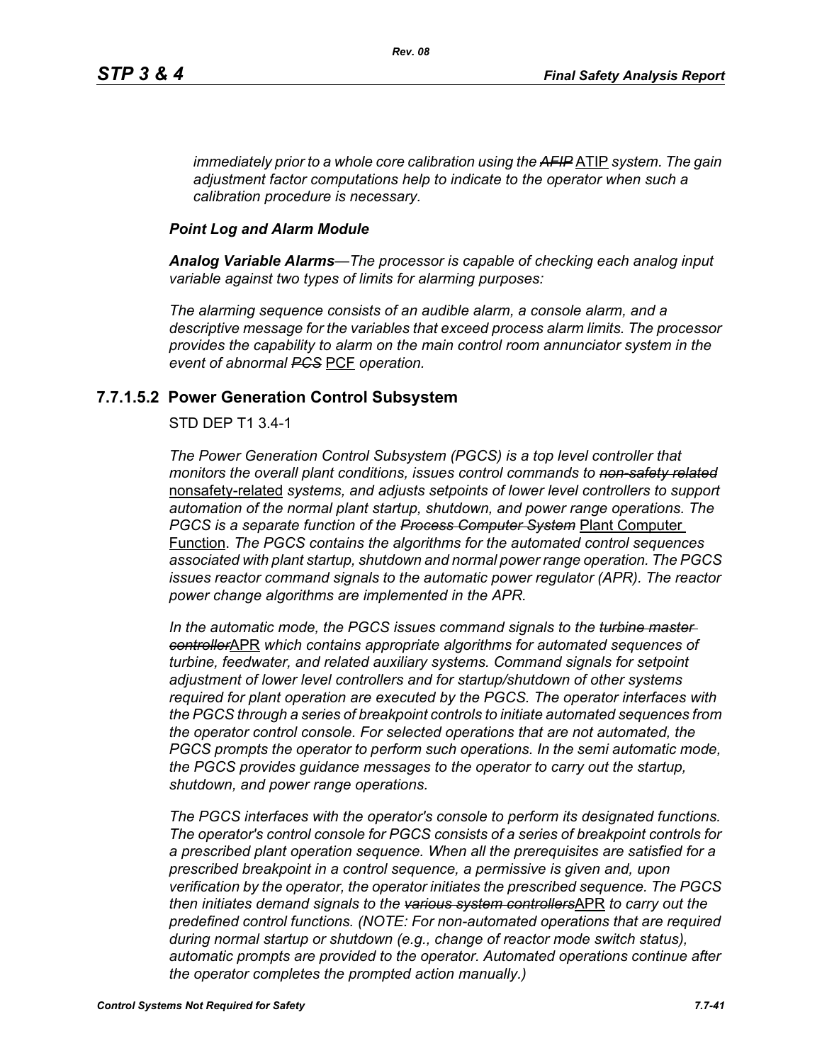*immediately prior to a whole core calibration using the ~~AFIP~~* ATIP *system. The gain adjustment factor computations help to indicate to the operator when such a calibration procedure is necessary.*

***Point Log and Alarm Module***

***Analog Variable Alarms****—The processor is capable of checking each analog input variable against two types of limits for alarming purposes:*

*The alarming sequence consists of an audible alarm, a console alarm, and a descriptive message for the variables that exceed process alarm limits. The processor provides the capability to alarm on the main control room annunciator system in the event of abnormal ~~PCS~~* PCF *operation.*

### 7.7.1.5.2 Power Generation Control Subsystem

STD DEP T1 3.4-1

*The Power Generation Control Subsystem (PGCS) is a top level controller that monitors the overall plant conditions, issues control commands to ~~non-safety related~~* nonsafety-related *systems, and adjusts setpoints of lower level controllers to support automation of the normal plant startup, shutdown, and power range operations. The PGCS is a separate function of the ~~Process Computer System~~* Plant Computer Function. *The PGCS contains the algorithms for the automated control sequences associated with plant startup, shutdown and normal power range operation. The PGCS issues reactor command signals to the automatic power regulator (APR). The reactor power change algorithms are implemented in the APR.*

*In the automatic mode, the PGCS issues command signals to the ~~turbine master controller~~*APR *which contains appropriate algorithms for automated sequences of turbine, feedwater, and related auxiliary systems. Command signals for setpoint adjustment of lower level controllers and for startup/shutdown of other systems required for plant operation are executed by the PGCS. The operator interfaces with the PGCS through a series of breakpoint controls to initiate automated sequences from the operator control console. For selected operations that are not automated, the PGCS prompts the operator to perform such operations. In the semi automatic mode, the PGCS provides guidance messages to the operator to carry out the startup, shutdown, and power range operations.*

*The PGCS interfaces with the operator's console to perform its designated functions. The operator's control console for PGCS consists of a series of breakpoint controls for a prescribed plant operation sequence. When all the prerequisites are satisfied for a prescribed breakpoint in a control sequence, a permissive is given and, upon verification by the operator, the operator initiates the prescribed sequence. The PGCS then initiates demand signals to the ~~various system controllers~~*APR *to carry out the predefined control functions. (NOTE: For non-automated operations that are required during normal startup or shutdown (e.g., change of reactor mode switch status), automatic prompts are provided to the operator. Automated operations continue after the operator completes the prompted action manually.)*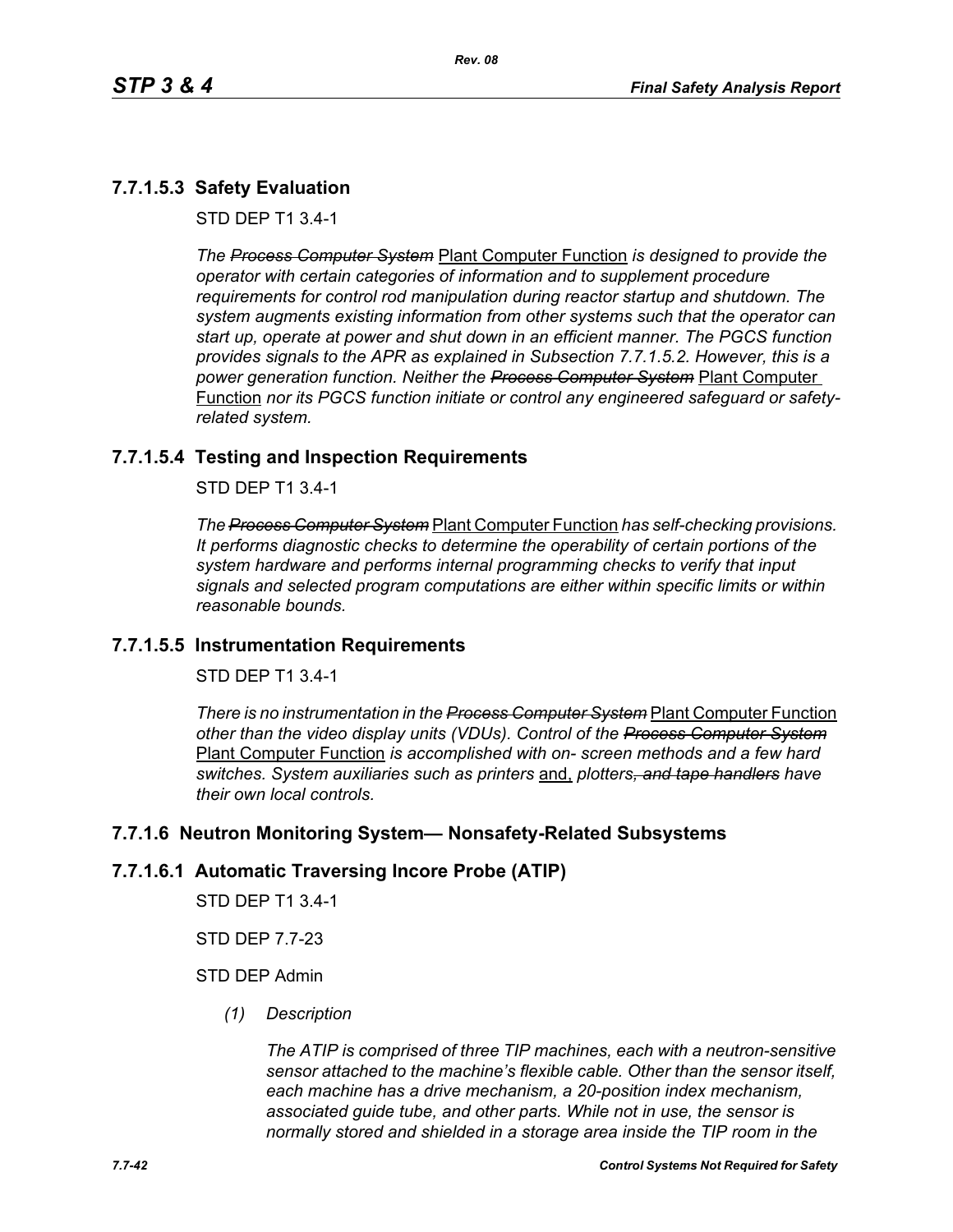### 7.7.1.5.3 Safety Evaluation

STD DEP T1 3.4-1

*The ~~Process Computer System~~* Plant Computer Function *is designed to provide the operator with certain categories of information and to supplement procedure requirements for control rod manipulation during reactor startup and shutdown. The system augments existing information from other systems such that the operator can start up, operate at power and shut down in an efficient manner. The PGCS function provides signals to the APR as explained in Subsection 7.7.1.5.2. However, this is a power generation function. Neither the ~~Process Computer System~~* Plant Computer Function *nor its PGCS function initiate or control any engineered safeguard or safety-related system.*

### 7.7.1.5.4 Testing and Inspection Requirements

STD DEP T1 3.4-1

*The ~~Process Computer System~~* Plant Computer Function *has self-checking provisions. It performs diagnostic checks to determine the operability of certain portions of the system hardware and performs internal programming checks to verify that input signals and selected program computations are either within specific limits or within reasonable bounds.*

### 7.7.1.5.5 Instrumentation Requirements

STD DEP T1 3.4-1

*There is no instrumentation in the ~~Process Computer System~~* Plant Computer Function *other than the video display units (VDUs). Control of the ~~Process Computer System~~* Plant Computer Function *is accomplished with on- screen methods and a few hard switches. System auxiliaries such as printers* and*, plotters~~, and tape handlers~~ have their own local controls.*

## 7.7.1.6 Neutron Monitoring System— Nonsafety-Related Subsystems

### 7.7.1.6.1 Automatic Traversing Incore Probe (ATIP)

STD DEP T1 3.4-1

STD DEP 7.7-23

STD DEP Admin

*(1) Description*

*The ATIP is comprised of three TIP machines, each with a neutron-sensitive sensor attached to the machine's flexible cable. Other than the sensor itself, each machine has a drive mechanism, a 20-position index mechanism, associated guide tube, and other parts. While not in use, the sensor is normally stored and shielded in a storage area inside the TIP room in the*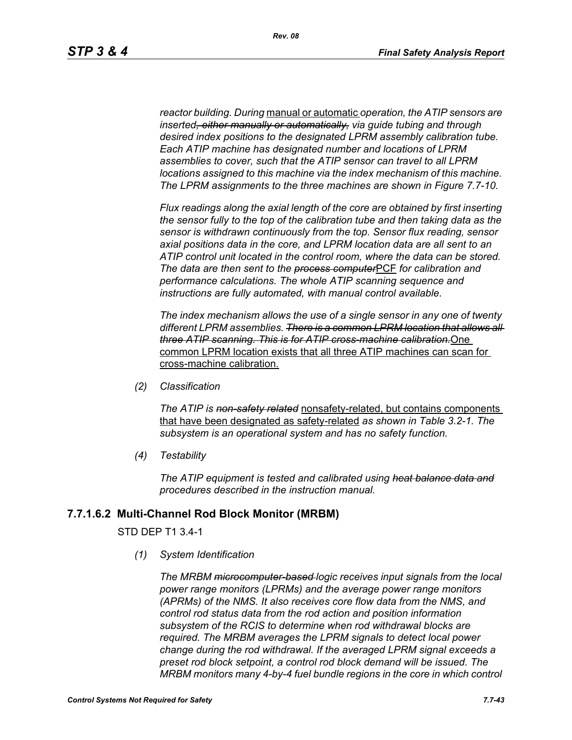*reactor building. During* manual or automatic *operation, the ATIP sensors are inserted~~, either manually or automatically,~~ via guide tubing and through desired index positions to the designated LPRM assembly calibration tube. Each ATIP machine has designated number and locations of LPRM assemblies to cover, such that the ATIP sensor can travel to all LPRM locations assigned to this machine via the index mechanism of this machine. The LPRM assignments to the three machines are shown in Figure 7.7-10.*

*Flux readings along the axial length of the core are obtained by first inserting the sensor fully to the top of the calibration tube and then taking data as the sensor is withdrawn continuously from the top. Sensor flux reading, sensor axial positions data in the core, and LPRM location data are all sent to an ATIP control unit located in the control room, where the data can be stored. The data are then sent to the ~~process computer~~*PCF *for calibration and performance calculations. The whole ATIP scanning sequence and instructions are fully automated, with manual control available.*

*The index mechanism allows the use of a single sensor in any one of twenty different LPRM assemblies. ~~There is a common LPRM location that allows all three ATIP scanning. This is for ATIP cross-machine calibration.~~*One common LPRM location exists that all three ATIP machines can scan for cross-machine calibration.

*(2) Classification*

*The ATIP is ~~non-safety related~~* nonsafety-related, but contains components that have been designated as safety-related *as shown in Table 3.2-1. The subsystem is an operational system and has no safety function.*

*(4) Testability*

*The ATIP equipment is tested and calibrated using ~~heat balance data and~~ procedures described in the instruction manual.*

### 7.7.1.6.2 Multi-Channel Rod Block Monitor (MRBM)

STD DEP T1 3.4-1

*(1) System Identification*

*The MRBM ~~microcomputer-based~~ logic receives input signals from the local power range monitors (LPRMs) and the average power range monitors (APRMs) of the NMS. It also receives core flow data from the NMS, and control rod status data from the rod action and position information subsystem of the RCIS to determine when rod withdrawal blocks are required. The MRBM averages the LPRM signals to detect local power change during the rod withdrawal. If the averaged LPRM signal exceeds a preset rod block setpoint, a control rod block demand will be issued. The MRBM monitors many 4-by-4 fuel bundle regions in the core in which control*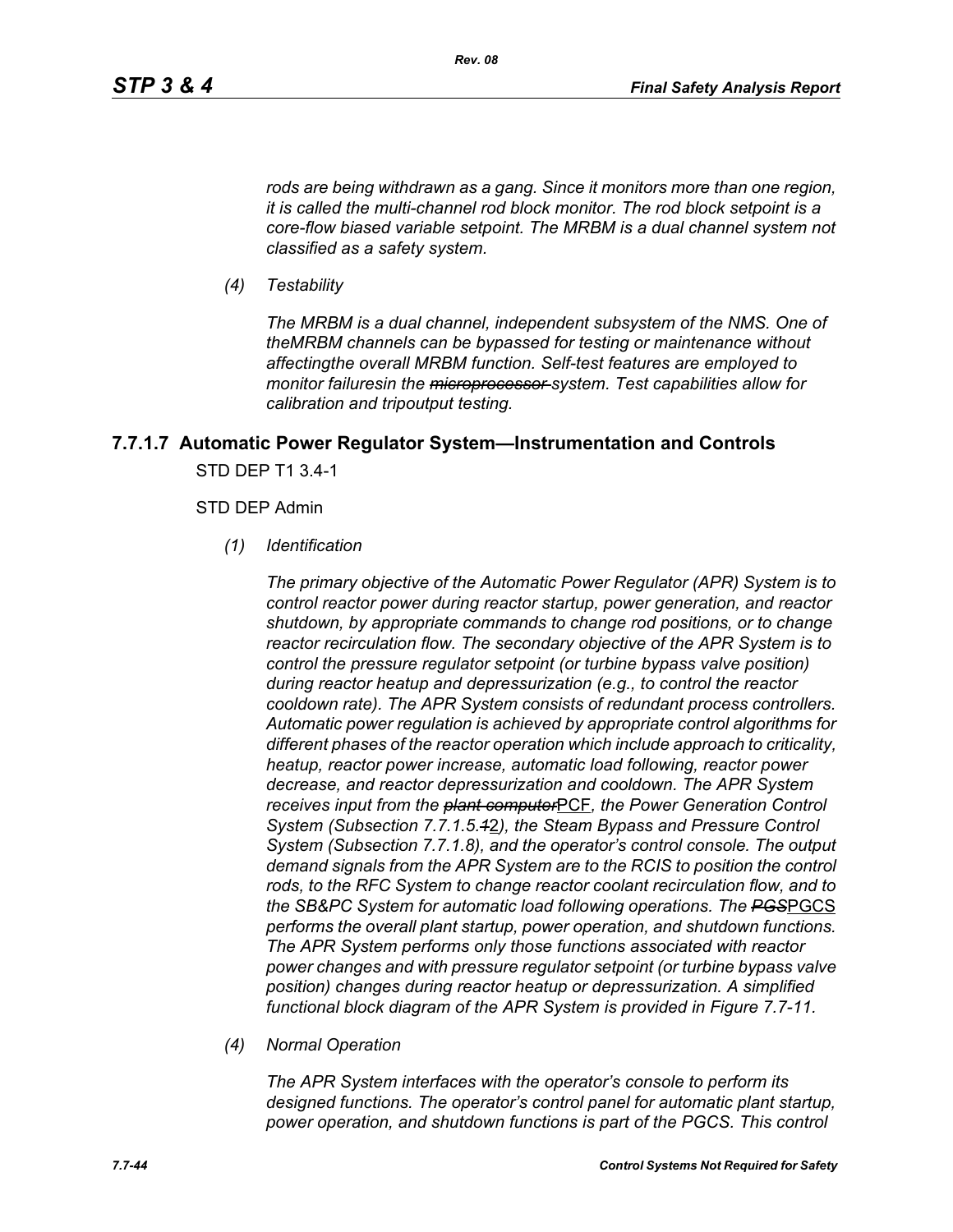*rods are being withdrawn as a gang. Since it monitors more than one region, it is called the multi-channel rod block monitor. The rod block setpoint is a core-flow biased variable setpoint. The MRBM is a dual channel system not classified as a safety system.*

*(4) Testability*

*The MRBM is a dual channel, independent subsystem of the NMS. One of theMRBM channels can be bypassed for testing or maintenance without affectingthe overall MRBM function. Self-test features are employed to monitor failuresin the ~~microprocessor~~ system. Test capabilities allow for calibration and tripoutput testing.*

### 7.7.1.7 Automatic Power Regulator System—Instrumentation and Controls

STD DEP T1 3.4-1

STD DEP Admin

*(1) Identification*

*The primary objective of the Automatic Power Regulator (APR) System is to control reactor power during reactor startup, power generation, and reactor shutdown, by appropriate commands to change rod positions, or to change reactor recirculation flow. The secondary objective of the APR System is to control the pressure regulator setpoint (or turbine bypass valve position) during reactor heatup and depressurization (e.g., to control the reactor cooldown rate). The APR System consists of redundant process controllers. Automatic power regulation is achieved by appropriate control algorithms for different phases of the reactor operation which include approach to criticality, heatup, reactor power increase, automatic load following, reactor power decrease, and reactor depressurization and cooldown. The APR System receives input from the ~~plant computer~~*PCF*, the Power Generation Control System (Subsection 7.7.1.5.~~1~~*2*), the Steam Bypass and Pressure Control System (Subsection 7.7.1.8), and the operator's control console. The output demand signals from the APR System are to the RCIS to position the control rods, to the RFC System to change reactor coolant recirculation flow, and to the SB&PC System for automatic load following operations. The ~~PGS~~*PGCS *performs the overall plant startup, power operation, and shutdown functions. The APR System performs only those functions associated with reactor power changes and with pressure regulator setpoint (or turbine bypass valve position) changes during reactor heatup or depressurization. A simplified functional block diagram of the APR System is provided in Figure 7.7-11.*

*(4) Normal Operation*

*The APR System interfaces with the operator's console to perform its designed functions. The operator's control panel for automatic plant startup, power operation, and shutdown functions is part of the PGCS. This control*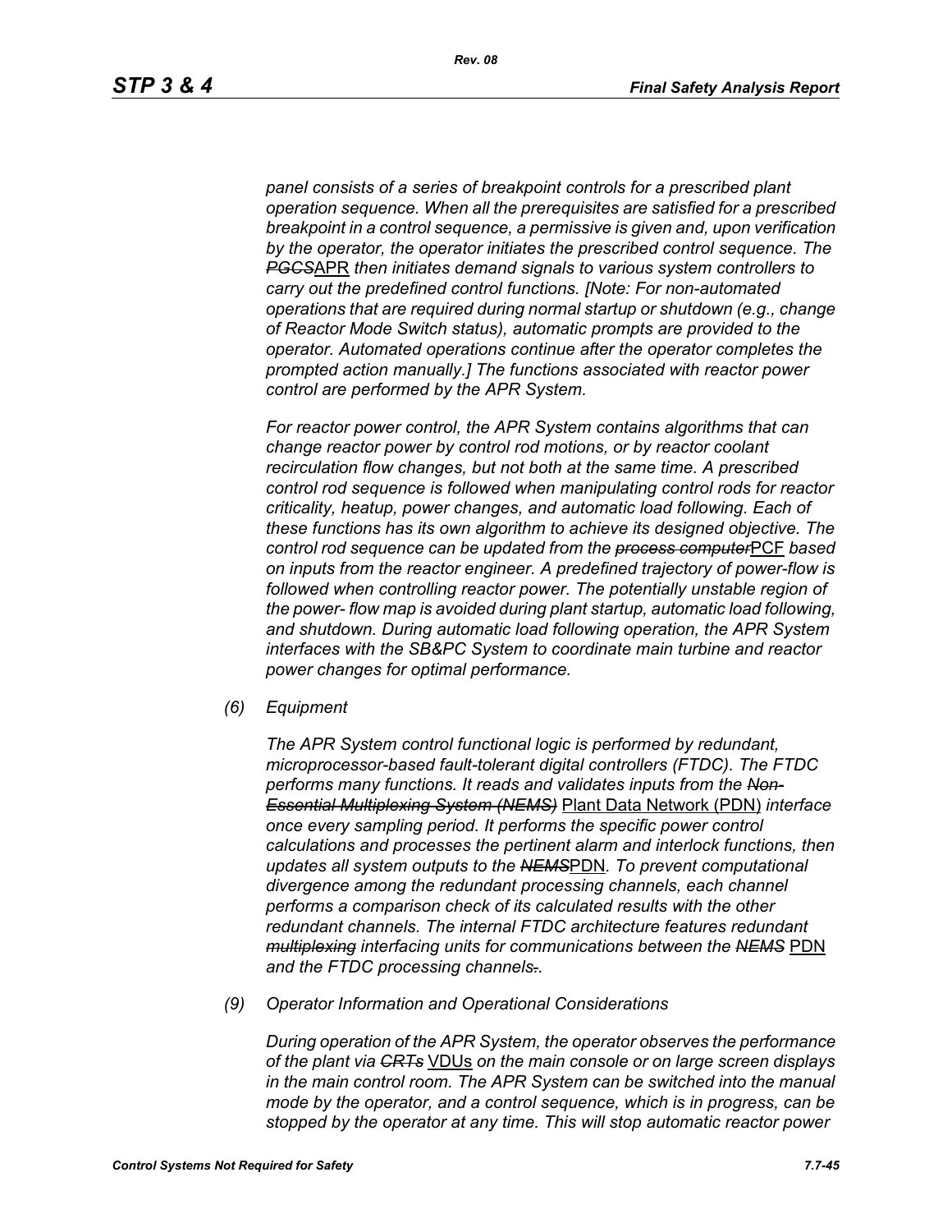*panel consists of a series of breakpoint controls for a prescribed plant operation sequence. When all the prerequisites are satisfied for a prescribed breakpoint in a control sequence, a permissive is given and, upon verification by the operator, the operator initiates the prescribed control sequence. The ~~PGCS~~*APR *then initiates demand signals to various system controllers to carry out the predefined control functions. [Note: For non-automated operations that are required during normal startup or shutdown (e.g., change of Reactor Mode Switch status), automatic prompts are provided to the operator. Automated operations continue after the operator completes the prompted action manually.] The functions associated with reactor power control are performed by the APR System.*

*For reactor power control, the APR System contains algorithms that can change reactor power by control rod motions, or by reactor coolant recirculation flow changes, but not both at the same time. A prescribed control rod sequence is followed when manipulating control rods for reactor criticality, heatup, power changes, and automatic load following. Each of these functions has its own algorithm to achieve its designed objective. The control rod sequence can be updated from the ~~process computer~~*PCF *based on inputs from the reactor engineer. A predefined trajectory of power-flow is followed when controlling reactor power. The potentially unstable region of the power- flow map is avoided during plant startup, automatic load following, and shutdown. During automatic load following operation, the APR System interfaces with the SB&PC System to coordinate main turbine and reactor power changes for optimal performance.*

*(6) Equipment*

*The APR System control functional logic is performed by redundant, microprocessor-based fault-tolerant digital controllers (FTDC). The FTDC performs many functions. It reads and validates inputs from the ~~Non-Essential Multiplexing System (NEMS)~~* Plant Data Network (PDN) *interface once every sampling period. It performs the specific power control calculations and processes the pertinent alarm and interlock functions, then updates all system outputs to the ~~NEMS~~*PDN*. To prevent computational divergence among the redundant processing channels, each channel performs a comparison check of its calculated results with the other redundant channels. The internal FTDC architecture features redundant ~~multiplexing~~ interfacing units for communications between the ~~NEMS~~* PDN *and the FTDC processing channels~~.~~.*

*(9) Operator Information and Operational Considerations*

*During operation of the APR System, the operator observes the performance of the plant via ~~CRTs~~* VDUs *on the main console or on large screen displays in the main control room. The APR System can be switched into the manual mode by the operator, and a control sequence, which is in progress, can be stopped by the operator at any time. This will stop automatic reactor power*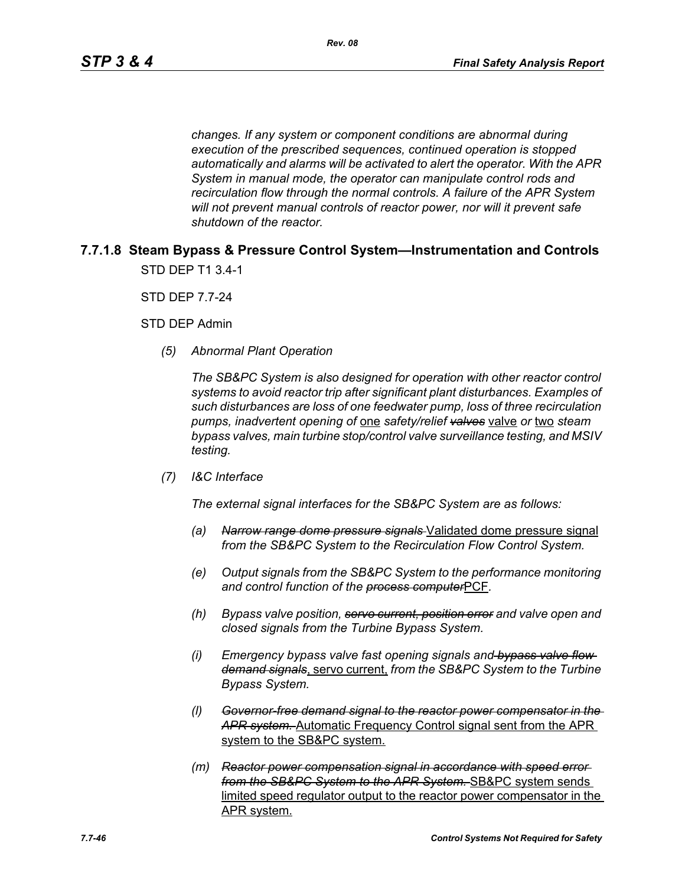*changes. If any system or component conditions are abnormal during execution of the prescribed sequences, continued operation is stopped automatically and alarms will be activated to alert the operator. With the APR System in manual mode, the operator can manipulate control rods and recirculation flow through the normal controls. A failure of the APR System will not prevent manual controls of reactor power, nor will it prevent safe shutdown of the reactor.*

### 7.7.1.8 Steam Bypass & Pressure Control System—Instrumentation and Controls

STD DEP T1 3.4-1

STD DEP 7.7-24

STD DEP Admin

*(5) Abnormal Plant Operation*

*The SB&PC System is also designed for operation with other reactor control systems to avoid reactor trip after significant plant disturbances. Examples of such disturbances are loss of one feedwater pump, loss of three recirculation pumps, inadvertent opening of* one *safety/relief* ~~*valves*~~ valve *or* two *steam bypass valves, main turbine stop/control valve surveillance testing, and MSIV testing.*

*(7) I&C Interface*

*The external signal interfaces for the SB&PC System are as follows:*

*(a)* ~~*Narrow range dome pressure signals*~~ Validated dome pressure signal *from the SB&PC System to the Recirculation Flow Control System.*

*(e) Output signals from the SB&PC System to the performance monitoring and control function of the* ~~*process computer*~~PCF.

*(h) Bypass valve position,* ~~*servo current, position error*~~ *and valve open and closed signals from the Turbine Bypass System.*

*(i) Emergency bypass valve fast opening signals and* ~~*bypass valve flow demand signals*~~, servo current, *from the SB&PC System to the Turbine Bypass System.*

*(l)* ~~*Governor-free demand signal to the reactor power compensator in the APR system.*~~ Automatic Frequency Control signal sent from the APR system to the SB&PC system.

*(m)* ~~*Reactor power compensation signal in accordance with speed error from the SB&PC System to the APR System.*~~ SB&PC system sends limited speed regulator output to the reactor power compensator in the APR system.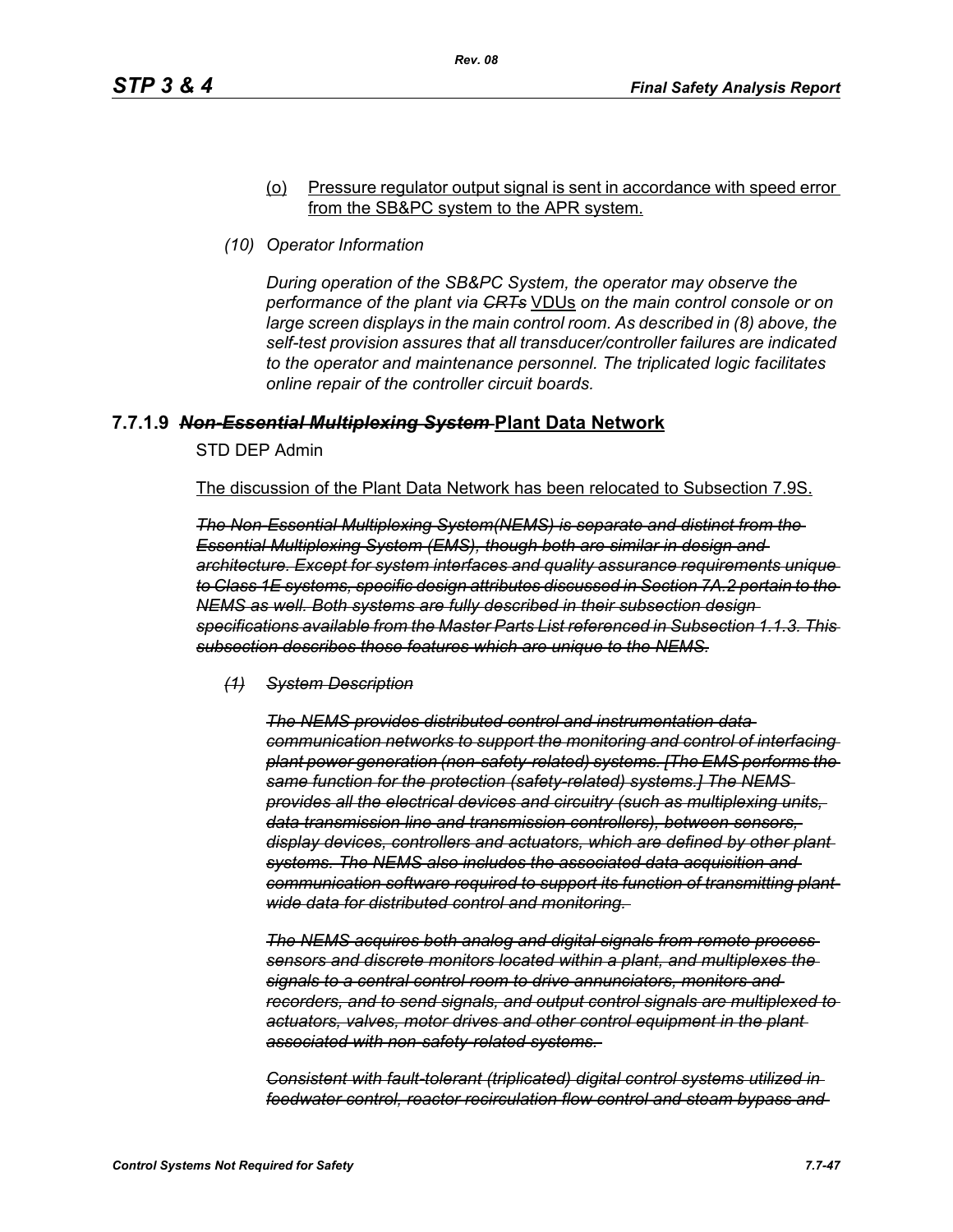(o) <u>Pressure regulator output signal is sent in accordance with speed error from the SB&PC system to the APR system.</u>

*(10) Operator Information*

*During operation of the SB&PC System, the operator may observe the performance of the plant via ~~CRTs~~* <u>VDUs</u> *on the main control console or on large screen displays in the main control room. As described in (8) above, the self-test provision assures that all transducer/controller failures are indicated to the operator and maintenance personnel. The triplicated logic facilitates online repair of the controller circuit boards.*

### 7.7.1.9 ~~*Non-Essential Multiplexing System*~~ <u>Plant Data Network</u>

STD DEP Admin

<u>The discussion of the Plant Data Network has been relocated to Subsection 7.9S.</u>

~~*The Non-Essential Multiplexing System(NEMS) is separate and distinct from the Essential Multiplexing System (EMS), though both are similar in design and architecture. Except for system interfaces and quality assurance requirements unique to Class 1E systems, specific design attributes discussed in Section 7A.2 pertain to the NEMS as well. Both systems are fully described in their subsection design specifications available from the Master Parts List referenced in Subsection 1.1.3. This subsection describes those features which are unique to the NEMS.*~~

~~*(1) System Description*~~

~~*The NEMS provides distributed control and instrumentation data communication networks to support the monitoring and control of interfacing plant power generation (non-safety-related) systems. [The EMS performs the same function for the protection (safety-related) systems.] The NEMS provides all the electrical devices and circuitry (such as multiplexing units, data transmission line and transmission controllers), between sensors, display devices, controllers and actuators, which are defined by other plant systems. The NEMS also includes the associated data acquisition and communication software required to support its function of transmitting plant wide data for distributed control and monitoring.*~~

~~*The NEMS acquires both analog and digital signals from remote process sensors and discrete monitors located within a plant, and multiplexes the signals to a central control room to drive annunciators, monitors and recorders, and to send signals, and output control signals are multiplexed to actuators, valves, motor drives and other control equipment in the plant associated with non-safety-related systems.*~~

~~*Consistent with fault-tolerant (triplicated) digital control systems utilized in feedwater control, reactor recirculation flow control and steam bypass and*~~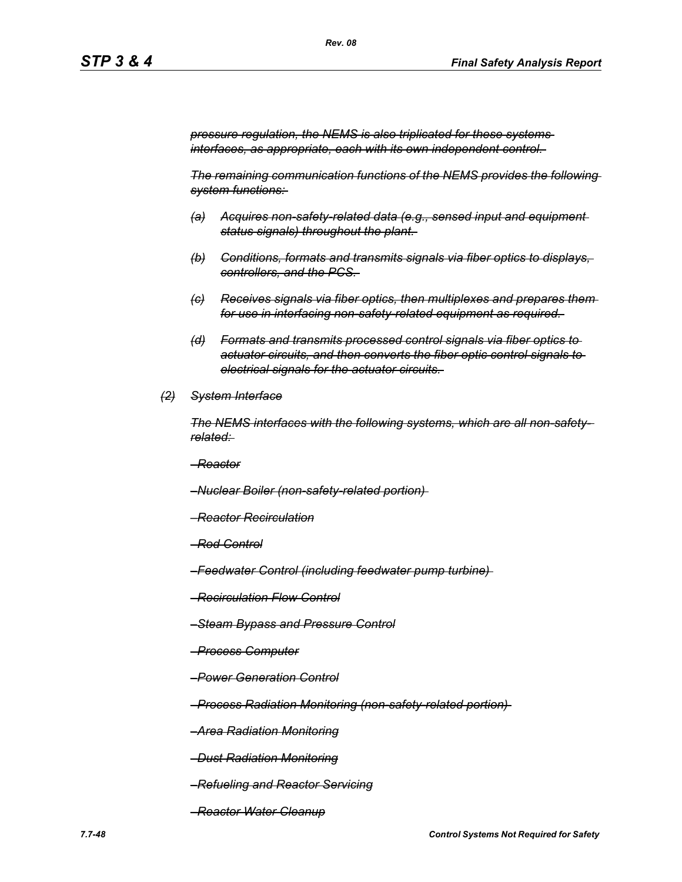~~*pressure regulation, the NEMS is also triplicated for these systems interfaces, as appropriate, each with its own independent control.*~~

~~*The remaining communication functions of the NEMS provides the following system functions:*~~

~~*(a) Acquires non-safety-related data (e.g., sensed input and equipment status signals) throughout the plant.*~~

~~*(b) Conditions, formats and transmits signals via fiber optics to displays, controllers, and the PCS.*~~

~~*(c) Receives signals via fiber optics, then multiplexes and prepares them for use in interfacing non-safety-related equipment as required.*~~

~~*(d) Formats and transmits processed control signals via fiber optics to actuator circuits, and then converts the fiber optic control signals to electrical signals for the actuator circuits.*~~

~~*(2) System Interface*~~

~~*The NEMS interfaces with the following systems, which are all non-safety-related:*~~

~~*–Reactor*~~

~~*–Nuclear Boiler (non-safety-related portion)*~~

~~*–Reactor Recirculation*~~

~~*–Rod Control*~~

~~*–Feedwater Control (including feedwater pump turbine)*~~

~~*–Recirculation Flow Control*~~

~~*–Steam Bypass and Pressure Control*~~

~~*–Process Computer*~~

~~*–Power Generation Control*~~

~~*–Process Radiation Monitoring (non-safety-related portion)*~~

~~*–Area Radiation Monitoring*~~

~~*–Dust Radiation Monitoring*~~

~~*–Refueling and Reactor Servicing*~~

~~*–Reactor Water Cleanup*~~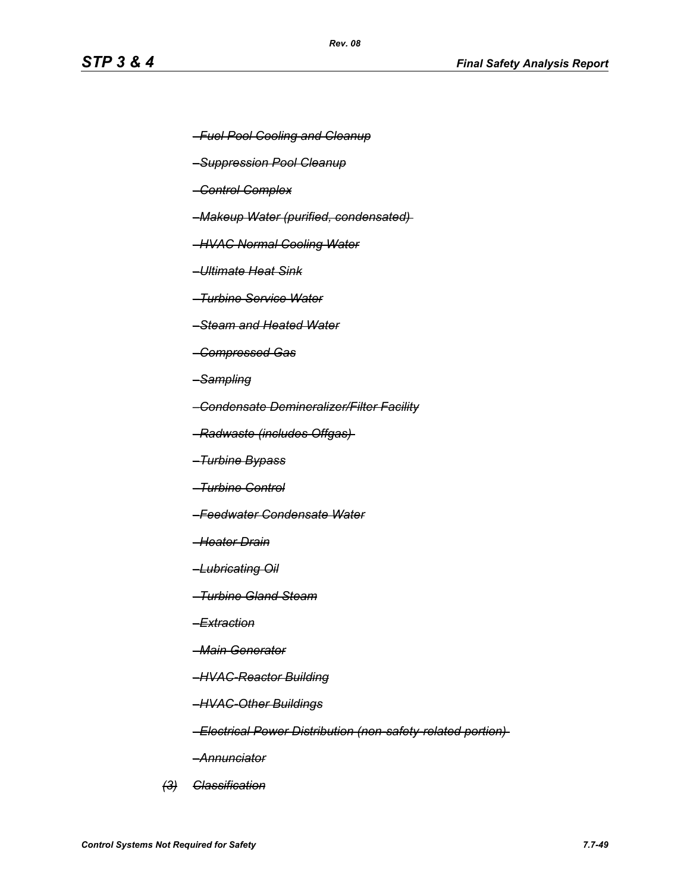~~*–Fuel Pool Cooling and Cleanup*~~

~~*–Suppression Pool Cleanup*~~

~~*–Control Complex*~~

~~*–Makeup Water (purified, condensated)*~~

~~*–HVAC Normal Cooling Water*~~

~~*–Ultimate Heat Sink*~~

~~*–Turbine Service Water*~~

~~*–Steam and Heated Water*~~

~~*–Compressed Gas*~~

~~*–Sampling*~~

~~*–Condensate Demineralizer/Filter Facility*~~

~~*–Radwaste (includes Offgas)*~~

~~*–Turbine Bypass*~~

~~*–Turbine Control*~~

~~*–Feedwater Condensate Water*~~

~~*–Heater Drain*~~

~~*–Lubricating Oil*~~

~~*–Turbine Gland Steam*~~

~~*–Extraction*~~

~~*–Main Generator*~~

~~*–HVAC-Reactor Building*~~

~~*–HVAC-Other Buildings*~~

~~*–Electrical Power Distribution (non-safety-related portion)*~~

~~*–Annunciator*~~

~~*(3) Classification*~~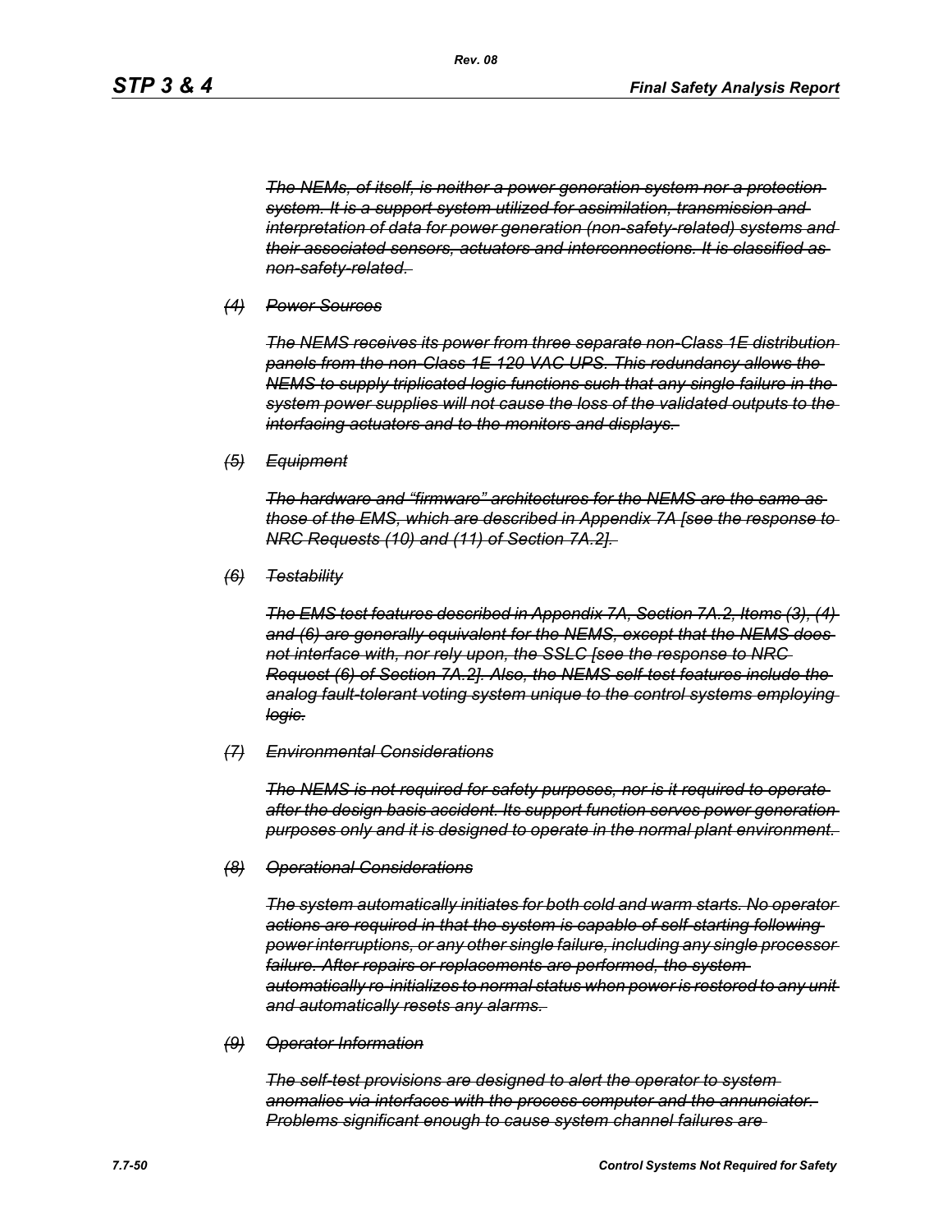~~*The NEMs, of itself, is neither a power generation system nor a protection system. It is a support system utilized for assimilation, transmission and interpretation of data for power generation (non-safety-related) systems and their associated sensors, actuators and interconnections. It is classified as non-safety-related.*~~

~~*(4) Power Sources*~~

~~*The NEMS receives its power from three separate non-Class 1E distribution panels from the non-Class 1E 120 VAC UPS. This redundancy allows the NEMS to supply triplicated logic functions such that any single failure in the system power supplies will not cause the loss of the validated outputs to the interfacing actuators and to the monitors and displays.*~~

~~*(5) Equipment*~~

~~*The hardware and "firmware" architectures for the NEMS are the same as those of the EMS, which are described in Appendix 7A [see the response to NRC Requests (10) and (11) of Section 7A.2].*~~

~~*(6) Testability*~~

~~*The EMS test features described in Appendix 7A, Section 7A.2, Items (3), (4) and (6) are generally equivalent for the NEMS, except that the NEMS does not interface with, nor rely upon, the SSLC [see the response to NRC Request (6) of Section 7A.2]. Also, the NEMS self-test features include the analog fault-tolerant voting system unique to the control systems employing logic.*~~

~~*(7) Environmental Considerations*~~

~~*The NEMS is not required for safety purposes, nor is it required to operate after the design basis accident. Its support function serves power generation purposes only and it is designed to operate in the normal plant environment.*~~

~~*(8) Operational Considerations*~~

~~*The system automatically initiates for both cold and warm starts. No operator actions are required in that the system is capable of self-starting following power interruptions, or any other single failure, including any single processor failure. After repairs or replacements are performed, the system automatically re-initializes to normal status when power is restored to any unit and automatically resets any alarms.*~~

~~*(9) Operator Information*~~

~~*The self-test provisions are designed to alert the operator to system anomalies via interfaces with the process computer and the annunciator. Problems significant enough to cause system channel failures are*~~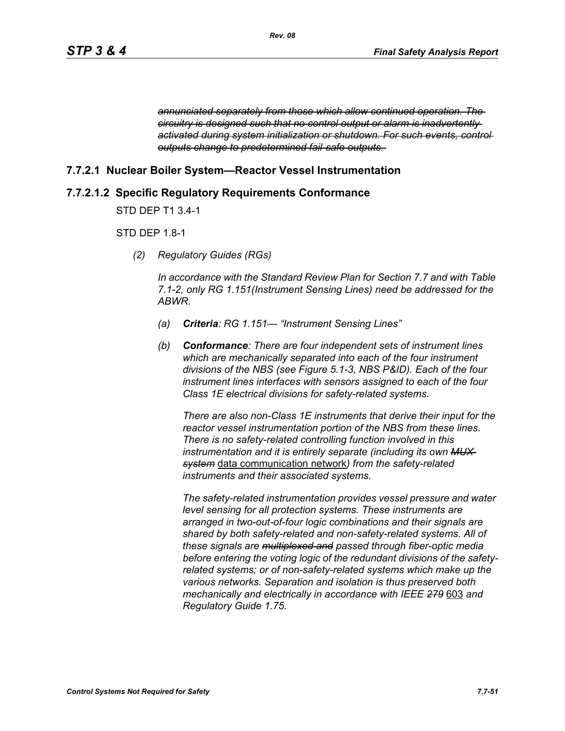~~*annunciated separately from those which allow continued operation. The circuitry is designed such that no control output or alarm is inadvertently activated during system initialization or shutdown. For such events, control outputs change to predetermined fail-safe outputs.*~~

## 7.7.2.1 Nuclear Boiler System—Reactor Vessel Instrumentation

## 7.7.2.1.2 Specific Regulatory Requirements Conformance

STD DEP T1 3.4-1

STD DEP 1.8-1

*(2) Regulatory Guides (RGs)*

*In accordance with the Standard Review Plan for Section 7.7 and with Table 7.1-2, only RG 1.151(Instrument Sensing Lines) need be addressed for the ABWR.*

*(a) **Criteria**: RG 1.151— "Instrument Sensing Lines"*

*(b) **Conformance**: There are four independent sets of instrument lines which are mechanically separated into each of the four instrument divisions of the NBS (see Figure 5.1-3, NBS P&ID). Each of the four instrument lines interfaces with sensors assigned to each of the four Class 1E electrical divisions for safety-related systems.*

*There are also non-Class 1E instruments that derive their input for the reactor vessel instrumentation portion of the NBS from these lines. There is no safety-related controlling function involved in this instrumentation and it is entirely separate (including its own ~~MUX system~~* <u>data communication network</u>*) from the safety-related instruments and their associated systems.*

*The safety-related instrumentation provides vessel pressure and water level sensing for all protection systems. These instruments are arranged in two-out-of-four logic combinations and their signals are shared by both safety-related and non-safety-related systems. All of these signals are ~~multiplexed and~~ passed through fiber-optic media before entering the voting logic of the redundant divisions of the safety-related systems; or of non-safety-related systems which make up the various networks. Separation and isolation is thus preserved both mechanically and electrically in accordance with IEEE ~~279~~* <u>603</u> *and Regulatory Guide 1.75.*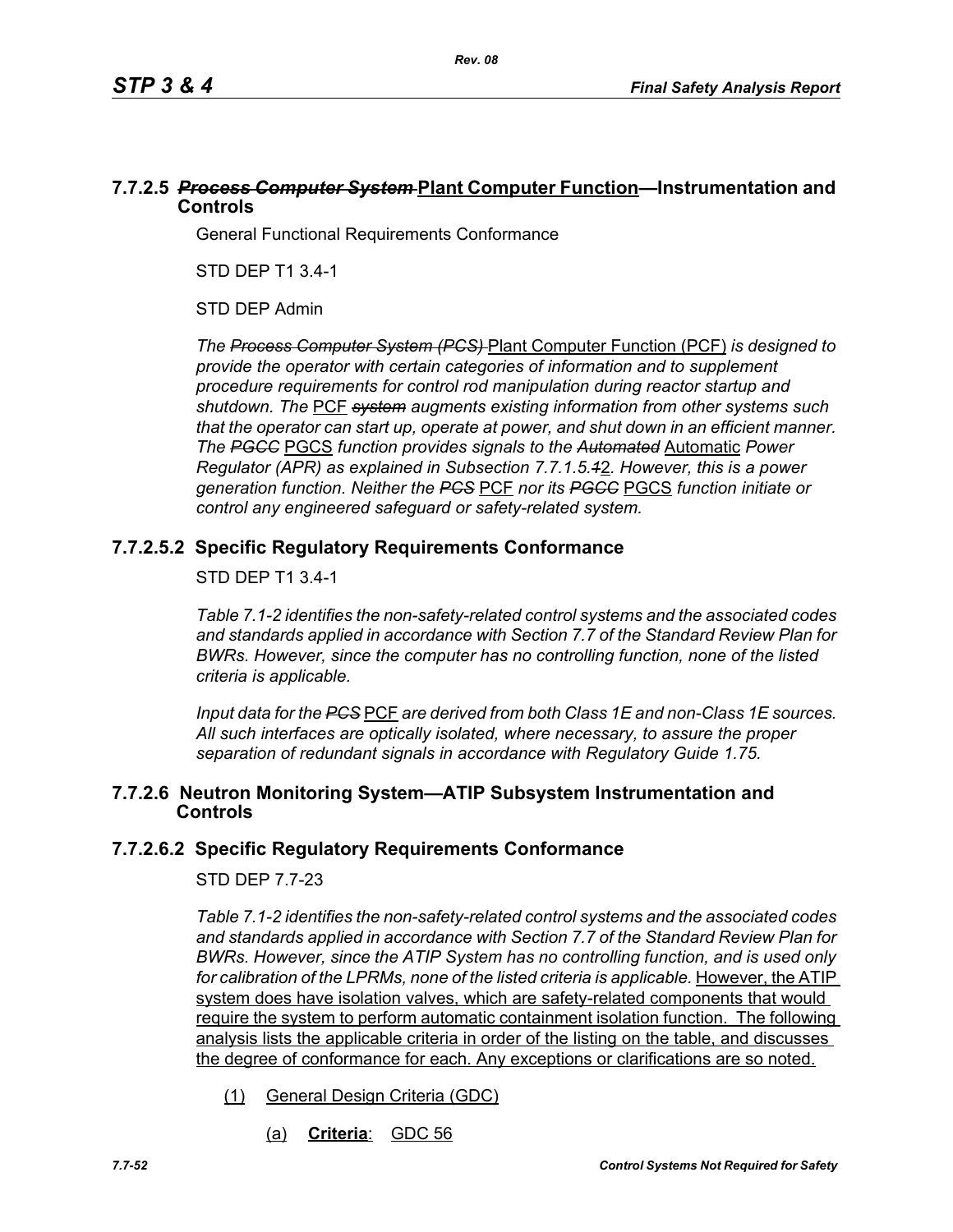### 7.7.2.5 ~~*Process Computer System*~~ Plant Computer Function—Instrumentation and Controls

General Functional Requirements Conformance

STD DEP T1 3.4-1

STD DEP Admin

*The ~~Process Computer System (PCS)~~* Plant Computer Function (PCF) *is designed to provide the operator with certain categories of information and to supplement procedure requirements for control rod manipulation during reactor startup and shutdown. The* PCF *~~system~~ augments existing information from other systems such that the operator can start up, operate at power, and shut down in an efficient manner. The ~~PGCC~~* PGCS *function provides signals to the ~~Automated~~* Automatic *Power Regulator (APR) as explained in Subsection 7.7.1.5.~~1~~*2*. However, this is a power generation function. Neither the ~~PCS~~* PCF *nor its ~~PGCC~~* PGCS *function initiate or control any engineered safeguard or safety-related system.*

### 7.7.2.5.2 Specific Regulatory Requirements Conformance

STD DEP T1 3.4-1

*Table 7.1-2 identifies the non-safety-related control systems and the associated codes and standards applied in accordance with Section 7.7 of the Standard Review Plan for BWRs. However, since the computer has no controlling function, none of the listed criteria is applicable.*

*Input data for the ~~PCS~~* PCF *are derived from both Class 1E and non-Class 1E sources. All such interfaces are optically isolated, where necessary, to assure the proper separation of redundant signals in accordance with Regulatory Guide 1.75.*

### 7.7.2.6 Neutron Monitoring System—ATIP Subsystem Instrumentation and Controls

### 7.7.2.6.2 Specific Regulatory Requirements Conformance

STD DEP 7.7-23

*Table 7.1-2 identifies the non-safety-related control systems and the associated codes and standards applied in accordance with Section 7.7 of the Standard Review Plan for BWRs. However, since the ATIP System has no controlling function, and is used only for calibration of the LPRMs, none of the listed criteria is applicable.* However, the ATIP system does have isolation valves, which are safety-related components that would require the system to perform automatic containment isolation function. The following analysis lists the applicable criteria in order of the listing on the table, and discusses the degree of conformance for each. Any exceptions or clarifications are so noted.

(1) General Design Criteria (GDC)

(a) **Criteria**: GDC 56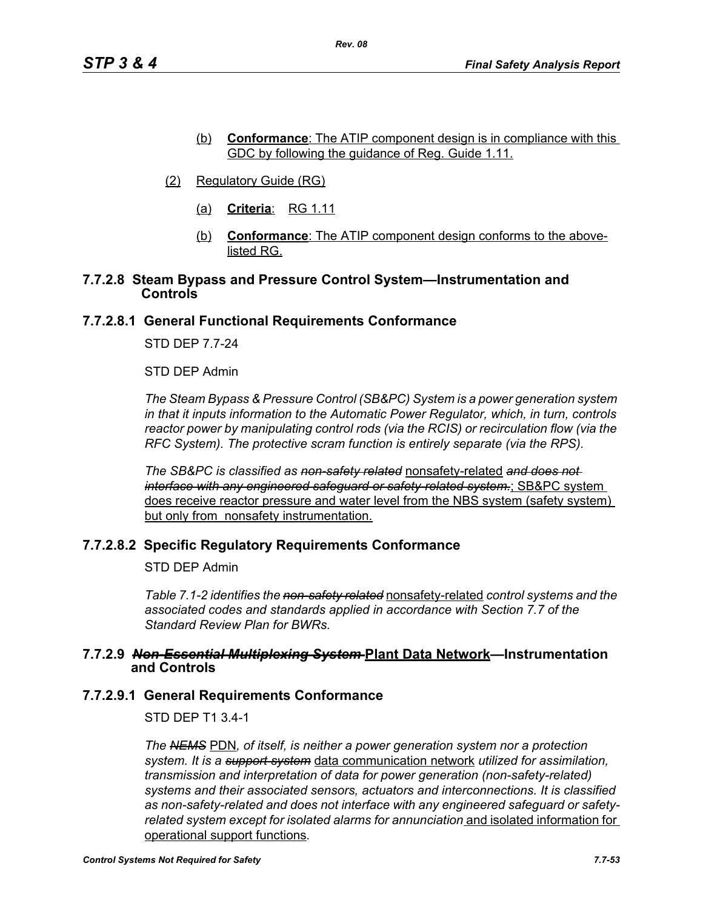(b) **Conformance**: The ATIP component design is in compliance with this GDC by following the guidance of Reg. Guide 1.11.

(2) Regulatory Guide (RG)

(a) **Criteria**: RG 1.11

(b) **Conformance**: The ATIP component design conforms to the above-listed RG.

### 7.7.2.8 Steam Bypass and Pressure Control System—Instrumentation and Controls

### 7.7.2.8.1 General Functional Requirements Conformance

STD DEP 7.7-24

STD DEP Admin

*The Steam Bypass & Pressure Control (SB&PC) System is a power generation system in that it inputs information to the Automatic Power Regulator, which, in turn, controls reactor power by manipulating control rods (via the RCIS) or recirculation flow (via the RFC System). The protective scram function is entirely separate (via the RPS).*

*The SB&PC is classified as ~~non-safety related~~* nonsafety-related *~~and does not interface with any engineered safeguard or safety-related system.~~*; SB&PC system does receive reactor pressure and water level from the NBS system (safety system) but only from nonsafety instrumentation.

### 7.7.2.8.2 Specific Regulatory Requirements Conformance

STD DEP Admin

*Table 7.1-2 identifies the ~~non-safety related~~* nonsafety-related *control systems and the associated codes and standards applied in accordance with Section 7.7 of the Standard Review Plan for BWRs.*

### 7.7.2.9 ~~*Non-Essential Multiplexing System*~~ Plant Data Network—Instrumentation and Controls

### 7.7.2.9.1 General Requirements Conformance

STD DEP T1 3.4-1

*The ~~NEMS~~* PDN*, of itself, is neither a power generation system nor a protection system. It is a ~~support system~~* data communication network *utilized for assimilation, transmission and interpretation of data for power generation (non-safety-related) systems and their associated sensors, actuators and interconnections. It is classified as non-safety-related and does not interface with any engineered safeguard or safety-related system except for isolated alarms for annunciation* and isolated information for operational support functions*.*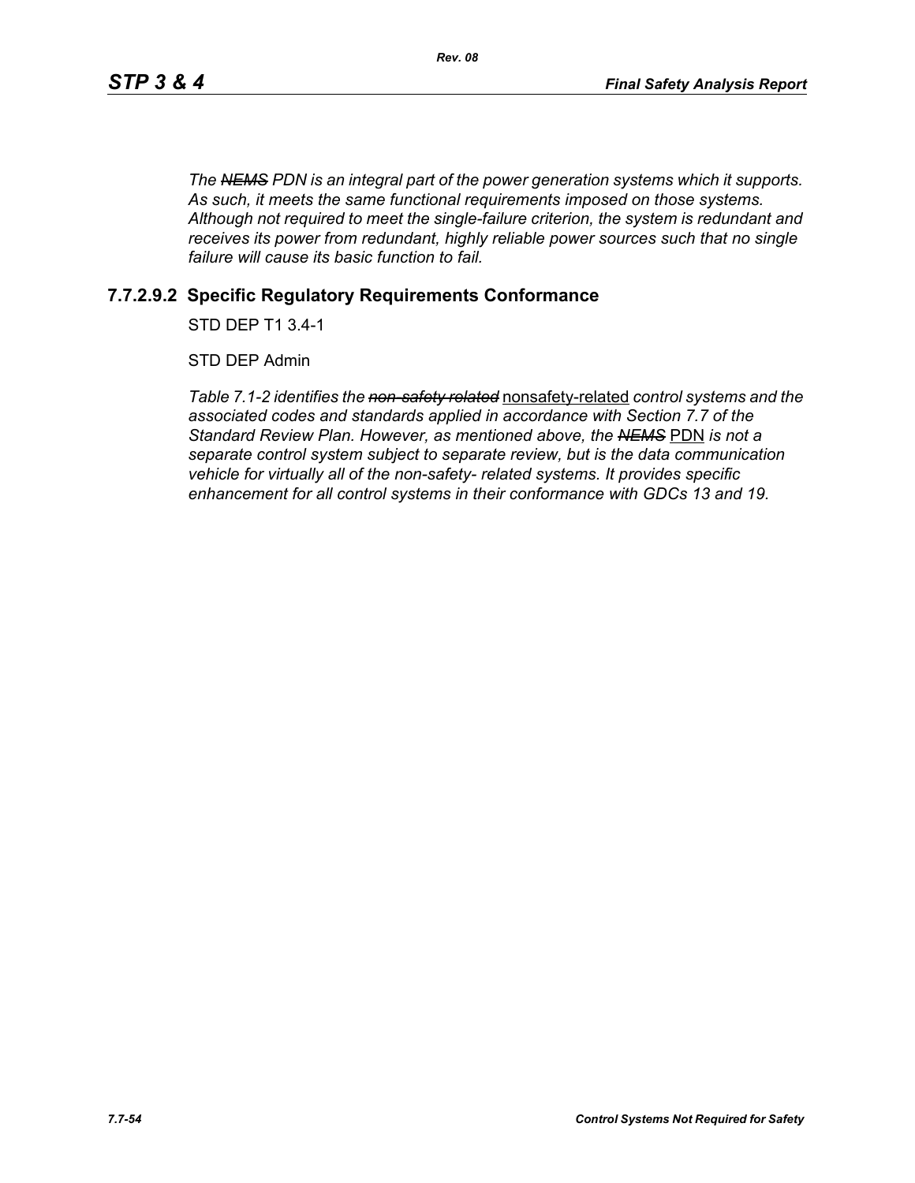*The ~~NEMS~~ PDN is an integral part of the power generation systems which it supports. As such, it meets the same functional requirements imposed on those systems. Although not required to meet the single-failure criterion, the system is redundant and receives its power from redundant, highly reliable power sources such that no single failure will cause its basic function to fail.*

### 7.7.2.9.2 Specific Regulatory Requirements Conformance

STD DEP T1 3.4-1

STD DEP Admin

*Table 7.1-2 identifies the ~~non-safety related~~* <u>nonsafety-related</u> *control systems and the associated codes and standards applied in accordance with Section 7.7 of the Standard Review Plan. However, as mentioned above, the ~~NEMS~~* <u>PDN</u> *is not a separate control system subject to separate review, but is the data communication vehicle for virtually all of the non-safety- related systems. It provides specific enhancement for all control systems in their conformance with GDCs 13 and 19.*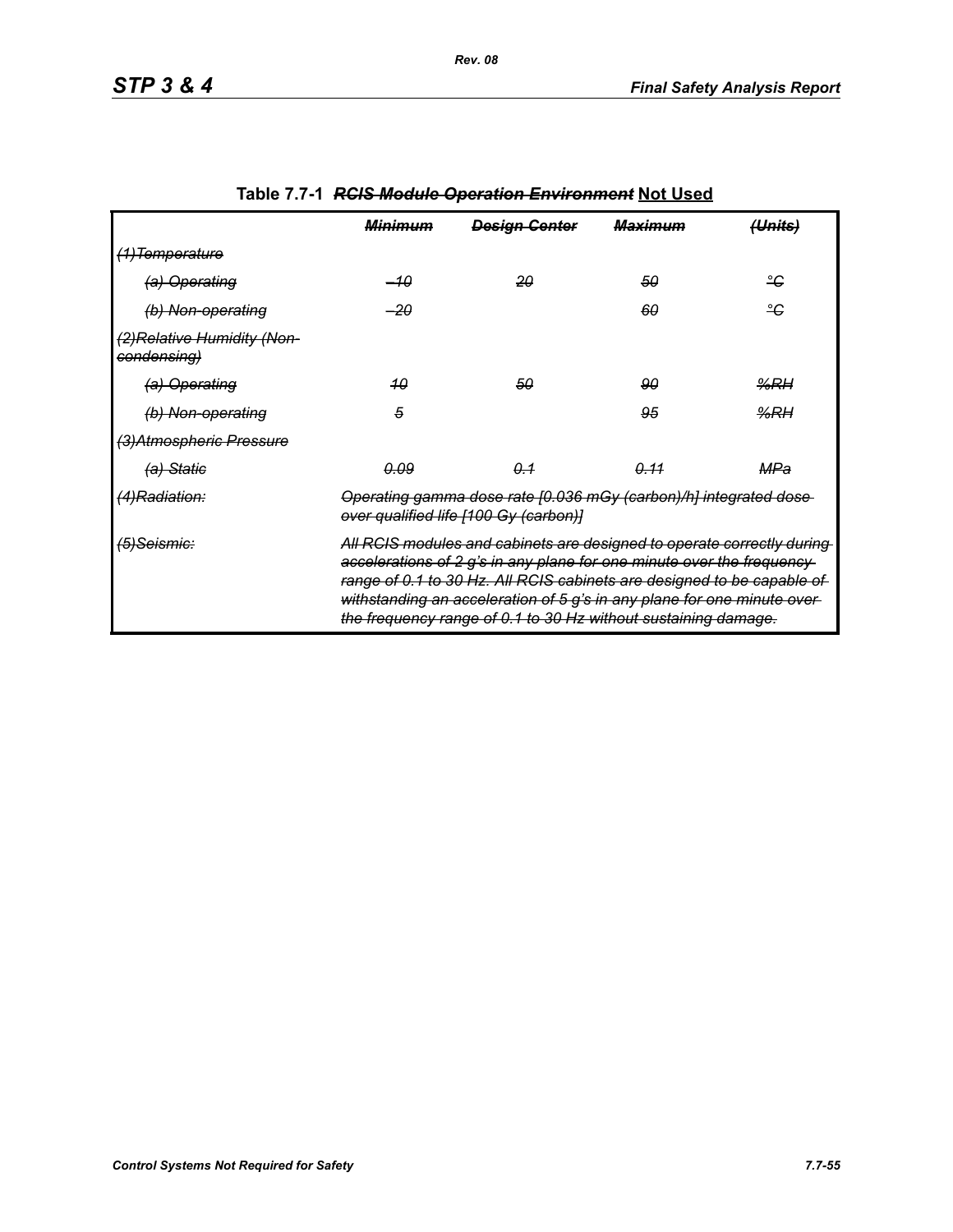## Table 7.7-1 ~~*RCIS Module Operation Environment*~~ Not Used

| | ~~*Minimum*~~ | ~~*Design Center*~~ | ~~*Maximum*~~ | ~~*(Units)*~~ |
|---|---|---|---|---|
| ~~*(1)Temperature*~~ | | | | |
| ~~*(a) Operating*~~ | ~~*–10*~~ | ~~*20*~~ | ~~*50*~~ | ~~*°C*~~ |
| ~~*(b) Non-operating*~~ | ~~*–20*~~ | | ~~*60*~~ | ~~*°C*~~ |
| ~~*(2)Relative Humidity (Non-condensing)*~~ | | | | |
| ~~*(a) Operating*~~ | ~~*10*~~ | ~~*50*~~ | ~~*90*~~ | ~~*%RH*~~ |
| ~~*(b) Non-operating*~~ | ~~*5*~~ | | ~~*95*~~ | ~~*%RH*~~ |
| ~~*(3)Atmospheric Pressure*~~ | | | | |
| ~~*(a) Static*~~ | ~~*0.09*~~ | ~~*0.1*~~ | ~~*0.11*~~ | ~~*MPa*~~ |
| ~~*(4)Radiation:*~~ | ~~*Operating gamma dose rate [0.036 mGy (carbon)/h] integrated dose over qualified life [100 Gy (carbon)]*~~ | | | |
| ~~*(5)Seismic:*~~ | ~~*All RCIS modules and cabinets are designed to operate correctly during accelerations of 2 g's in any plane for one minute over the frequency range of 0.1 to 30 Hz. All RCIS cabinets are designed to be capable of withstanding an acceleration of 5 g's in any plane for one minute over the frequency range of 0.1 to 30 Hz without sustaining damage.*~~ | | | |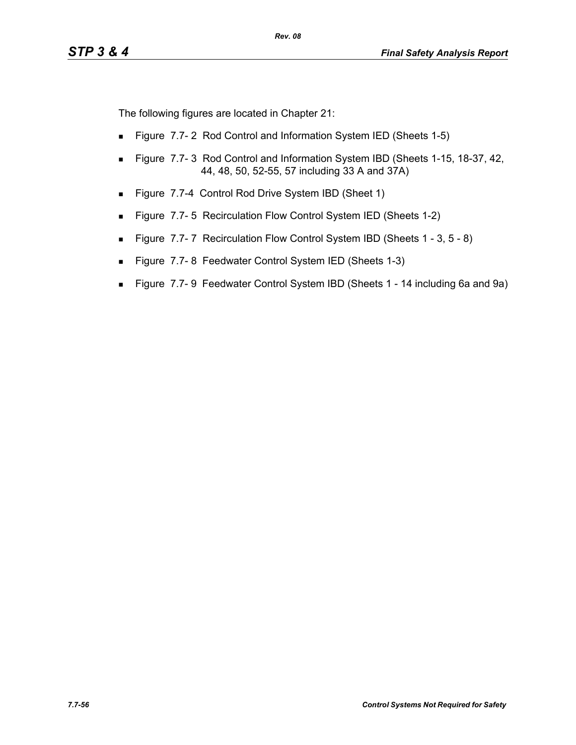The following figures are located in Chapter 21:

- Figure 7.7- 2 Rod Control and Information System IED (Sheets 1-5)
- Figure 7.7- 3 Rod Control and Information System IBD (Sheets 1-15, 18-37, 42, 44, 48, 50, 52-55, 57 including 33 A and 37A)
- Figure 7.7-4 Control Rod Drive System IBD (Sheet 1)
- Figure 7.7- 5 Recirculation Flow Control System IED (Sheets 1-2)
- Figure 7.7- 7 Recirculation Flow Control System IBD (Sheets 1 - 3, 5 - 8)
- Figure 7.7- 8 Feedwater Control System IED (Sheets 1-3)
- Figure 7.7- 9 Feedwater Control System IBD (Sheets 1 - 14 including 6a and 9a)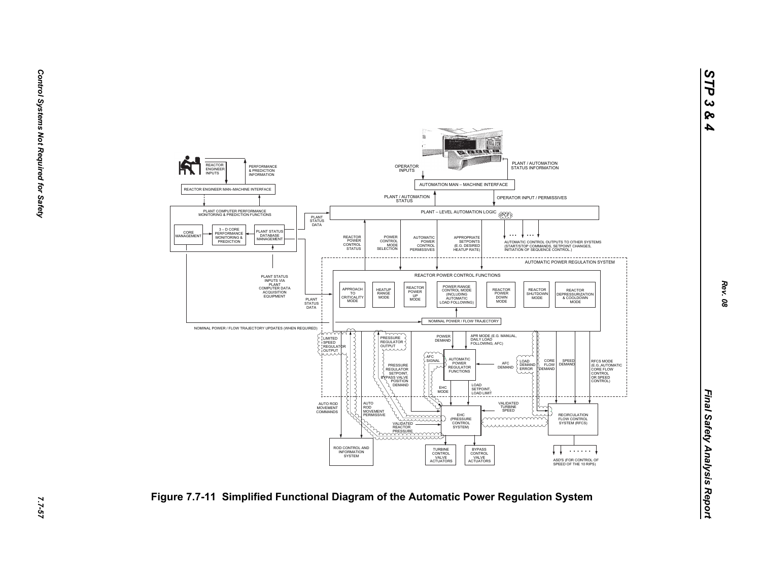Figure 7.7-11 Simplified Functional Diagram of the Automatic Power Regulation System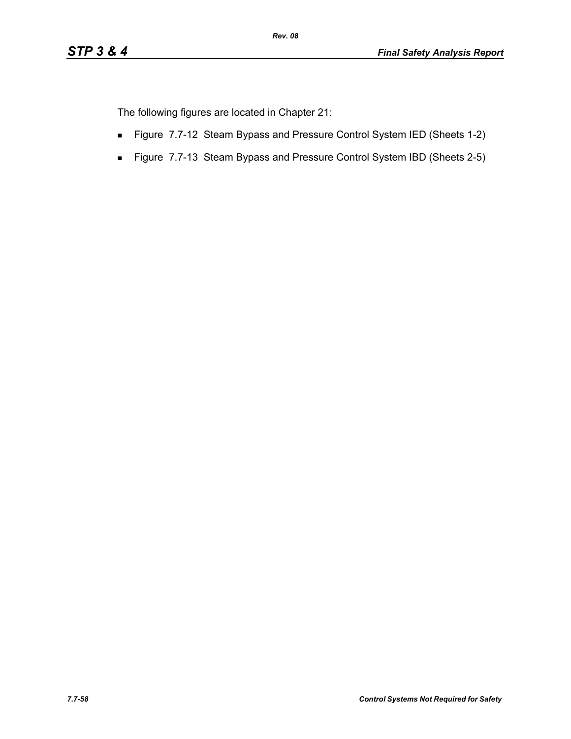The following figures are located in Chapter 21:

- Figure 7.7-12 Steam Bypass and Pressure Control System IED (Sheets 1-2)
- Figure 7.7-13 Steam Bypass and Pressure Control System IBD (Sheets 2-5)